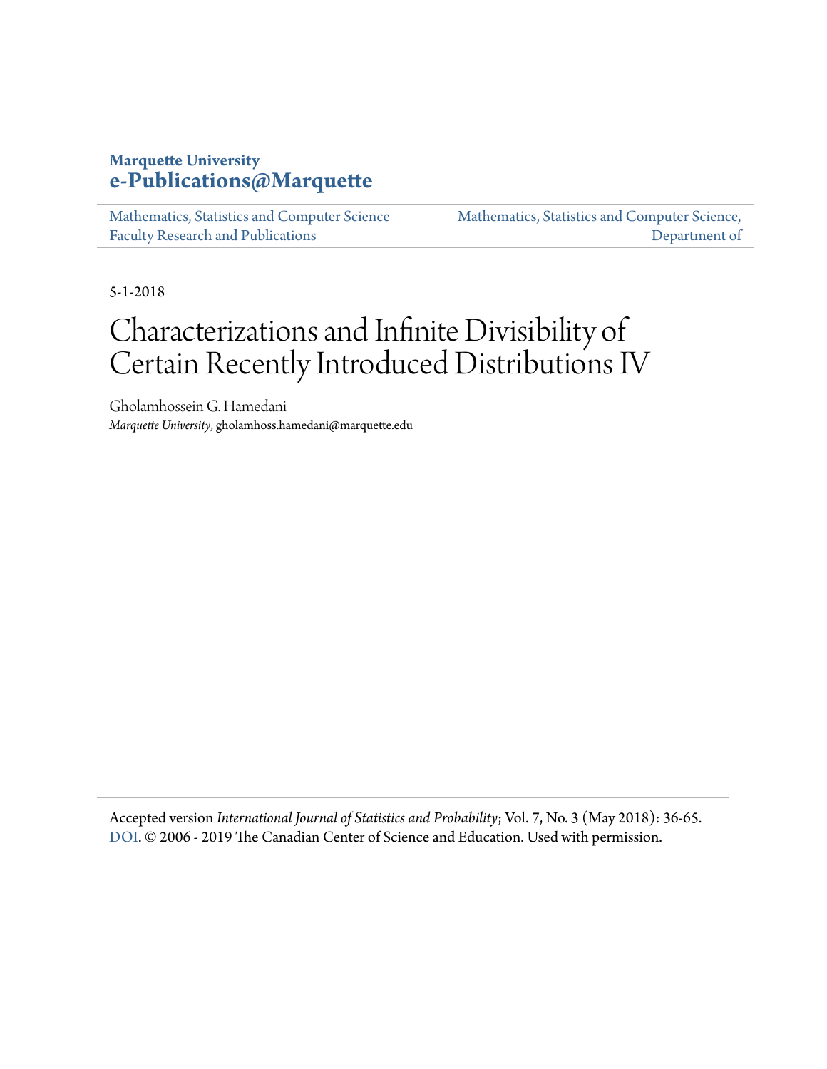**Marquette University**
**e-Publications@Marquette**

Mathematics, Statistics and Computer Science Faculty Research and Publications

Mathematics, Statistics and Computer Science, Department of

5-1-2018

# Characterizations and Infinite Divisibility of Certain Recently Introduced Distributions IV

Gholamhossein G. Hamedani
*Marquette University*, gholamhoss.hamedani@marquette.edu

Accepted version *International Journal of Statistics and Probability*; Vol. 7, No. 3 (May 2018): 36-65. DOI. © 2006 - 2019 The Canadian Center of Science and Education. Used with permission.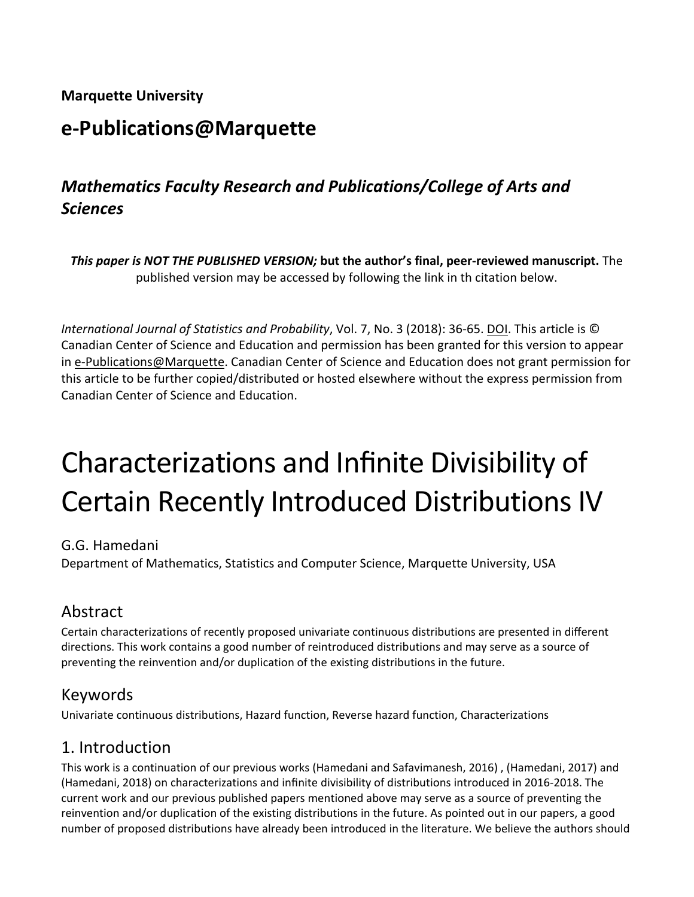**Marquette University**

## e-Publications@Marquette

### *Mathematics Faculty Research and Publications/College of Arts and Sciences*

***This paper is NOT THE PUBLISHED VERSION;* but the author's final, peer-reviewed manuscript.** The published version may be accessed by following the link in th citation below.

*International Journal of Statistics and Probability*, Vol. 7, No. 3 (2018): 36-65. DOI. This article is © Canadian Center of Science and Education and permission has been granted for this version to appear in e-Publications@Marquette. Canadian Center of Science and Education does not grant permission for this article to be further copied/distributed or hosted elsewhere without the express permission from Canadian Center of Science and Education.

# Characterizations and Infinite Divisibility of Certain Recently Introduced Distributions IV

G.G. Hamedani
Department of Mathematics, Statistics and Computer Science, Marquette University, USA

## Abstract

Certain characterizations of recently proposed univariate continuous distributions are presented in different directions. This work contains a good number of reintroduced distributions and may serve as a source of preventing the reinvention and/or duplication of the existing distributions in the future.

## Keywords

Univariate continuous distributions, Hazard function, Reverse hazard function, Characterizations

## 1. Introduction

This work is a continuation of our previous works (Hamedani and Safavimanesh, 2016) , (Hamedani, 2017) and (Hamedani, 2018) on characterizations and infinite divisibility of distributions introduced in 2016-2018. The current work and our previous published papers mentioned above may serve as a source of preventing the reinvention and/or duplication of the existing distributions in the future. As pointed out in our papers, a good number of proposed distributions have already been introduced in the literature. We believe the authors should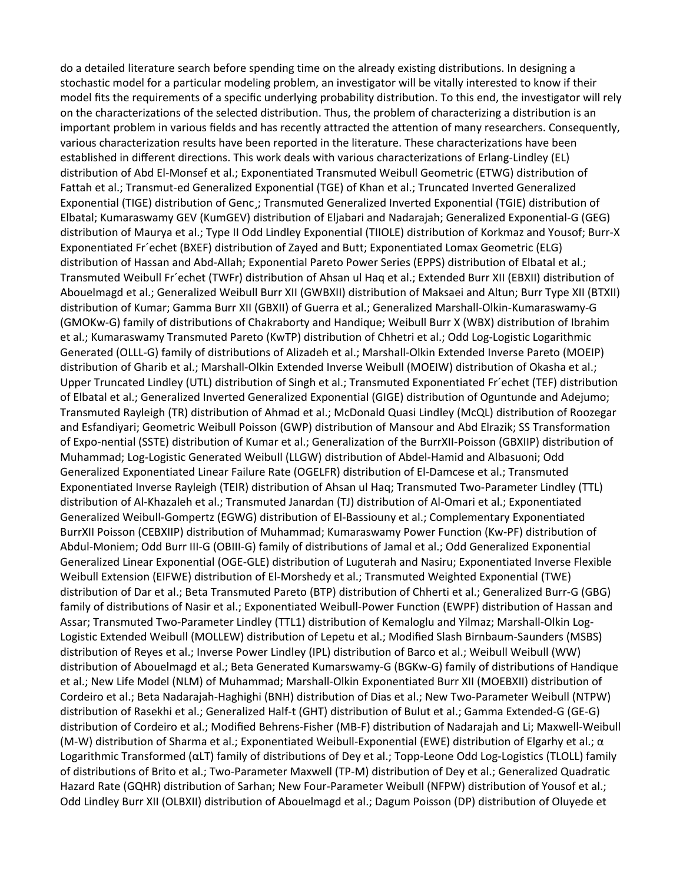do a detailed literature search before spending time on the already existing distributions. In designing a stochastic model for a particular modeling problem, an investigator will be vitally interested to know if their model fits the requirements of a specific underlying probability distribution. To this end, the investigator will rely on the characterizations of the selected distribution. Thus, the problem of characterizing a distribution is an important problem in various fields and has recently attracted the attention of many researchers. Consequently, various characterization results have been reported in the literature. These characterizations have been established in different directions. This work deals with various characterizations of Erlang-Lindley (EL) distribution of Abd El-Monsef et al.; Exponentiated Transmuted Weibull Geometric (ETWG) distribution of Fattah et al.; Transmut-ed Generalized Exponential (TGE) of Khan et al.; Truncated Inverted Generalized Exponential (TIGE) distribution of Genc¸; Transmuted Generalized Inverted Exponential (TGIE) distribution of Elbatal; Kumaraswamy GEV (KumGEV) distribution of Eljabari and Nadarajah; Generalized Exponential-G (GEG) distribution of Maurya et al.; Type II Odd Lindley Exponential (TIIOLE) distribution of Korkmaz and Yousof; Burr-X Exponentiated Fr´echet (BXEF) distribution of Zayed and Butt; Exponentiated Lomax Geometric (ELG) distribution of Hassan and Abd-Allah; Exponential Pareto Power Series (EPPS) distribution of Elbatal et al.; Transmuted Weibull Fr´echet (TWFr) distribution of Ahsan ul Haq et al.; Extended Burr XII (EBXII) distribution of Abouelmagd et al.; Generalized Weibull Burr XII (GWBXII) distribution of Maksaei and Altun; Burr Type XII (BTXII) distribution of Kumar; Gamma Burr XII (GBXII) of Guerra et al.; Generalized Marshall-Olkin-Kumaraswamy-G (GMOKw-G) family of distributions of Chakraborty and Handique; Weibull Burr X (WBX) distribution of Ibrahim et al.; Kumaraswamy Transmuted Pareto (KwTP) distribution of Chhetri et al.; Odd Log-Logistic Logarithmic Generated (OLLL-G) family of distributions of Alizadeh et al.; Marshall-Olkin Extended Inverse Pareto (MOEIP) distribution of Gharib et al.; Marshall-Olkin Extended Inverse Weibull (MOEIW) distribution of Okasha et al.; Upper Truncated Lindley (UTL) distribution of Singh et al.; Transmuted Exponentiated Fr´echet (TEF) distribution of Elbatal et al.; Generalized Inverted Generalized Exponential (GIGE) distribution of Oguntunde and Adejumo; Transmuted Rayleigh (TR) distribution of Ahmad et al.; McDonald Quasi Lindley (McQL) distribution of Roozegar and Esfandiyari; Geometric Weibull Poisson (GWP) distribution of Mansour and Abd Elrazik; SS Transformation of Expo-nential (SSTE) distribution of Kumar et al.; Generalization of the BurrXII-Poisson (GBXIIP) distribution of Muhammad; Log-Logistic Generated Weibull (LLGW) distribution of Abdel-Hamid and Albasuoni; Odd Generalized Exponentiated Linear Failure Rate (OGELFR) distribution of El-Damcese et al.; Transmuted Exponentiated Inverse Rayleigh (TEIR) distribution of Ahsan ul Haq; Transmuted Two-Parameter Lindley (TTL) distribution of Al-Khazaleh et al.; Transmuted Janardan (TJ) distribution of Al-Omari et al.; Exponentiated Generalized Weibull-Gompertz (EGWG) distribution of El-Bassiouny et al.; Complementary Exponentiated BurrXII Poisson (CEBXIIP) distribution of Muhammad; Kumaraswamy Power Function (Kw-PF) distribution of Abdul-Moniem; Odd Burr III-G (OBIII-G) family of distributions of Jamal et al.; Odd Generalized Exponential Generalized Linear Exponential (OGE-GLE) distribution of Luguterah and Nasiru; Exponentiated Inverse Flexible Weibull Extension (EIFWE) distribution of El-Morshedy et al.; Transmuted Weighted Exponential (TWE) distribution of Dar et al.; Beta Transmuted Pareto (BTP) distribution of Chherti et al.; Generalized Burr-G (GBG) family of distributions of Nasir et al.; Exponentiated Weibull-Power Function (EWPF) distribution of Hassan and Assar; Transmuted Two-Parameter Lindley (TTL1) distribution of Kemaloglu and Yilmaz; Marshall-Olkin Log-Logistic Extended Weibull (MOLLEW) distribution of Lepetu et al.; Modified Slash Birnbaum-Saunders (MSBS) distribution of Reyes et al.; Inverse Power Lindley (IPL) distribution of Barco et al.; Weibull Weibull (WW) distribution of Abouelmagd et al.; Beta Generated Kumarswamy-G (BGKw-G) family of distributions of Handique et al.; New Life Model (NLM) of Muhammad; Marshall-Olkin Exponentiated Burr XII (MOEBXII) distribution of Cordeiro et al.; Beta Nadarajah-Haghighi (BNH) distribution of Dias et al.; New Two-Parameter Weibull (NTPW) distribution of Rasekhi et al.; Generalized Half-t (GHT) distribution of Bulut et al.; Gamma Extended-G (GE-G) distribution of Cordeiro et al.; Modified Behrens-Fisher (MB-F) distribution of Nadarajah and Li; Maxwell-Weibull (M-W) distribution of Sharma et al.; Exponentiated Weibull-Exponential (EWE) distribution of Elgarhy et al.; $\alpha$ Logarithmic Transformed ($\alpha$LT) family of distributions of Dey et al.; Topp-Leone Odd Log-Logistics (TLOLL) family of distributions of Brito et al.; Two-Parameter Maxwell (TP-M) distribution of Dey et al.; Generalized Quadratic Hazard Rate (GQHR) distribution of Sarhan; New Four-Parameter Weibull (NFPW) distribution of Yousof et al.; Odd Lindley Burr XII (OLBXII) distribution of Abouelmagd et al.; Dagum Poisson (DP) distribution of Oluyede et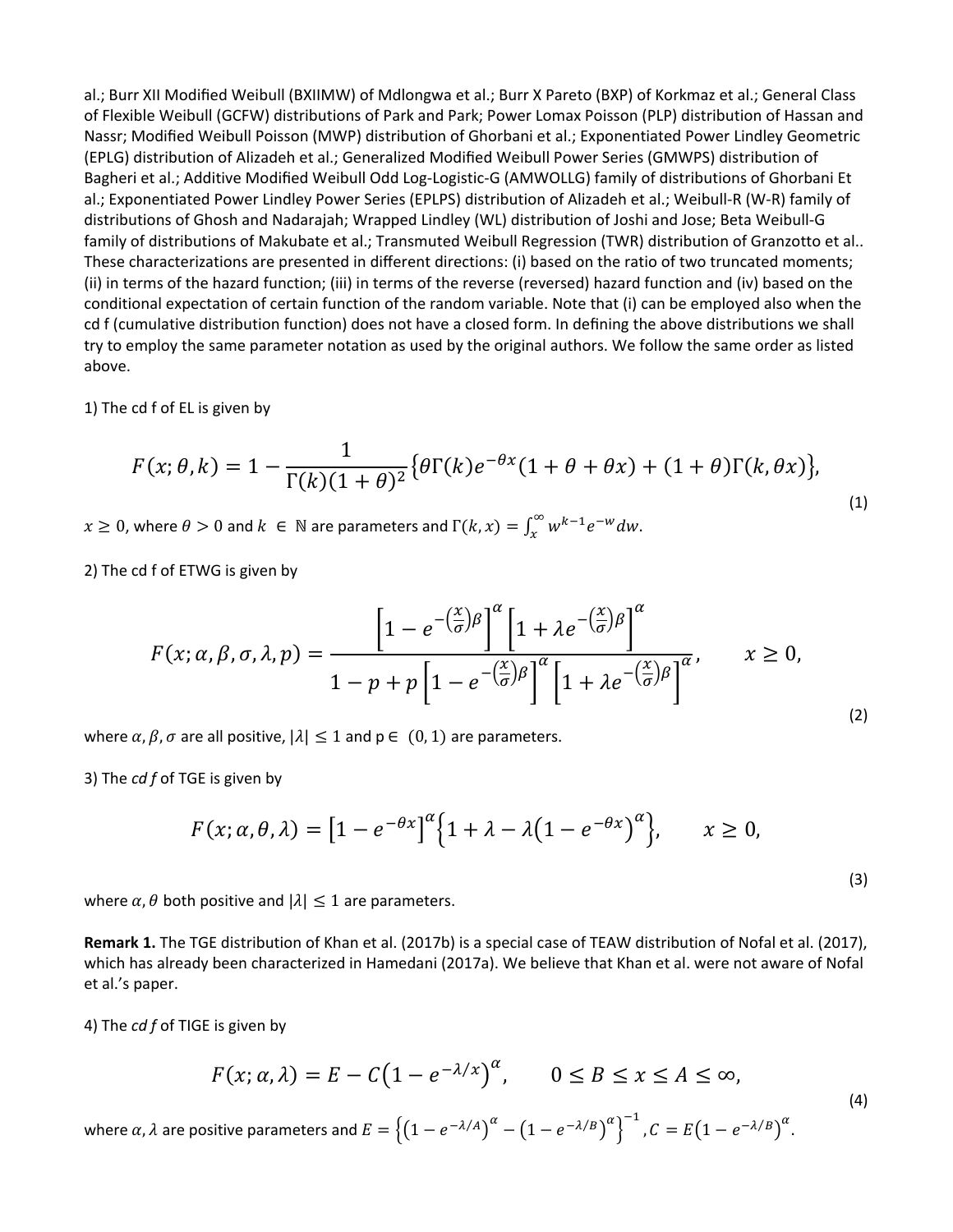al.; Burr XII Modified Weibull (BXIIMW) of Mdlongwa et al.; Burr X Pareto (BXP) of Korkmaz et al.; General Class of Flexible Weibull (GCFW) distributions of Park and Park; Power Lomax Poisson (PLP) distribution of Hassan and Nassr; Modified Weibull Poisson (MWP) distribution of Ghorbani et al.; Exponentiated Power Lindley Geometric (EPLG) distribution of Alizadeh et al.; Generalized Modified Weibull Power Series (GMWPS) distribution of Bagheri et al.; Additive Modified Weibull Odd Log-Logistic-G (AMWOLLG) family of distributions of Ghorbani Et al.; Exponentiated Power Lindley Power Series (EPLPS) distribution of Alizadeh et al.; Weibull-R (W-R) family of distributions of Ghosh and Nadarajah; Wrapped Lindley (WL) distribution of Joshi and Jose; Beta Weibull-G family of distributions of Makubate et al.; Transmuted Weibull Regression (TWR) distribution of Granzotto et al.. These characterizations are presented in different directions: (i) based on the ratio of two truncated moments; (ii) in terms of the hazard function; (iii) in terms of the reverse (reversed) hazard function and (iv) based on the conditional expectation of certain function of the random variable. Note that (i) can be employed also when the cd f (cumulative distribution function) does not have a closed form. In defining the above distributions we shall try to employ the same parameter notation as used by the original authors. We follow the same order as listed above.

1) The cd f of EL is given by

$$F(x;\theta,k) = 1 - \frac{1}{\Gamma(k)(1+\theta)^2}\left\{\theta\Gamma(k)e^{-\theta x}(1+\theta+\theta x) + (1+\theta)\Gamma(k,\theta x)\right\}, \tag{1}$$

$x \geq 0$, where $\theta > 0$ and $k \in \mathbb{N}$ are parameters and $\Gamma(k,x) = \int_x^\infty w^{k-1}e^{-w}dw$.

2) The cd f of ETWG is given by

$$F(x;\alpha,\beta,\sigma,\lambda,p) = \frac{\left[1-e^{-\left(\frac{x}{\sigma}\right)\beta}\right]^\alpha \left[1+\lambda e^{-\left(\frac{x}{\sigma}\right)\beta}\right]^\alpha}{1-p+p\left[1-e^{-\left(\frac{x}{\sigma}\right)\beta}\right]^\alpha \left[1+\lambda e^{-\left(\frac{x}{\sigma}\right)\beta}\right]^\alpha}, \qquad x \geq 0, \tag{2}$$

where $\alpha, \beta, \sigma$ are all positive, $|\lambda| \leq 1$ and $p \in (0,1)$ are parameters.

3) The *cd f* of TGE is given by

$$F(x;\alpha,\theta,\lambda) = \left[1-e^{-\theta x}\right]^\alpha \left\{1+\lambda-\lambda\left(1-e^{-\theta x}\right)^\alpha\right\}, \qquad x \geq 0, \tag{3}$$

where $\alpha, \theta$ both positive and $|\lambda| \leq 1$ are parameters.

**Remark 1.** The TGE distribution of Khan et al. (2017b) is a special case of TEAW distribution of Nofal et al. (2017), which has already been characterized in Hamedani (2017a). We believe that Khan et al. were not aware of Nofal et al.'s paper.

4) The *cd f* of TIGE is given by

$$F(x;\alpha,\lambda) = E - C\left(1-e^{-\lambda/x}\right)^\alpha, \qquad 0 \leq B \leq x \leq A \leq \infty, \tag{4}$$

where $\alpha, \lambda$ are positive parameters and $E = \left\{\left(1-e^{-\lambda/A}\right)^\alpha - \left(1-e^{-\lambda/B}\right)^\alpha\right\}^{-1}, C = E\left(1-e^{-\lambda/B}\right)^\alpha$.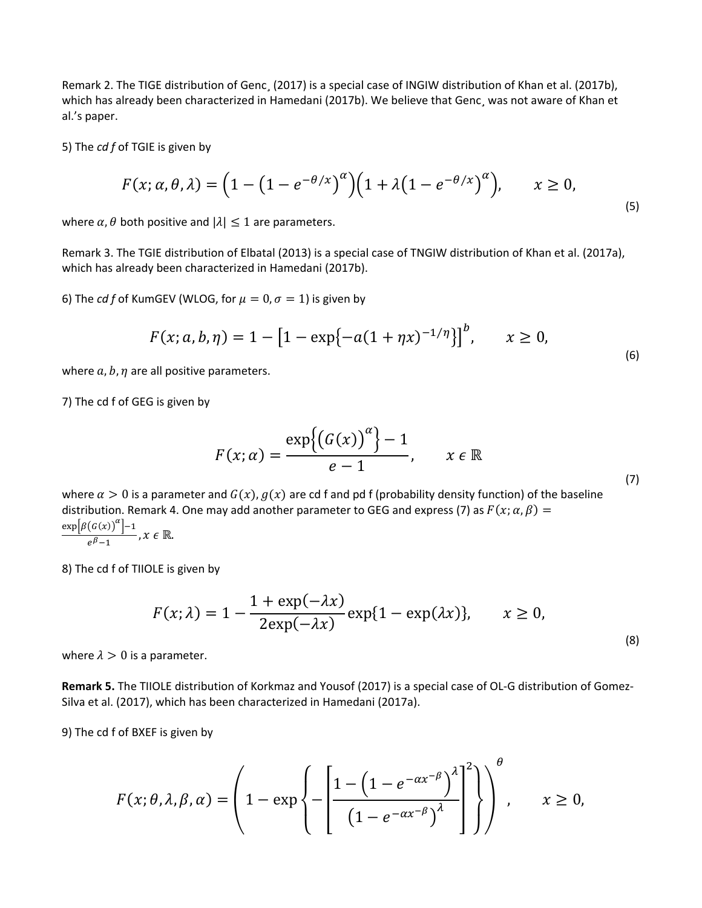Remark 2. The TIGE distribution of Genc¸ (2017) is a special case of INGIW distribution of Khan et al. (2017b), which has already been characterized in Hamedani (2017b). We believe that Genc¸ was not aware of Khan et al.'s paper.

5) The *cd f* of TGIE is given by

$$F(x;\alpha,\theta,\lambda) = \left(1-\left(1-e^{-\theta/x}\right)^{\alpha}\right)\left(1+\lambda\left(1-e^{-\theta/x}\right)^{\alpha}\right), \qquad x \geq 0, \tag{5}$$

where $\alpha, \theta$ both positive and $|\lambda| \leq 1$ are parameters.

Remark 3. The TGIE distribution of Elbatal (2013) is a special case of TNGIW distribution of Khan et al. (2017a), which has already been characterized in Hamedani (2017b).

6) The *cd f* of KumGEV (WLOG, for $\mu = 0, \sigma = 1$) is given by

$$F(x;a,b,\eta) = 1-\left[1-\exp\left\{-a(1+\eta x)^{-1/\eta}\right\}\right]^{b}, \qquad x \geq 0, \tag{6}$$

where $a, b, \eta$ are all positive parameters.

7) The cd f of GEG is given by

$$F(x;\alpha) = \frac{\exp\left\{\left(G(x)\right)^{\alpha}\right\}-1}{e-1}, \qquad x \in \mathbb{R} \tag{7}$$

where $\alpha > 0$ is a parameter and $G(x), g(x)$ are cd f and pd f (probability density function) of the baseline distribution. Remark 4. One may add another parameter to GEG and express (7) as $F(x;\alpha,\beta) = \frac{\exp\left[\beta\left(G(x)\right)^{\alpha}\right]-1}{e^{\beta}-1}, x \in \mathbb{R}$.

8) The cd f of TIIOLE is given by

$$F(x;\lambda) = 1-\frac{1+\exp(-\lambda x)}{2\exp(-\lambda x)}\exp\{1-\exp(\lambda x)\}, \qquad x \geq 0, \tag{8}$$

where $\lambda > 0$ is a parameter.

**Remark 5.** The TIIOLE distribution of Korkmaz and Yousof (2017) is a special case of OL-G distribution of Gomez-Silva et al. (2017), which has been characterized in Hamedani (2017a).

9) The cd f of BXEF is given by

$$F(x;\theta,\lambda,\beta,\alpha) = \left(1-\exp\left\{-\left[\frac{1-\left(1-e^{-\alpha x^{-\beta}}\right)^{\lambda}}{\left(1-e^{-\alpha x^{-\beta}}\right)^{\lambda}}\right]^{2}\right\}\right)^{\theta}, \qquad x \geq 0,$$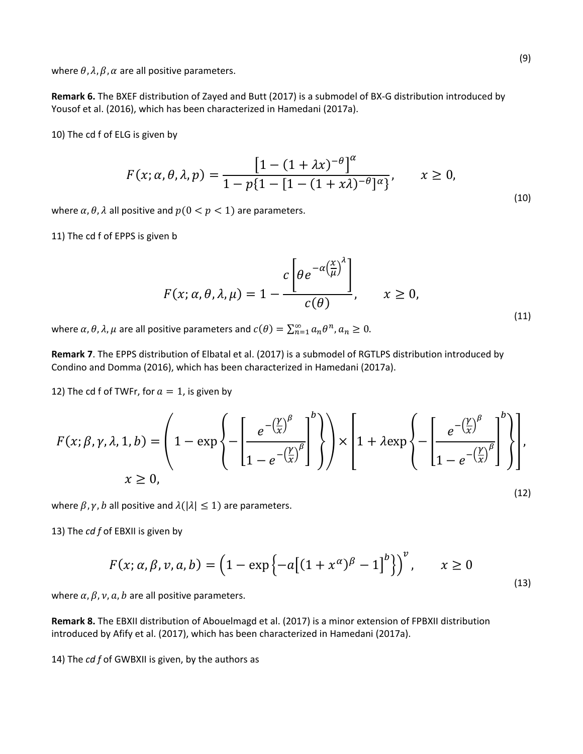(9)

where $\theta, \lambda, \beta, \alpha$ are all positive parameters.

**Remark 6.** The BXEF distribution of Zayed and Butt (2017) is a submodel of BX-G distribution introduced by Yousof et al. (2016), which has been characterized in Hamedani (2017a).

10) The cd f of ELG is given by

$$F(x; \alpha, \theta, \lambda, p) = \frac{\left[1 - (1 + \lambda x)^{-\theta}\right]^{\alpha}}{1 - p\{1 - [1 - (1 + x\lambda)^{-\theta}]^{\alpha}\}}, \qquad x \geq 0, \tag{10}$$

where $\alpha, \theta, \lambda$ all positive and $p (0 < p < 1)$ are parameters.

11) The cd f of EPPS is given b

$$F(x; \alpha, \theta, \lambda, \mu) = 1 - \frac{c\left[\theta e^{-\alpha\left(\frac{x}{\mu}\right)^{\lambda}}\right]}{c(\theta)}, \qquad x \geq 0, \tag{11}$$

where $\alpha, \theta, \lambda, \mu$ are all positive parameters and $c(\theta) = \sum_{n=1}^{\infty} a_n \theta^n, a_n \geq 0$.

**Remark 7**. The EPPS distribution of Elbatal et al. (2017) is a submodel of RGTLPS distribution introduced by Condino and Domma (2016), which has been characterized in Hamedani (2017a).

12) The cd f of TWFr, for $a = 1$, is given by

$$F(x; \beta, \gamma, \lambda, 1, b) = \left(1 - \exp\left\{-\left[\frac{e^{-\left(\frac{\gamma}{x}\right)^{\beta}}}{1 - e^{-\left(\frac{\gamma}{x}\right)^{\beta}}}\right]^{b}\right\}\right) \times \left[1 + \lambda \exp\left\{-\left[\frac{e^{-\left(\frac{\gamma}{x}\right)^{\beta}}}{1 - e^{-\left(\frac{\gamma}{x}\right)^{\beta}}}\right]^{b}\right\}\right], \quad x \geq 0, \tag{12}$$

where $\beta, \gamma, b$ all positive and $\lambda (|\lambda| \leq 1)$ are parameters.

13) The *cd f* of EBXII is given by

$$F(x; \alpha, \beta, v, a, b) = \left(1 - \exp\left\{-a\left[(1 + x^{\alpha})^{\beta} - 1\right]^{b}\right\}\right)^{v}, \qquad x \geq 0 \tag{13}$$

where $\alpha, \beta, v, a, b$ are all positive parameters.

**Remark 8.** The EBXII distribution of Abouelmagd et al. (2017) is a minor extension of FPBXII distribution introduced by Afify et al. (2017), which has been characterized in Hamedani (2017a).

14) The *cd f* of GWBXII is given, by the authors as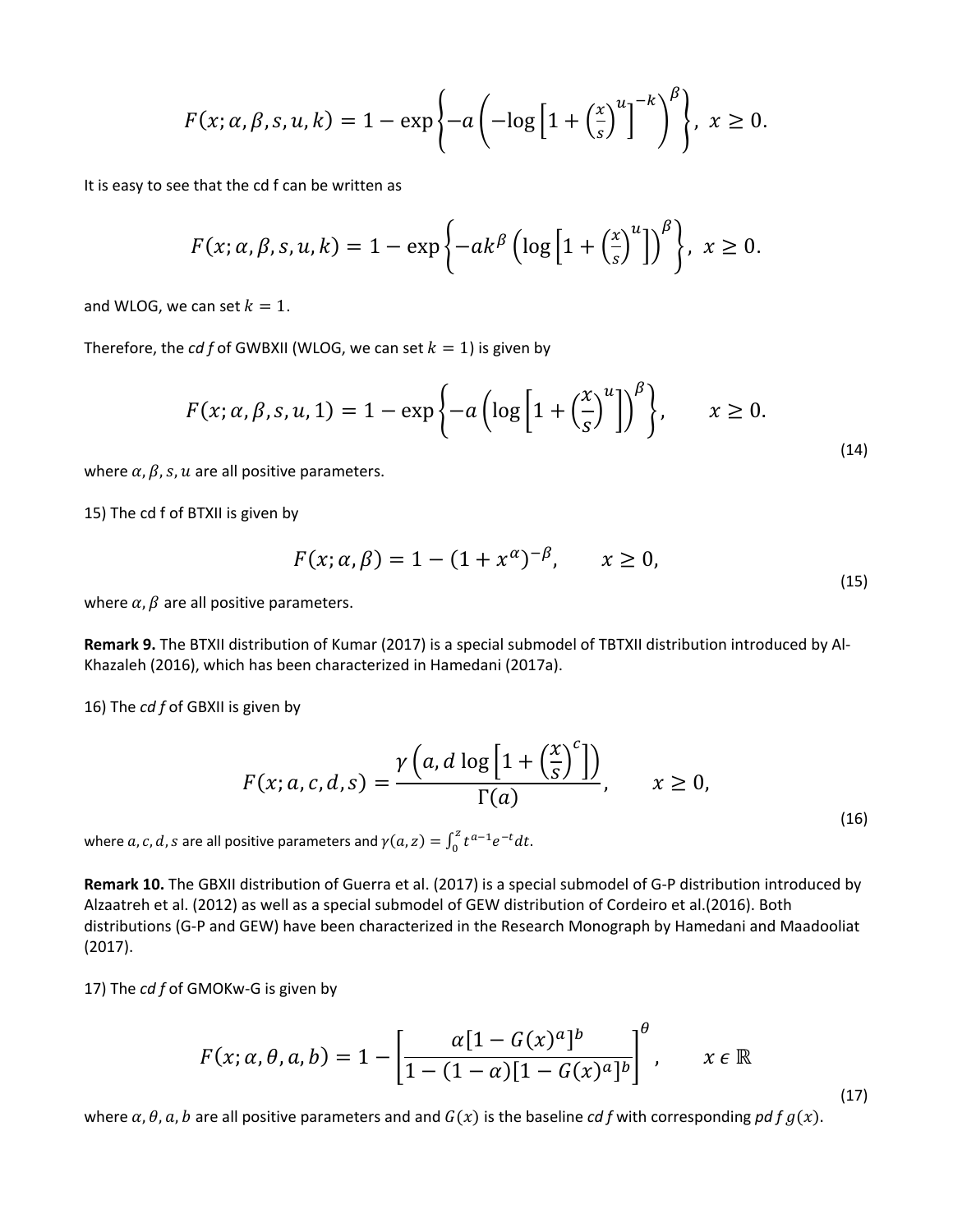$$F(x;\alpha,\beta,s,u,k) = 1 - \exp\left\{-\alpha\left(-\log\left[1+\left(\frac{x}{s}\right)^{u}\right]^{-k}\right)^{\beta}\right\},\ x \geq 0.$$

It is easy to see that the cd f can be written as

$$F(x;\alpha,\beta,s,u,k) = 1 - \exp\left\{-\alpha k^{\beta}\left(\log\left[1+\left(\frac{x}{s}\right)^{u}\right]\right)^{\beta}\right\},\ x \geq 0.$$

and WLOG, we can set $k = 1$.

Therefore, the *cd f* of GWBXII (WLOG, we can set $k = 1$) is given by

$$F(x;\alpha,\beta,s,u,1) = 1 - \exp\left\{-\alpha\left(\log\left[1+\left(\frac{x}{s}\right)^{u}\right]\right)^{\beta}\right\}, \qquad x \geq 0. \tag{14}$$

where $\alpha, \beta, s, u$ are all positive parameters.

15) The cd f of BTXII is given by

$$F(x;\alpha,\beta) = 1 - (1+x^{\alpha})^{-\beta}, \qquad x \geq 0, \tag{15}$$

where $\alpha, \beta$ are all positive parameters.

**Remark 9.** The BTXII distribution of Kumar (2017) is a special submodel of TBTXII distribution introduced by Al-Khazaleh (2016), which has been characterized in Hamedani (2017a).

16) The *cd f* of GBXII is given by

$$F(x;a,c,d,s) = \frac{\gamma\left(a, d\log\left[1+\left(\frac{x}{s}\right)^{c}\right]\right)}{\Gamma(a)}, \qquad x \geq 0, \tag{16}$$

where $a, c, d, s$ are all positive parameters and $\gamma(a,z) = \int_0^z t^{a-1}e^{-t}dt$.

**Remark 10.** The GBXII distribution of Guerra et al. (2017) is a special submodel of G-P distribution introduced by Alzaatreh et al. (2012) as well as a special submodel of GEW distribution of Cordeiro et al.(2016). Both distributions (G-P and GEW) have been characterized in the Research Monograph by Hamedani and Maadooliat (2017).

17) The *cd f* of GMOKw-G is given by

$$F(x;\alpha,\theta,a,b) = 1 - \left[\frac{\alpha[1-G(x)^{a}]^{b}}{1-(1-\alpha)[1-G(x)^{a}]^{b}}\right]^{\theta}, \qquad x \in \mathbb{R} \tag{17}$$

where $\alpha, \theta, a, b$ are all positive parameters and and $G(x)$ is the baseline *cd f* with corresponding *pd f* $g(x)$.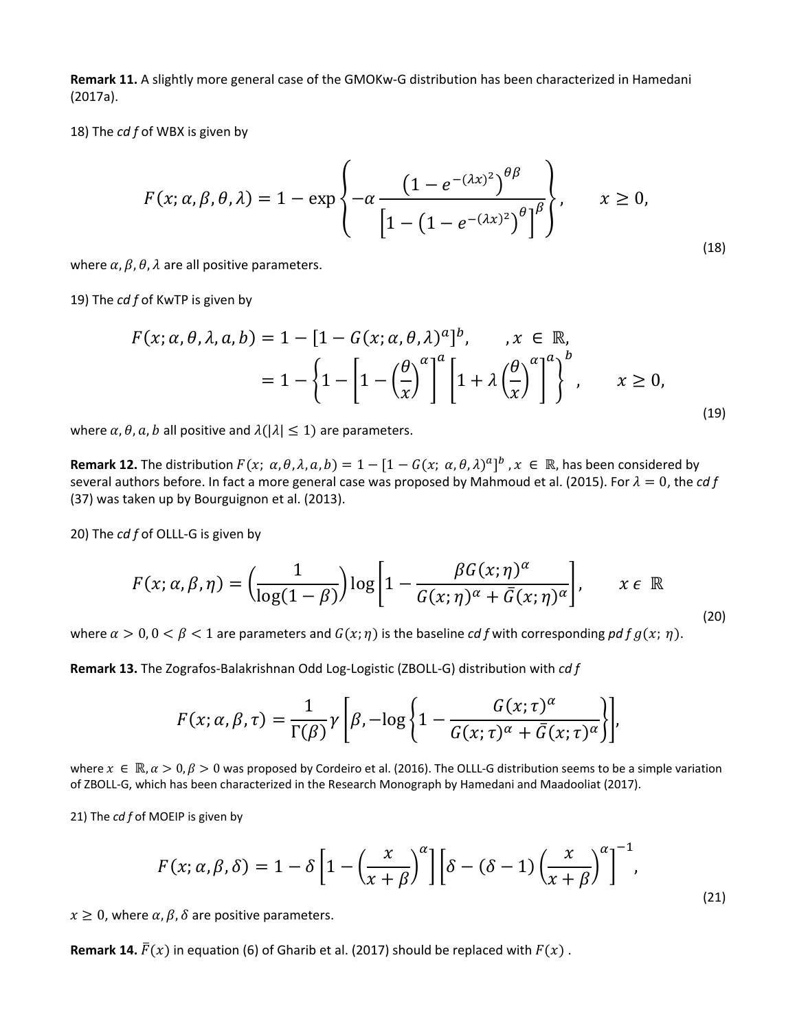**Remark 11.** A slightly more general case of the GMOKw-G distribution has been characterized in Hamedani (2017a).

18) The *cd f* of WBX is given by

$$F(x;\alpha,\beta,\theta,\lambda) = 1 - \exp\left\{-\alpha \frac{\left(1-e^{-(\lambda x)^2}\right)^{\theta\beta}}{\left[1-\left(1-e^{-(\lambda x)^2}\right)^{\theta}\right]^{\beta}}\right\}, \qquad x \geq 0, \tag{18}$$

where $\alpha, \beta, \theta, \lambda$ are all positive parameters.

19) The *cd f* of KwTP is given by

$$\begin{aligned} F(x;\alpha,\theta,\lambda,a,b) &= 1 - [1 - G(x;\alpha,\theta,\lambda)^a]^b, \qquad , x \in \mathbb{R}, \\ &= 1 - \left\{1 - \left[1-\left(\frac{\theta}{x}\right)^{\alpha}\right]^{a}\left[1+\lambda\left(\frac{\theta}{x}\right)^{\alpha}\right]^{a}\right\}^{b}, \qquad x \geq 0, \end{aligned} \tag{19}$$

where $\alpha, \theta, a, b$ all positive and $\lambda (|\lambda| \leq 1)$ are parameters.

**Remark 12.** The distribution $F(x;\ \alpha,\theta,\lambda,a,b) = 1 - [1 - G(x;\ \alpha,\theta,\lambda)^a]^b$ , $x \in \mathbb{R}$, has been considered by several authors before. In fact a more general case was proposed by Mahmoud et al. (2015). For $\lambda = 0$, the *cd f* (37) was taken up by Bourguignon et al. (2013).

20) The *cd f* of OLLL-G is given by

$$F(x;\alpha,\beta,\eta) = \left(\frac{1}{\log(1-\beta)}\right)\log\left[1 - \frac{\beta G(x;\eta)^{\alpha}}{G(x;\eta)^{\alpha} + \bar{G}(x;\eta)^{\alpha}}\right], \qquad x \in \mathbb{R} \tag{20}$$

where $\alpha > 0, 0 < \beta < 1$ are parameters and $G(x;\eta)$ is the baseline *cd f* with corresponding *pd f* $g(x;\ \eta)$.

**Remark 13.** The Zografos-Balakrishnan Odd Log-Logistic (ZBOLL-G) distribution with *cd f*

$$F(x;\alpha,\beta,\tau) = \frac{1}{\Gamma(\beta)}\gamma\left[\beta, -\log\left\{1 - \frac{G(x;\tau)^{\alpha}}{G(x;\tau)^{\alpha} + \bar{G}(x;\tau)^{\alpha}}\right\}\right],$$

where $x \in \mathbb{R}, \alpha > 0, \beta > 0$ was proposed by Cordeiro et al. (2016). The OLLL-G distribution seems to be a simple variation of ZBOLL-G, which has been characterized in the Research Monograph by Hamedani and Maadooliat (2017).

21) The *cd f* of MOEIP is given by

$$F(x;\alpha,\beta,\delta) = 1 - \delta\left[1 - \left(\frac{x}{x+\beta}\right)^{\alpha}\right]\left[\delta - (\delta-1)\left(\frac{x}{x+\beta}\right)^{\alpha}\right]^{-1}, \tag{21}$$

$x \geq 0$, where $\alpha, \beta, \delta$ are positive parameters.

**Remark 14.** $\bar{F}(x)$ in equation (6) of Gharib et al. (2017) should be replaced with $F(x)$ .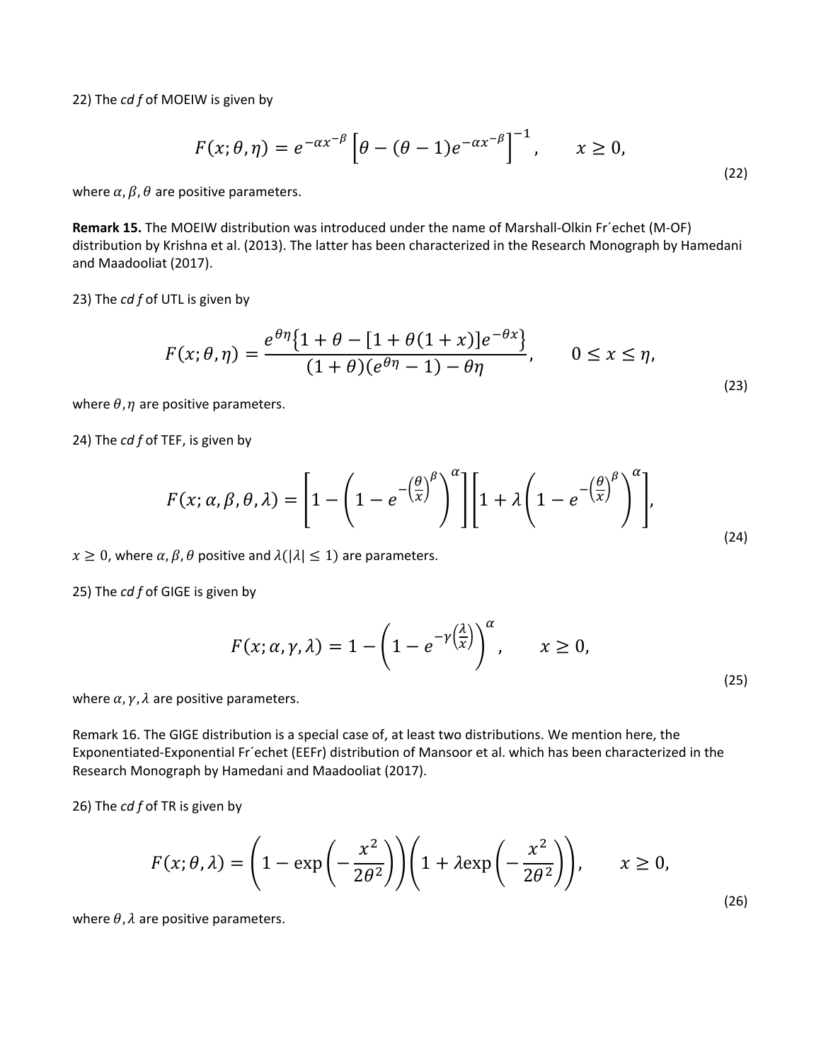22) The *cdf* of MOEIW is given by

$$F(x;\theta,\eta) = e^{-\alpha x^{-\beta}}\left[\theta - (\theta-1)e^{-\alpha x^{-\beta}}\right]^{-1}, \qquad x \geq 0, \tag{22}$$

where $\alpha, \beta, \theta$ are positive parameters.

**Remark 15.** The MOEIW distribution was introduced under the name of Marshall-Olkin Fr´echet (M-OF) distribution by Krishna et al. (2013). The latter has been characterized in the Research Monograph by Hamedani and Maadooliat (2017).

23) The *cdf* of UTL is given by

$$F(x;\theta,\eta) = \frac{e^{\theta\eta}\{1+\theta-[1+\theta(1+x)]e^{-\theta x}\}}{(1+\theta)(e^{\theta\eta}-1)-\theta\eta}, \qquad 0 \leq x \leq \eta, \tag{23}$$

where $\theta, \eta$ are positive parameters.

24) The *cdf* of TEF, is given by

$$F(x;\alpha,\beta,\theta,\lambda) = \left[1-\left(1-e^{-\left(\frac{\theta}{x}\right)^{\beta}}\right)^{\alpha}\right]\left[1+\lambda\left(1-e^{-\left(\frac{\theta}{x}\right)^{\beta}}\right)^{\alpha}\right], \tag{24}$$

$x \geq 0$, where $\alpha, \beta, \theta$ positive and $\lambda (|\lambda| \leq 1)$ are parameters.

25) The *cdf* of GIGE is given by

$$F(x;\alpha,\gamma,\lambda) = 1-\left(1-e^{-\gamma\left(\frac{\lambda}{x}\right)}\right)^{\alpha}, \qquad x \geq 0, \tag{25}$$

where $\alpha, \gamma, \lambda$ are positive parameters.

Remark 16. The GIGE distribution is a special case of, at least two distributions. We mention here, the Exponentiated-Exponential Fr´echet (EEFr) distribution of Mansoor et al. which has been characterized in the Research Monograph by Hamedani and Maadooliat (2017).

26) The *cdf* of TR is given by

$$F(x;\theta,\lambda) = \left(1-\exp\left(-\frac{x^2}{2\theta^2}\right)\right)\left(1+\lambda\exp\left(-\frac{x^2}{2\theta^2}\right)\right), \qquad x \geq 0, \tag{26}$$

where $\theta, \lambda$ are positive parameters.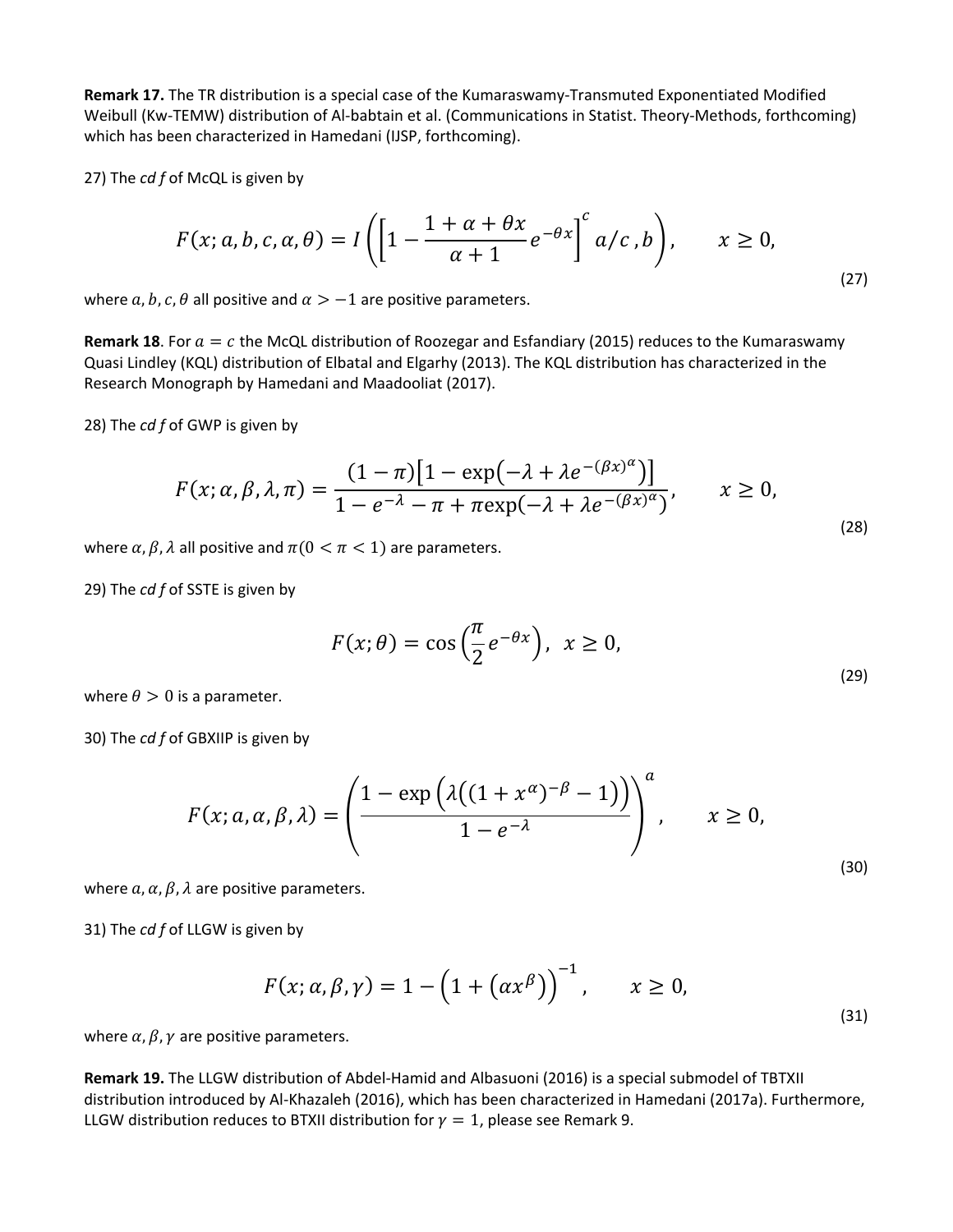**Remark 17.** The TR distribution is a special case of the Kumaraswamy-Transmuted Exponentiated Modified Weibull (Kw-TEMW) distribution of Al-babtain et al. (Communications in Statist. Theory-Methods, forthcoming) which has been characterized in Hamedani (IJSP, forthcoming).

27) The *cd f* of McQL is given by

$$F(x; a, b, c, \alpha, \theta) = I\left(\left[1 - \frac{1 + \alpha + \theta x}{\alpha + 1} e^{-\theta x}\right]^{c} a/c\,, b\right), \qquad x \geq 0, \tag{27}$$

where $a, b, c, \theta$ all positive and $\alpha > -1$ are positive parameters.

**Remark 18**. For $a = c$ the McQL distribution of Roozegar and Esfandiary (2015) reduces to the Kumaraswamy Quasi Lindley (KQL) distribution of Elbatal and Elgarhy (2013). The KQL distribution has characterized in the Research Monograph by Hamedani and Maadooliat (2017).

28) The *cd f* of GWP is given by

$$F(x; \alpha, \beta, \lambda, \pi) = \frac{(1 - \pi)\left[1 - \exp\left(-\lambda + \lambda e^{-(\beta x)^{\alpha}}\right)\right]}{1 - e^{-\lambda} - \pi + \pi \exp\left(-\lambda + \lambda e^{-(\beta x)^{\alpha}}\right)}, \qquad x \geq 0, \tag{28}$$

where $\alpha, \beta, \lambda$ all positive and $\pi (0 < \pi < 1)$ are parameters.

29) The *cd f* of SSTE is given by

$$F(x; \theta) = \cos\left(\frac{\pi}{2} e^{-\theta x}\right), \;\; x \geq 0, \tag{29}$$

where $\theta > 0$ is a parameter.

30) The *cd f* of GBXIIP is given by

$$F(x; a, \alpha, \beta, \lambda) = \left(\frac{1 - \exp\left(\lambda\left((1 + x^{\alpha})^{-\beta} - 1\right)\right)}{1 - e^{-\lambda}}\right)^{a}, \qquad x \geq 0, \tag{30}$$

where $a, \alpha, \beta, \lambda$ are positive parameters.

31) The *cd f* of LLGW is given by

$$F(x; \alpha, \beta, \gamma) = 1 - \left(1 + \left(\alpha x^{\beta}\right)\right)^{-1}, \qquad x \geq 0, \tag{31}$$

where $\alpha, \beta, \gamma$ are positive parameters.

**Remark 19.** The LLGW distribution of Abdel-Hamid and Albasuoni (2016) is a special submodel of TBTXII distribution introduced by Al-Khazaleh (2016), which has been characterized in Hamedani (2017a). Furthermore, LLGW distribution reduces to BTXII distribution for $\gamma = 1$, please see Remark 9.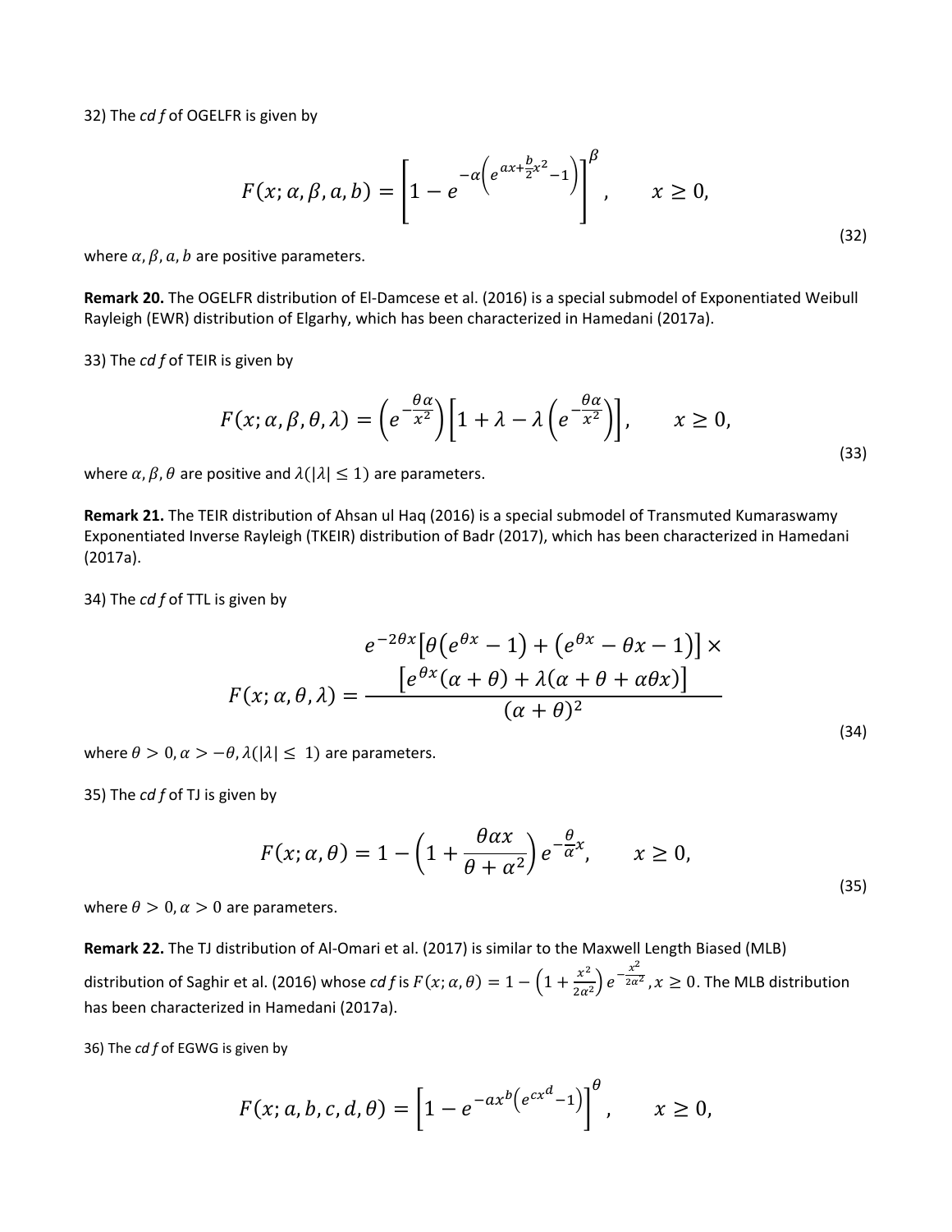32) The *cd f* of OGELFR is given by

$$F(x;\alpha,\beta,a,b)=\left[1-e^{-\alpha\left(e^{ax+\frac{b}{2}x^2}-1\right)}\right]^{\beta},\qquad x\geq 0, \tag{32}$$

where $\alpha, \beta, a, b$ are positive parameters.

**Remark 20.** The OGELFR distribution of El-Damcese et al. (2016) is a special submodel of Exponentiated Weibull Rayleigh (EWR) distribution of Elgarhy, which has been characterized in Hamedani (2017a).

33) The *cd f* of TEIR is given by

$$F(x;\alpha,\beta,\theta,\lambda)=\left(e^{-\frac{\theta\alpha}{x^2}}\right)\left[1+\lambda-\lambda\left(e^{-\frac{\theta\alpha}{x^2}}\right)\right],\qquad x\geq 0, \tag{33}$$

where $\alpha, \beta, \theta$ are positive and $\lambda(|\lambda|\leq 1)$ are parameters.

**Remark 21.** The TEIR distribution of Ahsan ul Haq (2016) is a special submodel of Transmuted Kumaraswamy Exponentiated Inverse Rayleigh (TKEIR) distribution of Badr (2017), which has been characterized in Hamedani (2017a).

34) The *cd f* of TTL is given by

$$F(x;\alpha,\theta,\lambda)=\frac{\begin{array}{c}e^{-2\theta x}\left[\theta\left(e^{\theta x}-1\right)+\left(e^{\theta x}-\theta x-1\right)\right]\times\\ \left[e^{\theta x}(\alpha+\theta)+\lambda(\alpha+\theta+\alpha\theta x)\right]\end{array}}{(\alpha+\theta)^2} \tag{34}$$

where $\theta>0, \alpha>-\theta, \lambda(|\lambda|\leq 1)$ are parameters.

35) The *cd f* of TJ is given by

$$F(x;\alpha,\theta)=1-\left(1+\frac{\theta\alpha x}{\theta+\alpha^2}\right)e^{-\frac{\theta}{\alpha}x},\qquad x\geq 0, \tag{35}$$

where $\theta>0, \alpha>0$ are parameters.

**Remark 22.** The TJ distribution of Al-Omari et al. (2017) is similar to the Maxwell Length Biased (MLB) distribution of Saghir et al. (2016) whose *cd f* is $F(x;\alpha,\theta)=1-\left(1+\frac{x^2}{2\alpha^2}\right)e^{-\frac{x^2}{2\alpha^2}}, x\geq 0$. The MLB distribution has been characterized in Hamedani (2017a).

36) The *cd f* of EGWG is given by

$$F(x;a,b,c,d,\theta)=\left[1-e^{-ax^b\left(e^{cx^d}-1\right)}\right]^{\theta},\qquad x\geq 0,$$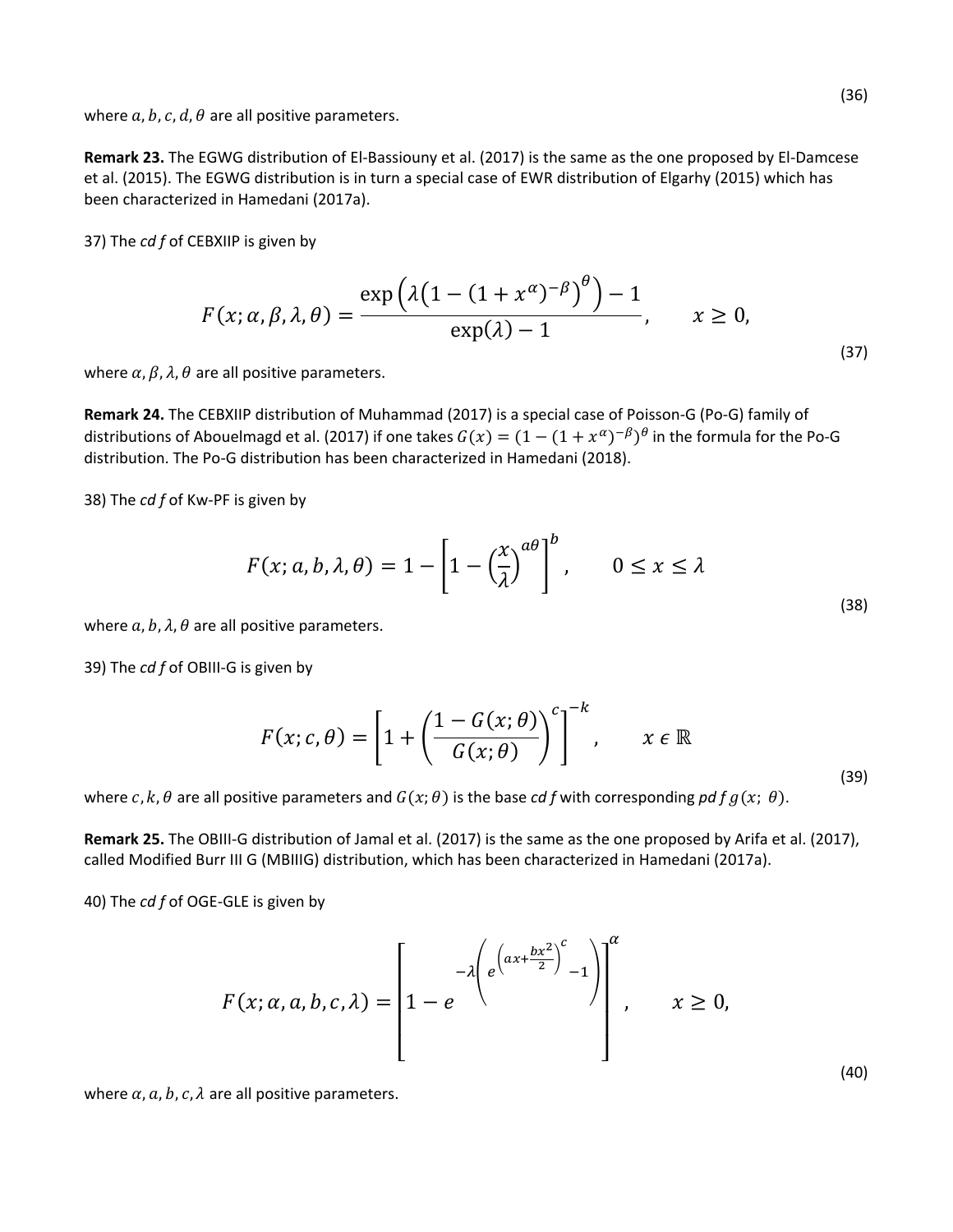(36)

where $a, b, c, d, \theta$ are all positive parameters.

**Remark 23.** The EGWG distribution of El-Bassiouny et al. (2017) is the same as the one proposed by El-Damcese et al. (2015). The EGWG distribution is in turn a special case of EWR distribution of Elgarhy (2015) which has been characterized in Hamedani (2017a).

37) The *cd f* of CEBXIIP is given by

$$F(x; \alpha, \beta, \lambda, \theta) = \frac{\exp\left(\lambda\left(1 - (1 + x^{\alpha})^{-\beta}\right)^{\theta}\right) - 1}{\exp(\lambda) - 1}, \qquad x \geq 0, \tag{37}$$

where $\alpha, \beta, \lambda, \theta$ are all positive parameters.

**Remark 24.** The CEBXIIP distribution of Muhammad (2017) is a special case of Poisson-G (Po-G) family of distributions of Abouelmagd et al. (2017) if one takes $G(x) = (1 - (1 + x^{\alpha})^{-\beta})^{\theta}$ in the formula for the Po-G distribution. The Po-G distribution has been characterized in Hamedani (2018).

38) The *cd f* of Kw-PF is given by

$$F(x; a, b, \lambda, \theta) = 1 - \left[1 - \left(\frac{x}{\lambda}\right)^{a\theta}\right]^{b}, \qquad 0 \leq x \leq \lambda \tag{38}$$

where $a, b, \lambda, \theta$ are all positive parameters.

39) The *cd f* of OBIII-G is given by

$$F(x; c, \theta) = \left[1 + \left(\frac{1 - G(x; \theta)}{G(x; \theta)}\right)^{c}\right]^{-k}, \qquad x \in \mathbb{R} \tag{39}$$

where $c, k, \theta$ are all positive parameters and $G(x; \theta)$ is the base *cd f* with corresponding *pd f* $g(x;\ \theta)$.

**Remark 25.** The OBIII-G distribution of Jamal et al. (2017) is the same as the one proposed by Arifa et al. (2017), called Modified Burr III G (MBIIIG) distribution, which has been characterized in Hamedani (2017a).

40) The *cd f* of OGE-GLE is given by

$$F(x; \alpha, a, b, c, \lambda) = \left[1 - e^{-\lambda\left(e^{\left(ax + \frac{bx^2}{2}\right)^{c}} - 1\right)}\right]^{\alpha}, \qquad x \geq 0, \tag{40}$$

where $\alpha, a, b, c, \lambda$ are all positive parameters.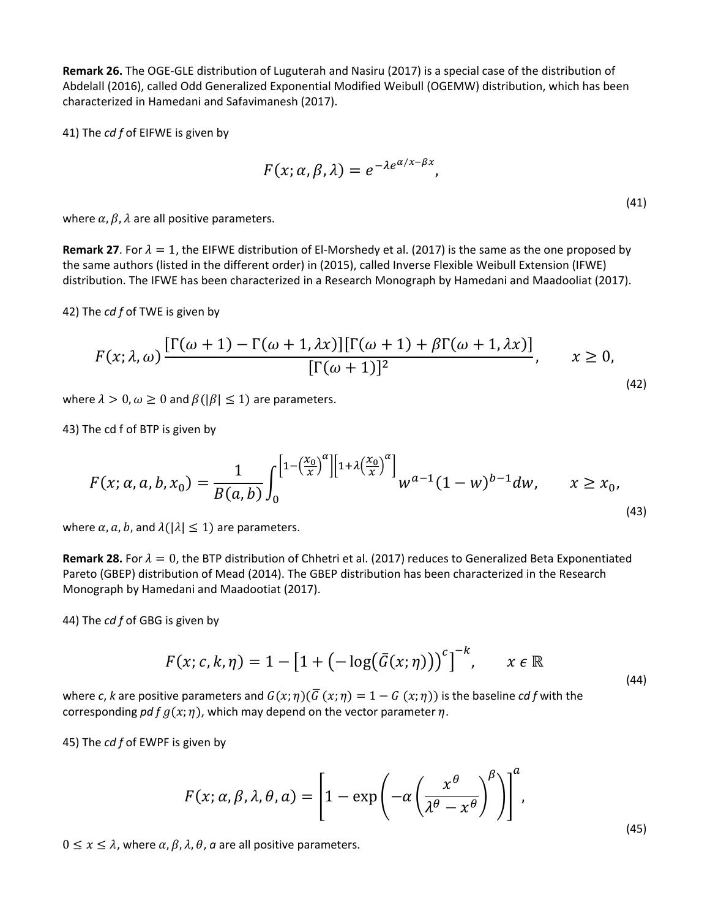**Remark 26.** The OGE-GLE distribution of Luguterah and Nasiru (2017) is a special case of the distribution of Abdelall (2016), called Odd Generalized Exponential Modified Weibull (OGEMW) distribution, which has been characterized in Hamedani and Safavimanesh (2017).

41) The *cd f* of EIFWE is given by

$$F(x;\alpha,\beta,\lambda) = e^{-\lambda e^{\alpha/x-\beta x}}, \tag{41}$$

where $\alpha, \beta, \lambda$ are all positive parameters.

**Remark 27**. For $\lambda = 1$, the EIFWE distribution of El-Morshedy et al. (2017) is the same as the one proposed by the same authors (listed in the different order) in (2015), called Inverse Flexible Weibull Extension (IFWE) distribution. The IFWE has been characterized in a Research Monograph by Hamedani and Maadooliat (2017).

42) The *cd f* of TWE is given by

$$F(x;\lambda,\omega)\frac{[\Gamma(\omega+1)-\Gamma(\omega+1,\lambda x)][\Gamma(\omega+1)+\beta\Gamma(\omega+1,\lambda x)]}{[\Gamma(\omega+1)]^2}, \qquad x \geq 0, \tag{42}$$

where $\lambda > 0, \omega \geq 0$ and $\beta\,(|\beta| \leq 1)$ are parameters.

43) The cd f of BTP is given by

$$F(x;\alpha,a,b,x_0) = \frac{1}{B(a,b)}\int_0^{\left[1-\left(\frac{x_0}{x}\right)^\alpha\right]\left[1+\lambda\left(\frac{x_0}{x}\right)^\alpha\right]} w^{a-1}(1-w)^{b-1}dw, \qquad x \geq x_0, \tag{43}$$

where $\alpha, a, b$, and $\lambda\,(|\lambda| \leq 1)$ are parameters.

**Remark 28.** For $\lambda = 0$, the BTP distribution of Chhetri et al. (2017) reduces to Generalized Beta Exponentiated Pareto (GBEP) distribution of Mead (2014). The GBEP distribution has been characterized in the Research Monograph by Hamedani and Maadootiat (2017).

44) The *cd f* of GBG is given by

$$F(x;c,k,\eta) = 1-\left[1+\left(-\log\left(\bar{G}(x;\eta)\right)\right)^c\right]^{-k}, \qquad x \in \mathbb{R} \tag{44}$$

where *c*, *k* are positive parameters and $G(x;\eta)(\bar{G}\,(x;\eta) = 1 - G\,(x;\eta))$ is the baseline *cd f* with the corresponding *pd f* $g(x;\eta)$, which may depend on the vector parameter $\eta$.

45) The *cd f* of EWPF is given by

$$F(x;\alpha,\beta,\lambda,\theta,a) = \left[1-\exp\left(-\alpha\left(\frac{x^\theta}{\lambda^\theta - x^\theta}\right)^\beta\right)\right]^a, \tag{45}$$

$0 \leq x \leq \lambda$, where $\alpha, \beta, \lambda, \theta$, *a* are all positive parameters.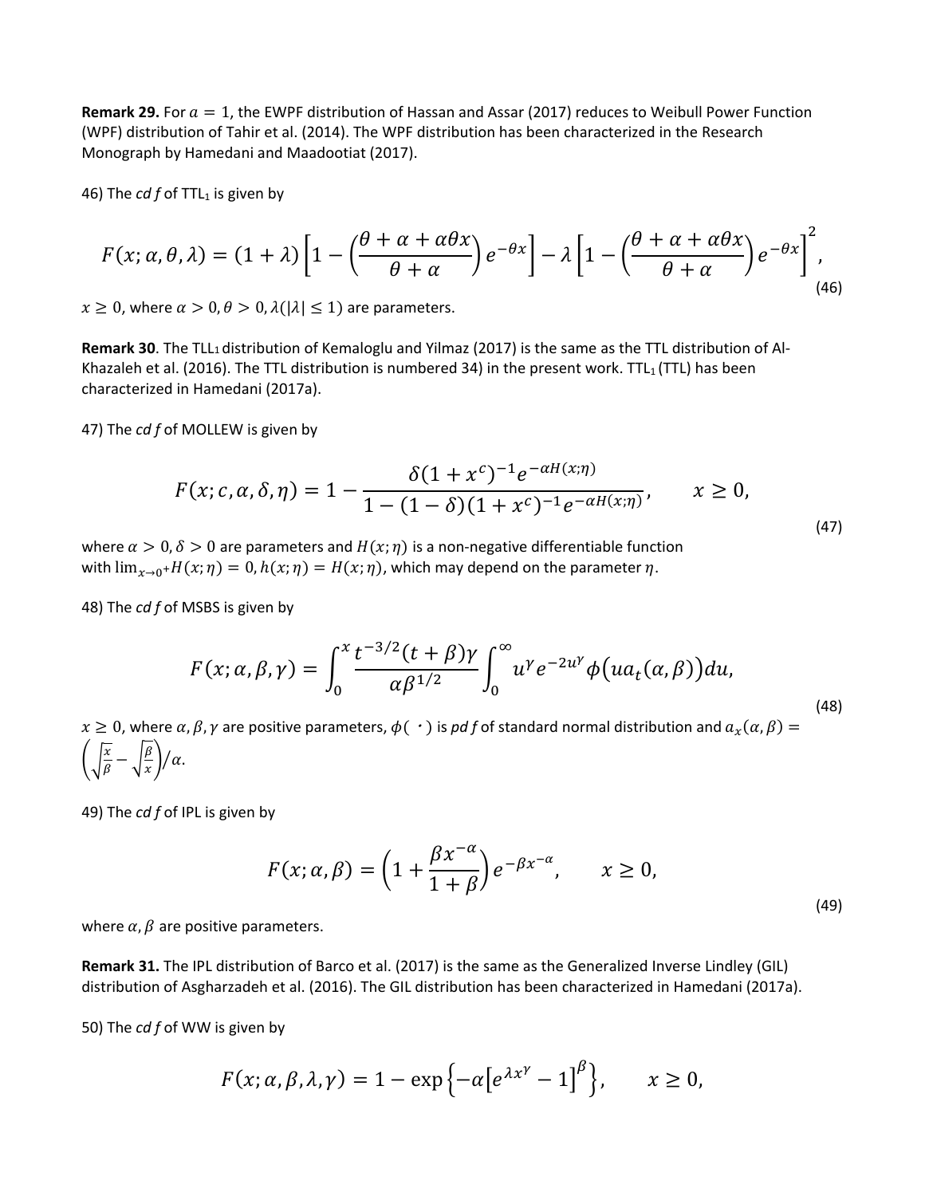**Remark 29.** For $a = 1$, the EWPF distribution of Hassan and Assar (2017) reduces to Weibull Power Function (WPF) distribution of Tahir et al. (2014). The WPF distribution has been characterized in the Research Monograph by Hamedani and Maadootiat (2017).

46) The *cd f* of $\text{TTL}_1$ is given by

$$F(x;\alpha,\theta,\lambda) = (1+\lambda)\left[1-\left(\frac{\theta+\alpha+\alpha\theta x}{\theta+\alpha}\right)e^{-\theta x}\right] - \lambda\left[1-\left(\frac{\theta+\alpha+\alpha\theta x}{\theta+\alpha}\right)e^{-\theta x}\right]^2, \tag{46}$$

$x \geq 0$, where $\alpha > 0, \theta > 0, \lambda(|\lambda| \leq 1)$ are parameters.

**Remark 30**. The $\text{TLL}_1$ distribution of Kemaloglu and Yilmaz (2017) is the same as the TTL distribution of Al-Khazaleh et al. (2016). The TTL distribution is numbered 34) in the present work. $\text{TTL}_1$ (TTL) has been characterized in Hamedani (2017a).

47) The *cd f* of MOLLEW is given by

$$F(x;c,\alpha,\delta,\eta) = 1 - \frac{\delta(1+x^c)^{-1}e^{-\alpha H(x;\eta)}}{1-(1-\delta)(1+x^c)^{-1}e^{-\alpha H(x;\eta)}}, \qquad x \geq 0, \tag{47}$$

where $\alpha > 0, \delta > 0$ are parameters and $H(x;\eta)$ is a non-negative differentiable function with $\lim_{x\to 0^+} H(x;\eta) = 0, h(x;\eta) = H(x;\eta)$, which may depend on the parameter $\eta$.

48) The *cd f* of MSBS is given by

$$F(x;\alpha,\beta,\gamma) = \int_0^x \frac{t^{-3/2}(t+\beta)\gamma}{\alpha\beta^{1/2}} \int_0^\infty u^\gamma e^{-2u^\gamma} \phi\big(u a_t(\alpha,\beta)\big)du, \tag{48}$$

$x \geq 0$, where $\alpha, \beta, \gamma$ are positive parameters, $\phi(\cdot)$ is *pd f* of standard normal distribution and $a_x(\alpha,\beta) = \left(\sqrt{\frac{x}{\beta}} - \sqrt{\frac{\beta}{x}}\right)/\alpha$.

49) The *cd f* of IPL is given by

$$F(x;\alpha,\beta) = \left(1+\frac{\beta x^{-\alpha}}{1+\beta}\right)e^{-\beta x^{-\alpha}}, \qquad x \geq 0, \tag{49}$$

where $\alpha, \beta$ are positive parameters.

**Remark 31.** The IPL distribution of Barco et al. (2017) is the same as the Generalized Inverse Lindley (GIL) distribution of Asgharzadeh et al. (2016). The GIL distribution has been characterized in Hamedani (2017a).

50) The *cd f* of WW is given by

$$F(x;\alpha,\beta,\lambda,\gamma) = 1 - \exp\left\{-\alpha\left[e^{\lambda x^\gamma} - 1\right]^\beta\right\}, \qquad x \geq 0,$$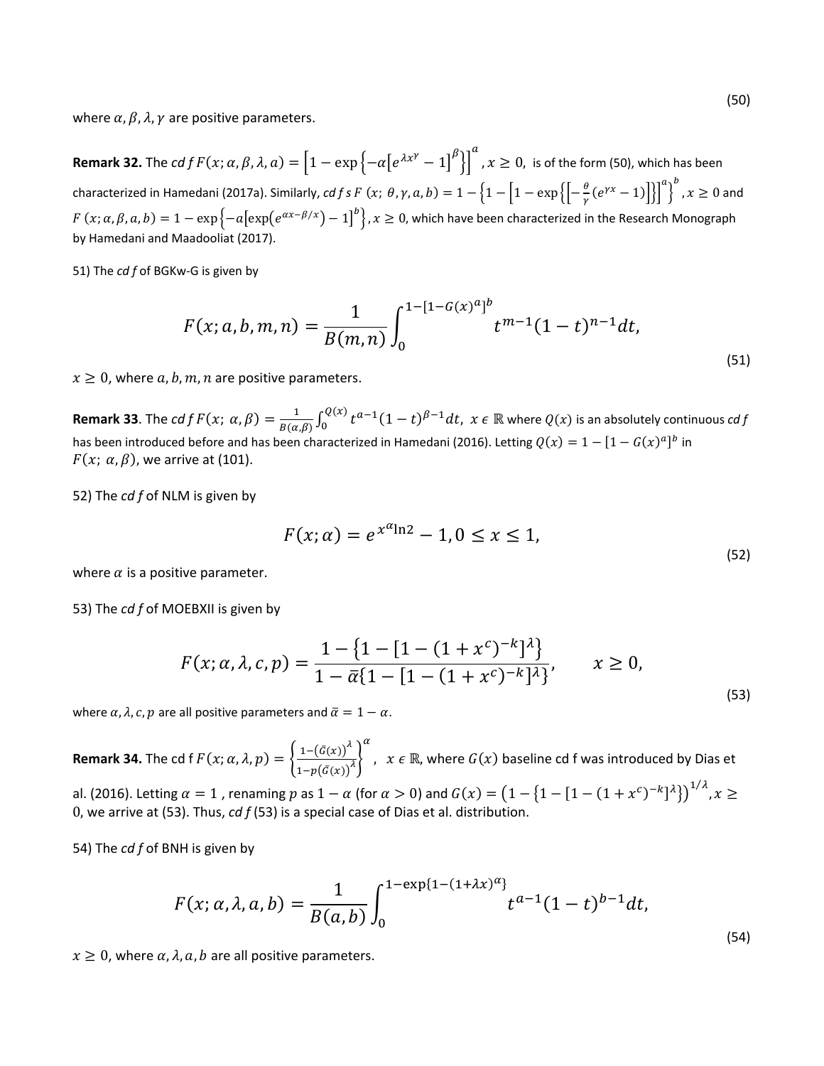$$(50)$$

where $\alpha, \beta, \lambda, \gamma$ are positive parameters.

**Remark 32.** The *cd f* $F(x; \alpha, \beta, \lambda, a) = \left[1 - \exp\left\{-\alpha\left[e^{\lambda x^{\gamma}} - 1\right]^{\beta}\right\}\right]^{a}$, $x \geq 0$, is of the form (50), which has been characterized in Hamedani (2017a). Similarly, *cd f s* $F\ (x;\ \theta, \gamma, a, b) = 1 - \left\{1 - \left[1 - \exp\left\{\left[-\frac{\theta}{\gamma}(e^{\gamma x} - 1)\right]\right\}\right]^{a}\right\}^{b}$, $x \geq 0$ and $F\ (x; \alpha, \beta, a, b) = 1 - \exp\left\{-a\left[\exp\left(e^{\alpha x - \beta/x}\right) - 1\right]^{b}\right\}$, $x \geq 0$, which have been characterized in the Research Monograph by Hamedani and Maadooliat (2017).

51) The *cd f* of BGKw-G is given by

$$F(x; a, b, m, n) = \frac{1}{B(m,n)} \int_{0}^{1-[1-G(x)^{a}]^{b}} t^{m-1}(1-t)^{n-1} dt, \tag{51}$$

$x \geq 0$, where $a, b, m, n$ are positive parameters.

**Remark 33**. The *cd f* $F(x;\ \alpha, \beta) = \frac{1}{B(\alpha,\beta)} \int_{0}^{Q(x)} t^{\alpha-1}(1-t)^{\beta-1} dt,\ x \in \mathbb{R}$ where $Q(x)$ is an absolutely continuous *cd f* has been introduced before and has been characterized in Hamedani (2016). Letting $Q(x) = 1 - [1 - G(x)^{a}]^{b}$ in $F(x;\ \alpha, \beta)$, we arrive at (101).

52) The *cd f* of NLM is given by

$$F(x; \alpha) = e^{x^{\alpha}\ln 2} - 1, 0 \leq x \leq 1, \tag{52}$$

where $\alpha$ is a positive parameter.

53) The *cd f* of MOEBXII is given by

$$F(x; \alpha, \lambda, c, p) = \frac{1 - \{1 - [1 - (1 + x^{c})^{-k}]^{\lambda}\}}{1 - \bar{\alpha}\{1 - [1 - (1 + x^{c})^{-k}]^{\lambda}\}}, \qquad x \geq 0, \tag{53}$$

where $\alpha, \lambda, c, p$ are all positive parameters and $\bar{\alpha} = 1 - \alpha$.

**Remark 34.** The cd f $F(x; \alpha, \lambda, p) = \left\{\frac{1 - \left(\bar{G}(x)\right)^{\lambda}}{1 - p\left(\bar{G}(x)\right)^{\lambda}}\right\}^{\alpha}$, $x \in \mathbb{R}$, where $G(x)$ baseline cd f was introduced by Dias et al. (2016). Letting $\alpha = 1$, renaming $p$ as $1 - \alpha$ (for $\alpha > 0$) and $G(x) = \left(1 - \left\{1 - [1 - (1 + x^{c})^{-k}]^{\lambda}\right\}\right)^{1/\lambda}$, $x \geq 0$, we arrive at (53). Thus, *cd f* (53) is a special case of Dias et al. distribution.

54) The *cd f* of BNH is given by

$$F(x; \alpha, \lambda, a, b) = \frac{1}{B(a,b)} \int_{0}^{1-\exp\{1-(1+\lambda x)^{\alpha}\}} t^{a-1}(1-t)^{b-1} dt, \tag{54}$$

$x \geq 0$, where $\alpha, \lambda, a, b$ are all positive parameters.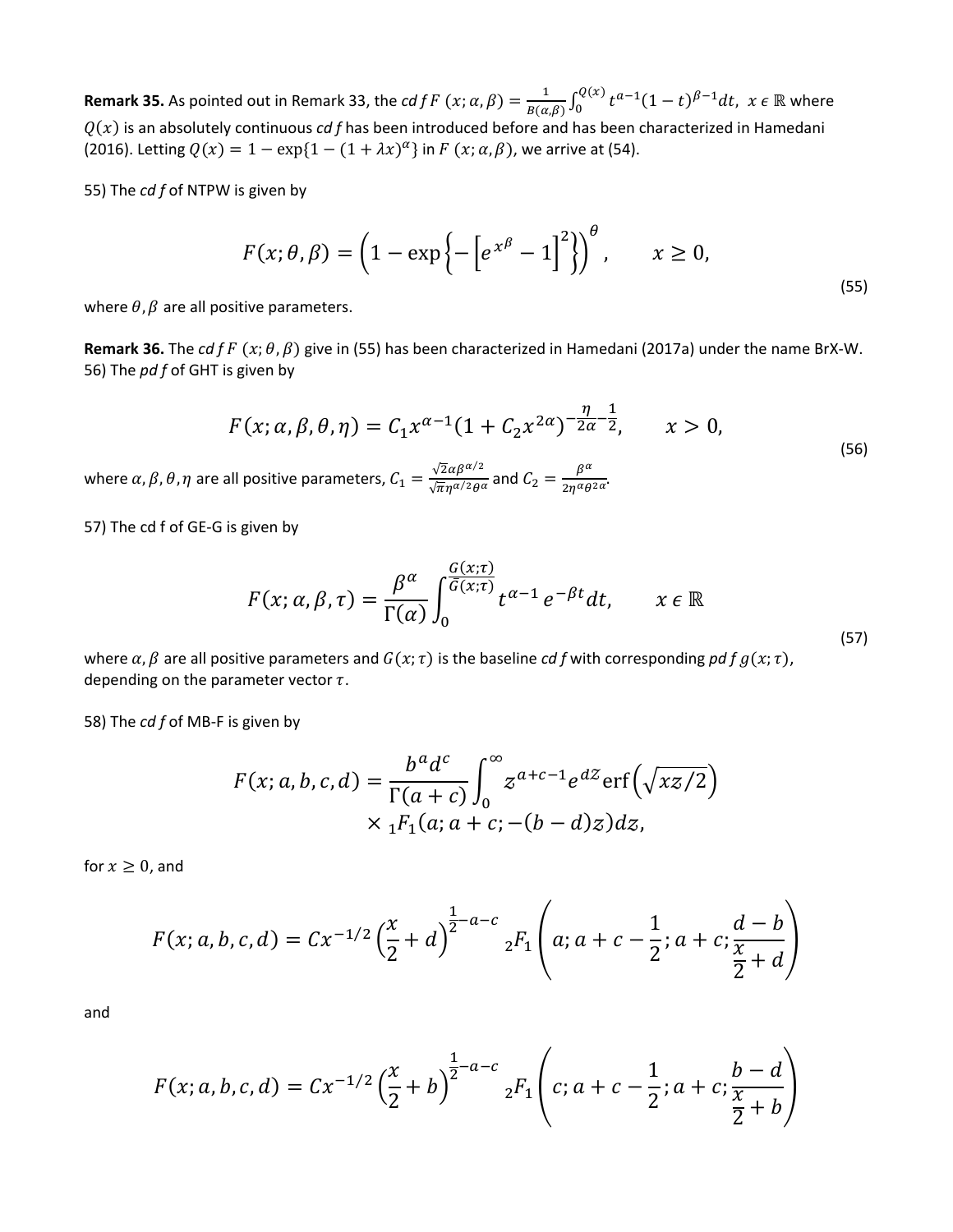**Remark 35.** As pointed out in Remark 33, the *cdf* $F(x;\alpha,\beta) = \frac{1}{B(\alpha,\beta)}\int_0^{Q(x)} t^{\alpha-1}(1-t)^{\beta-1}dt,\ x \in \mathbb{R}$ where $Q(x)$ is an absolutely continuous *cdf* has been introduced before and has been characterized in Hamedani (2016). Letting $Q(x) = 1 - \exp\{1-(1+\lambda x)^{\alpha}\}$ in $F(x;\alpha,\beta)$, we arrive at (54).

55) The *cdf* of NTPW is given by

$$F(x;\theta,\beta) = \left(1 - \exp\left\{-\left[e^{x^{\beta}} - 1\right]^2\right\}\right)^{\theta}, \qquad x \geq 0, \tag{55}$$

where $\theta, \beta$ are all positive parameters.

**Remark 36.** The *cdf* $F(x;\theta,\beta)$ give in (55) has been characterized in Hamedani (2017a) under the name BrX-W.

56) The *pdf* of GHT is given by

$$F(x;\alpha,\beta,\theta,\eta) = C_1 x^{\alpha-1}(1+C_2x^{2\alpha})^{-\frac{\eta}{2\alpha}-\frac{1}{2}}, \qquad x > 0, \tag{56}$$

where $\alpha,\beta,\theta,\eta$ are all positive parameters, $C_1 = \frac{\sqrt{2}\alpha\beta^{\alpha/2}}{\sqrt{\pi}\eta^{\alpha/2}\theta^{\alpha}}$ and $C_2 = \frac{\beta^{\alpha}}{2\eta^{\alpha}\theta^{2\alpha}}$.

57) The cd f of GE-G is given by

$$F(x;\alpha,\beta,\tau) = \frac{\beta^{\alpha}}{\Gamma(\alpha)}\int_0^{\frac{G(x;\tau)}{\bar{G}(x;\tau)}} t^{\alpha-1}e^{-\beta t}dt, \qquad x \in \mathbb{R} \tag{57}$$

where $\alpha,\beta$ are all positive parameters and $G(x;\tau)$ is the baseline *cdf* with corresponding *pdf* $g(x;\tau)$, depending on the parameter vector $\tau$.

58) The *cdf* of MB-F is given by

$$F(x;a,b,c,d) = \frac{b^a d^c}{\Gamma(a+c)}\int_0^{\infty} z^{a+c-1}e^{dZ}\mathrm{erf}\left(\sqrt{xz/2}\right) \times {}_1F_1(a;a+c;-(b-d)z)dz,$$

for $x \geq 0$, and

$$F(x;a,b,c,d) = Cx^{-1/2}\left(\frac{x}{2}+d\right)^{\frac{1}{2}-a-c} {}_2F_1\left(a;a+c-\frac{1}{2};a+c;\frac{d-b}{\frac{x}{2}+d}\right)$$

and

$$F(x;a,b,c,d) = Cx^{-1/2}\left(\frac{x}{2}+b\right)^{\frac{1}{2}-a-c} {}_2F_1\left(c;a+c-\frac{1}{2};a+c;\frac{b-d}{\frac{x}{2}+b}\right)$$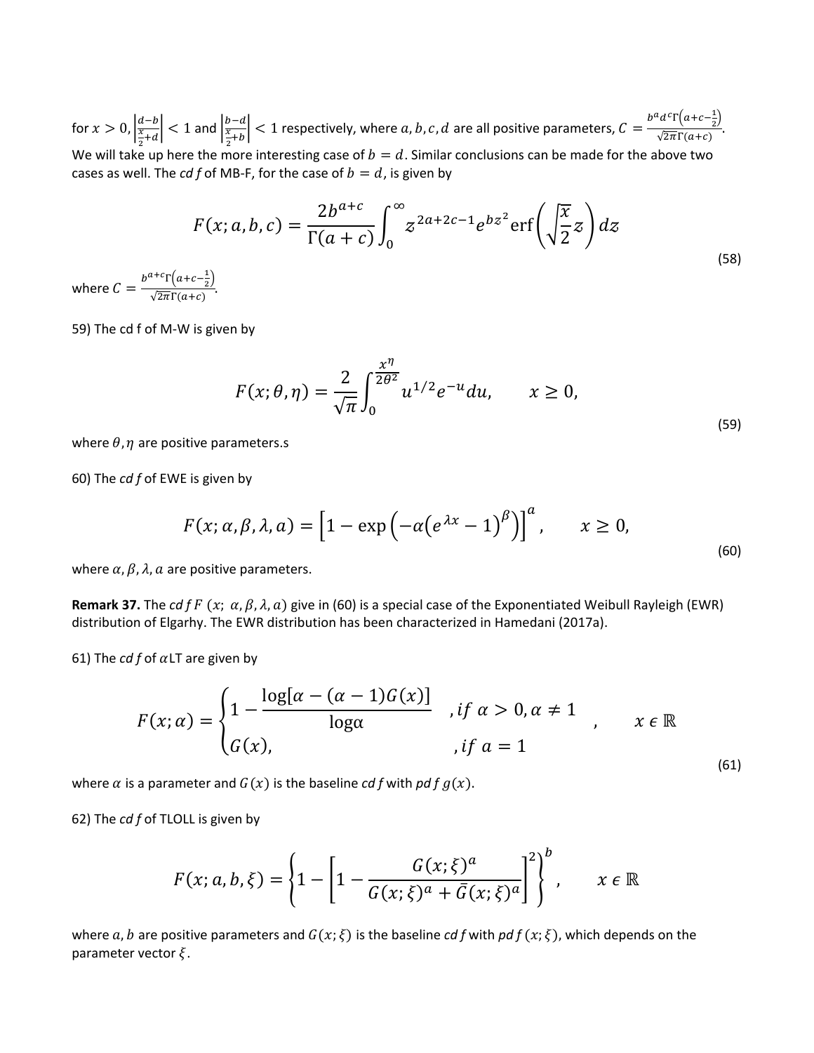for $x > 0$, $\left|\frac{d-b}{\frac{x}{2}+d}\right| < 1$ and $\left|\frac{b-d}{\frac{x}{2}+b}\right| < 1$ respectively, where $a, b, c, d$ are all positive parameters, $C = \frac{b^a d^c \Gamma\left(a+c-\frac{1}{2}\right)}{\sqrt{2\pi}\Gamma(a+c)}$.
We will take up here the more interesting case of $b = d$. Similar conclusions can be made for the above two cases as well. The *cdf* of MB-F, for the case of $b = d$, is given by

$$F(x; a, b, c) = \frac{2b^{a+c}}{\Gamma(a+c)} \int_0^\infty z^{2a+2c-1} e^{bz^2} \operatorname{erf}\left(\sqrt{\frac{x}{2}} z\right) dz \tag{58}$$

where $C = \frac{b^{a+c}\Gamma\left(a+c-\frac{1}{2}\right)}{\sqrt{2\pi}\Gamma(a+c)}$.

59) The cd f of M-W is given by

$$F(x; \theta, \eta) = \frac{2}{\sqrt{\pi}} \int_0^{\frac{x^\eta}{2\theta^2}} u^{1/2} e^{-u} du, \qquad x \geq 0, \tag{59}$$

where $\theta, \eta$ are positive parameters.s

60) The *cdf* of EWE is given by

$$F(x; \alpha, \beta, \lambda, a) = \left[1 - \exp\left(-\alpha\left(e^{\lambda x} - 1\right)^\beta\right)\right]^a, \qquad x \geq 0, \tag{60}$$

where $\alpha, \beta, \lambda, a$ are positive parameters.

**Remark 37.** The *cdf* $F\ (x;\ \alpha, \beta, \lambda, a)$ give in (60) is a special case of the Exponentiated Weibull Rayleigh (EWR) distribution of Elgarhy. The EWR distribution has been characterized in Hamedani (2017a).

61) The *cdf* of $\alpha$LT are given by

$$F(x; \alpha) = \begin{cases} 1 - \dfrac{\log[\alpha - (\alpha - 1)G(x)]}{\log\alpha} & , if\ \alpha > 0, \alpha \neq 1 \\ G(x), & , if\ a = 1 \end{cases} , \qquad x \in \mathbb{R} \tag{61}$$

where $\alpha$ is a parameter and $G(x)$ is the baseline *cdf* with *pdf* $g(x)$.

62) The *cdf* of TLOLL is given by

$$F(x; a, b, \xi) = \left\{1 - \left[1 - \frac{G(x;\xi)^a}{G(x;\xi)^a + \bar{G}(x;\xi)^a}\right]^2\right\}^b, \qquad x \in \mathbb{R}$$

where $a, b$ are positive parameters and $G(x; \xi)$ is the baseline *cdf* with *pdf* $(x; \xi)$, which depends on the parameter vector $\xi$.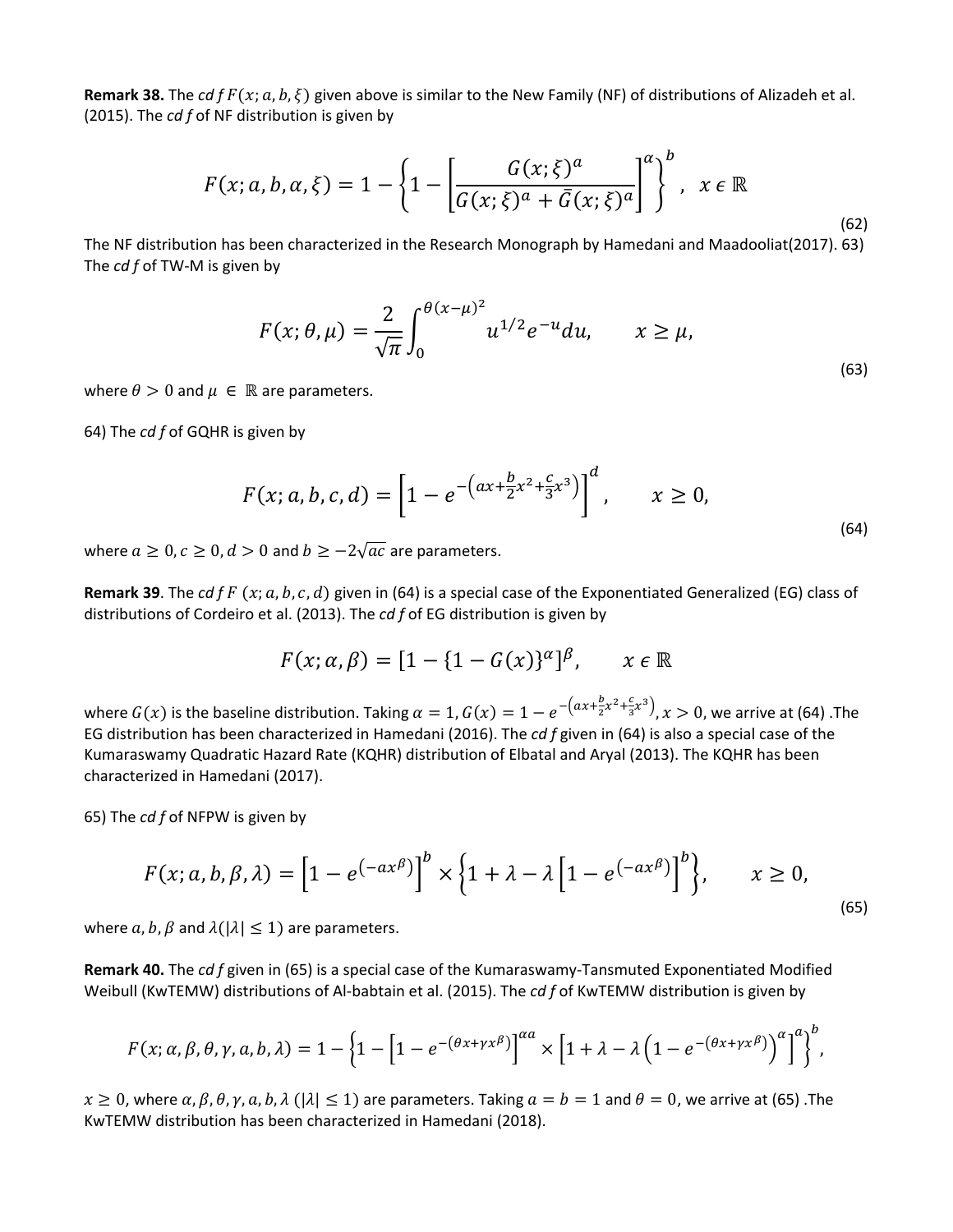**Remark 38.** The *cdf* $F(x; a, b, \xi)$ given above is similar to the New Family (NF) of distributions of Alizadeh et al. (2015). The *cdf* of NF distribution is given by

$$F(x; a, b, \alpha, \xi) = 1 - \left\{1 - \left[\frac{G(x; \xi)^a}{G(x; \xi)^a + \bar{G}(x; \xi)^a}\right]^\alpha\right\}^b, \quad x \in \mathbb{R} \tag{62}$$

The NF distribution has been characterized in the Research Monograph by Hamedani and Maadooliat(2017). 63) The *cdf* of TW-M is given by

$$F(x; \theta, \mu) = \frac{2}{\sqrt{\pi}} \int_0^{\theta(x-\mu)^2} u^{1/2} e^{-u} du, \qquad x \geq \mu, \tag{63}$$

where $\theta > 0$ and $\mu \in \mathbb{R}$ are parameters.

64) The *cdf* of GQHR is given by

$$F(x; a, b, c, d) = \left[1 - e^{-\left(ax + \frac{b}{2}x^2 + \frac{c}{3}x^3\right)}\right]^d, \qquad x \geq 0, \tag{64}$$

where $a \geq 0, c \geq 0, d > 0$ and $b \geq -2\sqrt{ac}$ are parameters.

**Remark 39**. The *cdf* $F\ (x; a, b, c, d)$ given in (64) is a special case of the Exponentiated Generalized (EG) class of distributions of Cordeiro et al. (2013). The *cdf* of EG distribution is given by

$$F(x; \alpha, \beta) = [1 - \{1 - G(x)\}^\alpha]^\beta, \qquad x \in \mathbb{R}$$

where $G(x)$ is the baseline distribution. Taking $\alpha = 1, G(x) = 1 - e^{-\left(ax + \frac{b}{2}x^2 + \frac{c}{3}x^3\right)}, x > 0$, we arrive at (64) .The EG distribution has been characterized in Hamedani (2016). The *cdf* given in (64) is also a special case of the Kumaraswamy Quadratic Hazard Rate (KQHR) distribution of Elbatal and Aryal (2013). The KQHR has been characterized in Hamedani (2017).

65) The *cdf* of NFPW is given by

$$F(x; a, b, \beta, \lambda) = \left[1 - e^{(-ax^\beta)}\right]^b \times \left\{1 + \lambda - \lambda \left[1 - e^{(-ax^\beta)}\right]^b\right\}, \qquad x \geq 0, \tag{65}$$

where $a, b, \beta$ and $\lambda (|\lambda| \leq 1)$ are parameters.

**Remark 40.** The *cdf* given in (65) is a special case of the Kumaraswamy-Tansmuted Exponentiated Modified Weibull (KwTEMW) distributions of Al-babtain et al. (2015). The *cdf* of KwTEMW distribution is given by

$$F(x; \alpha, \beta, \theta, \gamma, a, b, \lambda) = 1 - \left\{1 - \left[1 - e^{-(\theta x + \gamma x^\beta)}\right]^{\alpha a} \times \left[1 + \lambda - \lambda \left(1 - e^{-(\theta x + \gamma x^\beta)}\right)^\alpha\right]^a\right\}^b,$$

$x \geq 0$, where $\alpha, \beta, \theta, \gamma, a, b, \lambda\ (|\lambda| \leq 1)$ are parameters. Taking $a = b = 1$ and $\theta = 0$, we arrive at (65) .The KwTEMW distribution has been characterized in Hamedani (2018).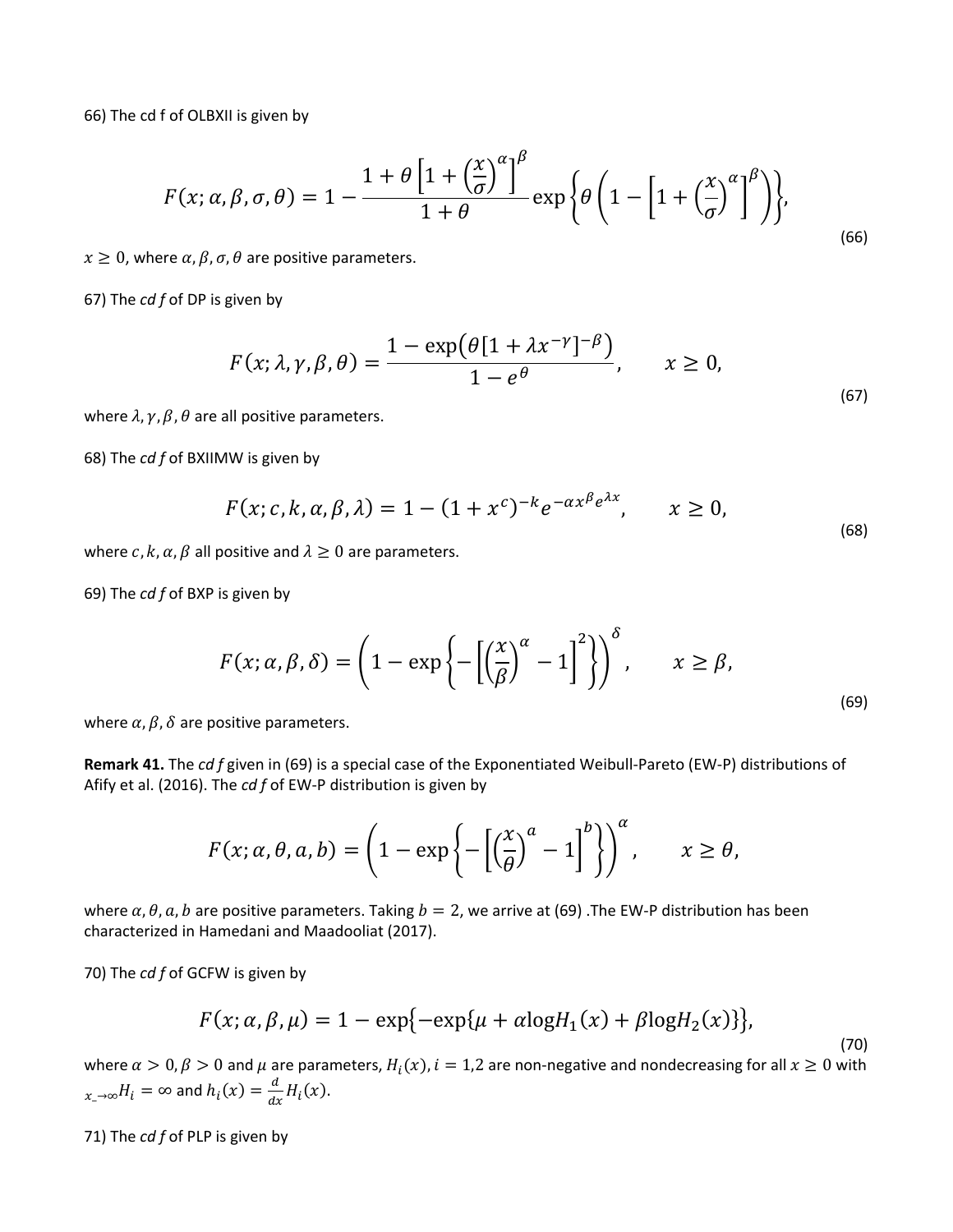66) The cd f of OLBXII is given by

$$F(x;\alpha,\beta,\sigma,\theta) = 1 - \frac{1+\theta\left[1+\left(\frac{x}{\sigma}\right)^{\alpha}\right]^{\beta}}{1+\theta}\exp\left\{\theta\left(1-\left[1+\left(\frac{x}{\sigma}\right)^{\alpha}\right]^{\beta}\right)\right\}, \tag{66}$$

$x \geq 0$, where $\alpha, \beta, \sigma, \theta$ are positive parameters.

67) The *cd f* of DP is given by

$$F(x;\lambda,\gamma,\beta,\theta) = \frac{1-\exp\left(\theta[1+\lambda x^{-\gamma}]^{-\beta}\right)}{1-e^{\theta}}, \qquad x \geq 0, \tag{67}$$

where $\lambda, \gamma, \beta, \theta$ are all positive parameters.

68) The *cd f* of BXIIMW is given by

$$F(x;c,k,\alpha,\beta,\lambda) = 1-(1+x^{c})^{-k}e^{-\alpha x^{\beta}e^{\lambda x}}, \qquad x \geq 0, \tag{68}$$

where $c, k, \alpha, \beta$ all positive and $\lambda \geq 0$ are parameters.

69) The *cd f* of BXP is given by

$$F(x;\alpha,\beta,\delta) = \left(1-\exp\left\{-\left[\left(\frac{x}{\beta}\right)^{\alpha}-1\right]^{2}\right\}\right)^{\delta}, \qquad x \geq \beta, \tag{69}$$

where $\alpha, \beta, \delta$ are positive parameters.

**Remark 41.** The *cd f* given in (69) is a special case of the Exponentiated Weibull-Pareto (EW-P) distributions of Afify et al. (2016). The *cd f* of EW-P distribution is given by

$$F(x;\alpha,\theta,a,b) = \left(1-\exp\left\{-\left[\left(\frac{x}{\theta}\right)^{a}-1\right]^{b}\right\}\right)^{\alpha}, \qquad x \geq \theta,$$

where $\alpha, \theta, a, b$ are positive parameters. Taking $b = 2$, we arrive at (69) .The EW-P distribution has been characterized in Hamedani and Maadooliat (2017).

70) The *cd f* of GCFW is given by

$$F(x;\alpha,\beta,\mu) = 1-\exp\{-\exp\{\mu+\alpha\log H_1(x)+\beta\log H_2(x)\}\}, \tag{70}$$

where $\alpha > 0, \beta > 0$ and $\mu$ are parameters, $H_i(x), i = 1,2$ are non-negative and nondecreasing for all $x \geq 0$ with $_{x\_\to\infty}H_i = \infty$ and $h_i(x) = \frac{d}{dx}H_i(x)$.

71) The *cd f* of PLP is given by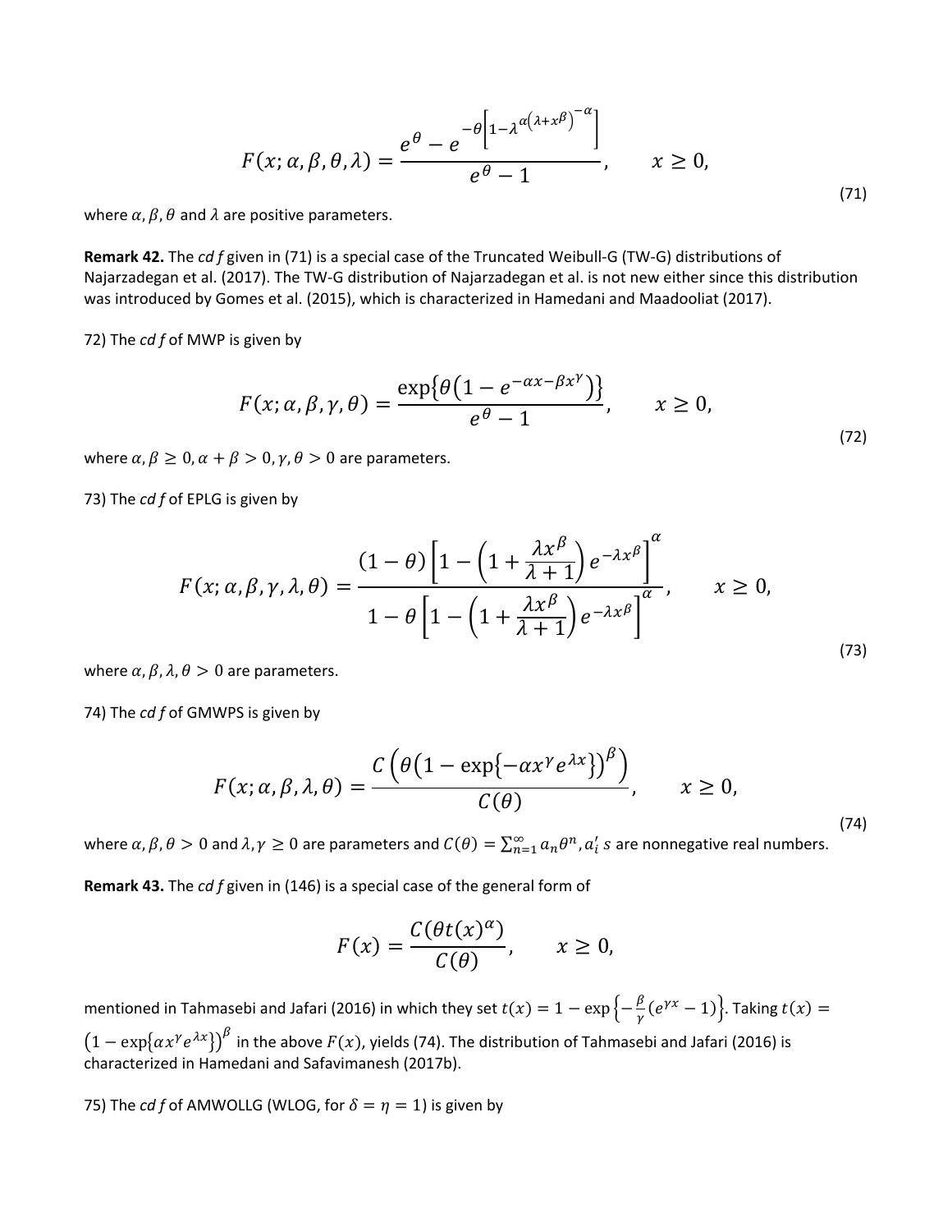$$F(x;\alpha,\beta,\theta,\lambda)=\frac{e^{\theta}-e^{-\theta\left[1-\lambda^{\alpha\left(\lambda+x^{\beta}\right)^{-\alpha}}\right]}}{e^{\theta}-1},\qquad x\geq 0,\tag{71}$$

where $\alpha,\beta,\theta$ and $\lambda$ are positive parameters.

**Remark 42.** The *cd f* given in (71) is a special case of the Truncated Weibull-G (TW-G) distributions of Najarzadegan et al. (2017). The TW-G distribution of Najarzadegan et al. is not new either since this distribution was introduced by Gomes et al. (2015), which is characterized in Hamedani and Maadooliat (2017).

72) The *cd f* of MWP is given by

$$F(x;\alpha,\beta,\gamma,\theta)=\frac{\exp\left\{\theta\left(1-e^{-\alpha x-\beta x^{\gamma}}\right)\right\}}{e^{\theta}-1},\qquad x\geq 0,\tag{72}$$

where $\alpha,\beta\geq 0,\alpha+\beta>0,\gamma,\theta>0$ are parameters.

73) The *cd f* of EPLG is given by

$$F(x;\alpha,\beta,\gamma,\lambda,\theta)=\frac{(1-\theta)\left[1-\left(1+\frac{\lambda x^{\beta}}{\lambda+1}\right)e^{-\lambda x^{\beta}}\right]^{\alpha}}{1-\theta\left[1-\left(1+\frac{\lambda x^{\beta}}{\lambda+1}\right)e^{-\lambda x^{\beta}}\right]^{\alpha}},\qquad x\geq 0,\tag{73}$$

where $\alpha,\beta,\lambda,\theta>0$ are parameters.

74) The *cd f* of GMWPS is given by

$$F(x;\alpha,\beta,\lambda,\theta)=\frac{C\left(\theta\left(1-\exp\left\{-\alpha x^{\gamma}e^{\lambda x}\right\}\right)^{\beta}\right)}{C(\theta)},\qquad x\geq 0,\tag{74}$$

where $\alpha,\beta,\theta>0$ and $\lambda,\gamma\geq 0$ are parameters and $C(\theta)=\sum_{n=1}^{\infty}a_n\theta^n, a_i' s$ are nonnegative real numbers.

**Remark 43.** The *cd f* given in (146) is a special case of the general form of

$$F(x)=\frac{C(\theta t(x)^{\alpha})}{C(\theta)},\qquad x\geq 0,$$

mentioned in Tahmasebi and Jafari (2016) in which they set $t(x)=1-\exp\left\{-\frac{\beta}{\gamma}(e^{\gamma x}-1)\right\}$. Taking $t(x)=\left(1-\exp\{\alpha x^{\gamma}e^{\lambda x}\}\right)^{\beta}$ in the above $F(x)$, yields (74). The distribution of Tahmasebi and Jafari (2016) is characterized in Hamedani and Safavimanesh (2017b).

75) The *cd f* of AMWOLLG (WLOG, for $\delta=\eta=1$) is given by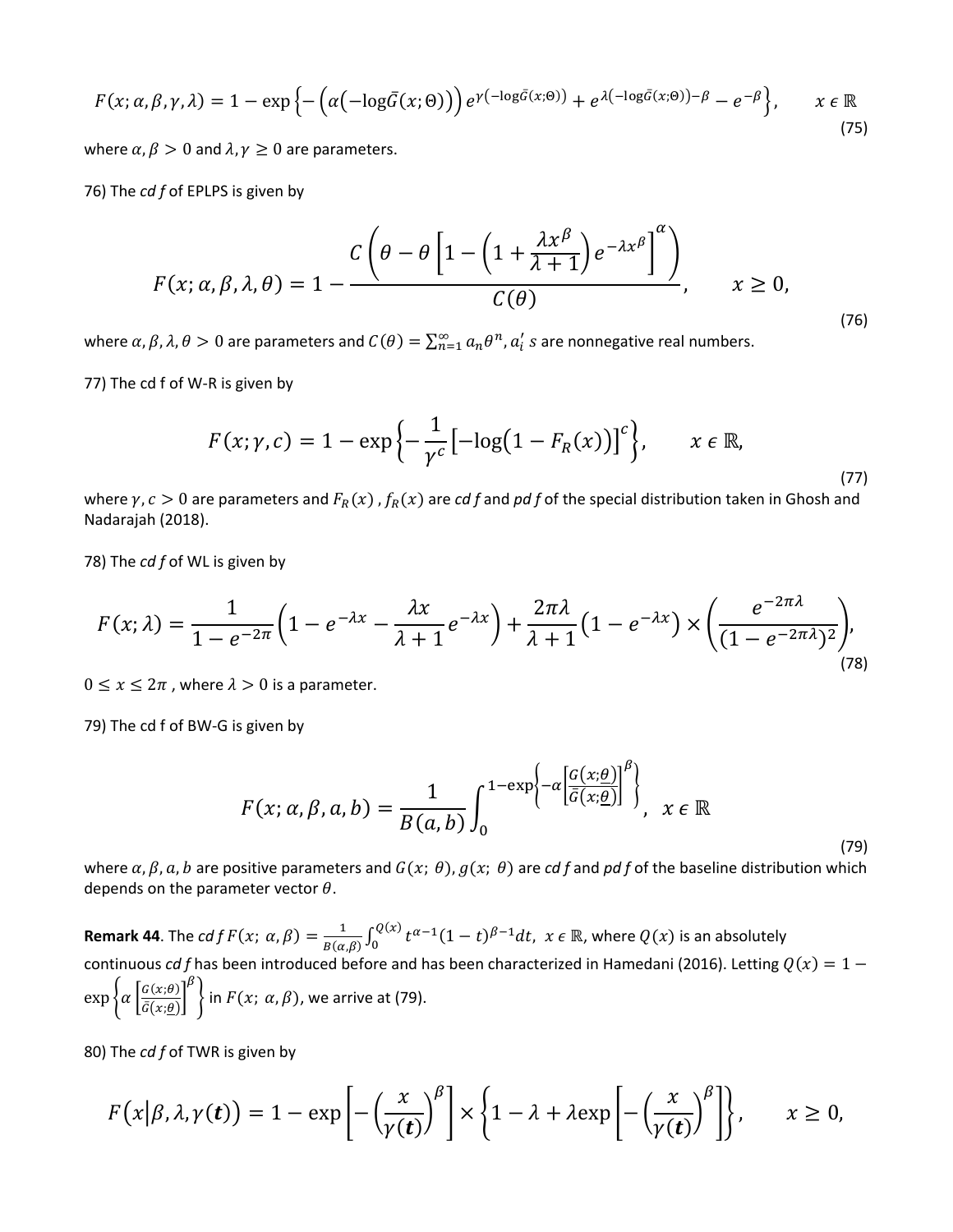$$F(x;\alpha,\beta,\gamma,\lambda) = 1 - \exp\left\{-\left(\alpha\left(-\log\bar{G}(x;\Theta)\right)\right)e^{\gamma\left(-\log\bar{G}(x;\Theta)\right)} + e^{\lambda\left(-\log\bar{G}(x;\Theta)\right)-\beta} - e^{-\beta}\right\}, \qquad x \in \mathbb{R} \tag{75}$$

where $\alpha,\beta > 0$ and $\lambda,\gamma \geq 0$ are parameters.

76) The *cdf* of EPLPS is given by

$$F(x;\alpha,\beta,\lambda,\theta) = 1 - \frac{C\left(\theta - \theta\left[1 - \left(1 + \frac{\lambda x^{\beta}}{\lambda+1}\right)e^{-\lambda x^{\beta}}\right]^{\alpha}\right)}{C(\theta)}, \qquad x \geq 0, \tag{76}$$

where $\alpha,\beta,\lambda,\theta > 0$ are parameters and $C(\theta) = \sum_{n=1}^{\infty} a_n\theta^n$, $a_i' s$ are nonnegative real numbers.

77) The cd f of W-R is given by

$$F(x;\gamma,c) = 1 - \exp\left\{-\frac{1}{\gamma^c}\left[-\log\left(1 - F_R(x)\right)\right]^c\right\}, \qquad x \in \mathbb{R}, \tag{77}$$

where $\gamma, c > 0$ are parameters and $F_R(x)$ , $f_R(x)$ are *cdf* and *pdf* of the special distribution taken in Ghosh and Nadarajah (2018).

78) The *cdf* of WL is given by

$$F(x;\lambda) = \frac{1}{1-e^{-2\pi}}\left(1 - e^{-\lambda x} - \frac{\lambda x}{\lambda+1}e^{-\lambda x}\right) + \frac{2\pi\lambda}{\lambda+1}\left(1 - e^{-\lambda x}\right) \times \left(\frac{e^{-2\pi\lambda}}{(1-e^{-2\pi\lambda})^2}\right), \tag{78}$$

$0 \leq x \leq 2\pi$ , where $\lambda > 0$ is a parameter.

79) The cd f of BW-G is given by

$$F(x;\alpha,\beta,a,b) = \frac{1}{B(a,b)}\int_0^{1-\exp\left\{-\alpha\left[\frac{G(x;\underline{\theta})}{\bar{G}(x;\underline{\theta})}\right]^{\beta}\right\}}, \quad x \in \mathbb{R} \tag{79}$$

where $\alpha,\beta,a,b$ are positive parameters and $G(x;\,\theta)$, $g(x;\,\theta)$ are *cdf* and *pdf* of the baseline distribution which depends on the parameter vector $\theta$.

**Remark 44**. The *cdf* $F(x;\,\alpha,\beta) = \frac{1}{B(\alpha,\beta)}\int_0^{Q(x)} t^{\alpha-1}(1-t)^{\beta-1}dt,\ x \in \mathbb{R}$, where $Q(x)$ is an absolutely continuous *cdf* has been introduced before and has been characterized in Hamedani (2016). Letting $Q(x) = 1 - \exp\left\{\alpha\left[\frac{G(x;\theta)}{\bar{G}(x;\underline{\theta})}\right]^{\beta}\right\}$ in $F(x;\,\alpha,\beta)$, we arrive at (79).

80) The *cdf* of TWR is given by

$$F\left(x\middle|\beta,\lambda,\gamma(\boldsymbol{t})\right) = 1 - \exp\left[-\left(\frac{x}{\gamma(\boldsymbol{t})}\right)^{\beta}\right] \times \left\{1 - \lambda + \lambda\exp\left[-\left(\frac{x}{\gamma(\boldsymbol{t})}\right)^{\beta}\right]\right\}, \qquad x \geq 0,$$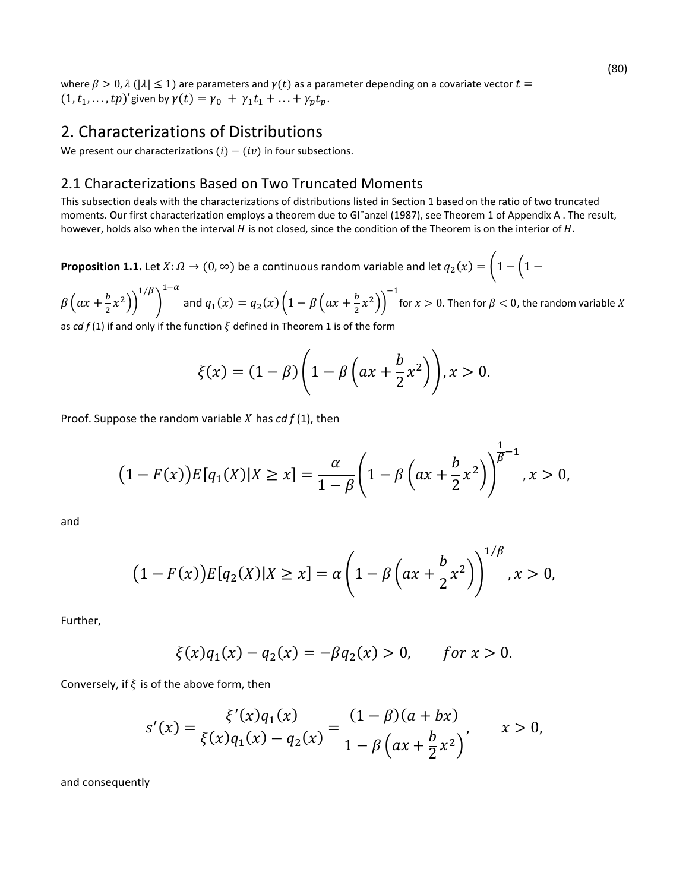(80)

where $\beta > 0, \lambda$ ($|\lambda| \leq 1$) are parameters and $\gamma(t)$ as a parameter depending on a covariate vector $t = (1, t_1, \ldots, tp)'$ given by $\gamma(t) = \gamma_0 + \gamma_1 t_1 + \ldots + \gamma_p t_p$.

# 2. Characterizations of Distributions

We present our characterizations $(i) - (iv)$ in four subsections.

## 2.1 Characterizations Based on Two Truncated Moments

This subsection deals with the characterizations of distributions listed in Section 1 based on the ratio of two truncated moments. Our first characterization employs a theorem due to Gl¨anzel (1987), see Theorem 1 of Appendix A . The result, however, holds also when the interval $H$ is not closed, since the condition of the Theorem is on the interior of $H$.

**Proposition 1.1.** Let $X: \Omega \to (0, \infty)$ be a continuous random variable and let $q_2(x) = \left(1 - \left(1 - \beta\left(ax + \frac{b}{2}x^2\right)\right)^{1/\beta}\right)^{1-\alpha}$ and $q_1(x) = q_2(x)\left(1 - \beta\left(ax + \frac{b}{2}x^2\right)\right)^{-1}$ for $x > 0$. Then for $\beta < 0$, the random variable $X$ as *cd f* (1) if and only if the function $\xi$ defined in Theorem 1 is of the form

$$\xi(x) = (1 - \beta)\left(1 - \beta\left(ax + \frac{b}{2}x^2\right)\right), x > 0.$$

Proof. Suppose the random variable $X$ has *cd f* (1), then

$$\left(1 - F(x)\right)E[q_1(X)|X \geq x] = \frac{\alpha}{1 - \beta}\left(1 - \beta\left(ax + \frac{b}{2}x^2\right)\right)^{\frac{1}{\beta} - 1}, x > 0,$$

and

$$\left(1 - F(x)\right)E[q_2(X)|X \geq x] = \alpha\left(1 - \beta\left(ax + \frac{b}{2}x^2\right)\right)^{1/\beta}, x > 0,$$

Further,

$$\xi(x)q_1(x) - q_2(x) = -\beta q_2(x) > 0, \qquad for\ x > 0.$$

Conversely, if $\xi$ is of the above form, then

$$s'(x) = \frac{\xi'(x)q_1(x)}{\xi(x)q_1(x) - q_2(x)} = \frac{(1 - \beta)(a + bx)}{1 - \beta\left(ax + \frac{b}{2}x^2\right)}, \qquad x > 0,$$

and consequently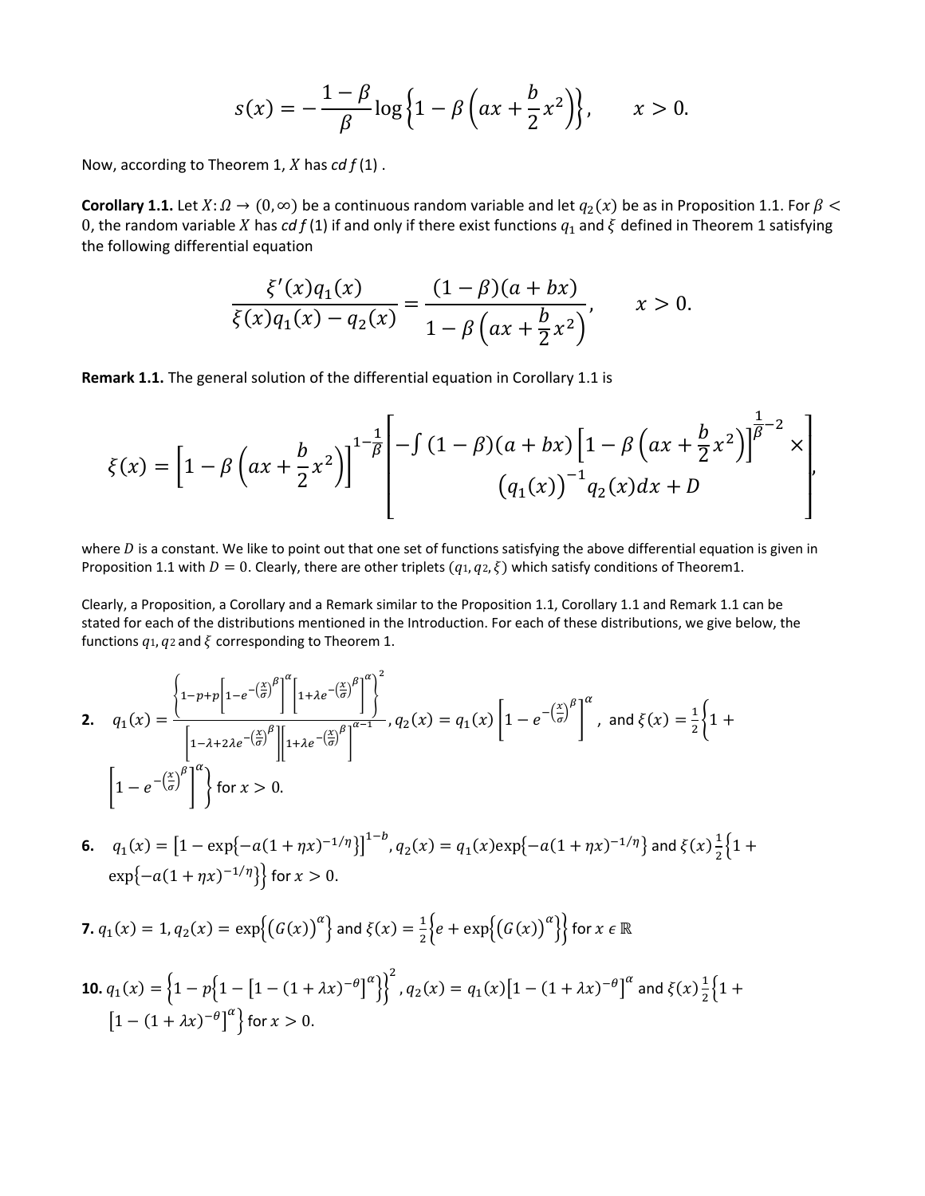$$s(x) = -\frac{1-\beta}{\beta}\log\left\{1-\beta\left(ax+\frac{b}{2}x^2\right)\right\}, \qquad x>0.$$

Now, according to Theorem 1, $X$ has $cdf$ (1) .

**Corollary 1.1.** Let $X: \Omega \to (0,\infty)$ be a continuous random variable and let $q_2(x)$ be as in Proposition 1.1. For $\beta < 0$, the random variable $X$ has $cdf$ (1) if and only if there exist functions $q_1$ and $\xi$ defined in Theorem 1 satisfying the following differential equation

$$\frac{\xi'(x)q_1(x)}{\xi(x)q_1(x)-q_2(x)} = \frac{(1-\beta)(a+bx)}{1-\beta\left(ax+\frac{b}{2}x^2\right)}, \qquad x>0.$$

**Remark 1.1.** The general solution of the differential equation in Corollary 1.1 is

$$\xi(x) = \left[1-\beta\left(ax+\frac{b}{2}x^2\right)\right]^{1-\frac{1}{\beta}}\left[\begin{array}{c}-\int (1-\beta)(a+bx)\left[1-\beta\left(ax+\frac{b}{2}x^2\right)\right]^{\frac{1}{\beta}-2}\times \\ (q_1(x))^{-1}q_2(x)dx + D\end{array}\right],$$

where $D$ is a constant. We like to point out that one set of functions satisfying the above differential equation is given in Proposition 1.1 with $D=0$. Clearly, there are other triplets $(q_1, q_2, \xi)$ which satisfy conditions of Theorem1.

Clearly, a Proposition, a Corollary and a Remark similar to the Proposition 1.1, Corollary 1.1 and Remark 1.1 can be stated for each of the distributions mentioned in the Introduction. For each of these distributions, we give below, the functions $q_1, q_2$ and $\xi$ corresponding to Theorem 1.

**2.** $q_1(x) = \dfrac{\left\{1-p+p\left[1-e^{-\left(\frac{x}{\sigma}\right)^\beta}\right]^\alpha\left[1+\lambda e^{-\left(\frac{x}{\sigma}\right)^\beta}\right]^\alpha\right\}^2}{\left[1-\lambda+2\lambda e^{-\left(\frac{x}{\sigma}\right)^\beta}\right]\left[1+\lambda e^{-\left(\frac{x}{\sigma}\right)^\beta}\right]^{\alpha-1}}$, $q_2(x) = q_1(x)\left[1-e^{-\left(\frac{x}{\sigma}\right)^\beta}\right]^\alpha$, and $\xi(x) = \frac{1}{2}\left\{1+\left[1-e^{-\left(\frac{x}{\sigma}\right)^\beta}\right]^\alpha\right\}$ for $x>0$.

**6.** $q_1(x) = \left[1-\exp\{-a(1+\eta x)^{-1/\eta}\}\right]^{1-b}$, $q_2(x) = q_1(x)\exp\{-a(1+\eta x)^{-1/\eta}\}$ and $\xi(x)\frac{1}{2}\left\{1+\exp\{-a(1+\eta x)^{-1/\eta}\}\right\}$ for $x>0$.

**7.** $q_1(x) = 1$, $q_2(x) = \exp\left\{(G(x))^\alpha\right\}$ and $\xi(x) = \frac{1}{2}\left\{e+\exp\left\{(G(x))^\alpha\right\}\right\}$ for $x \in \mathbb{R}$

**10.** $q_1(x) = \left\{1-p\left\{1-\left[1-(1+\lambda x)^{-\theta}\right]^\alpha\right\}\right\}^2$, $q_2(x) = q_1(x)\left[1-(1+\lambda x)^{-\theta}\right]^\alpha$ and $\xi(x)\frac{1}{2}\left\{1+\left[1-(1+\lambda x)^{-\theta}\right]^\alpha\right\}$ for $x>0$.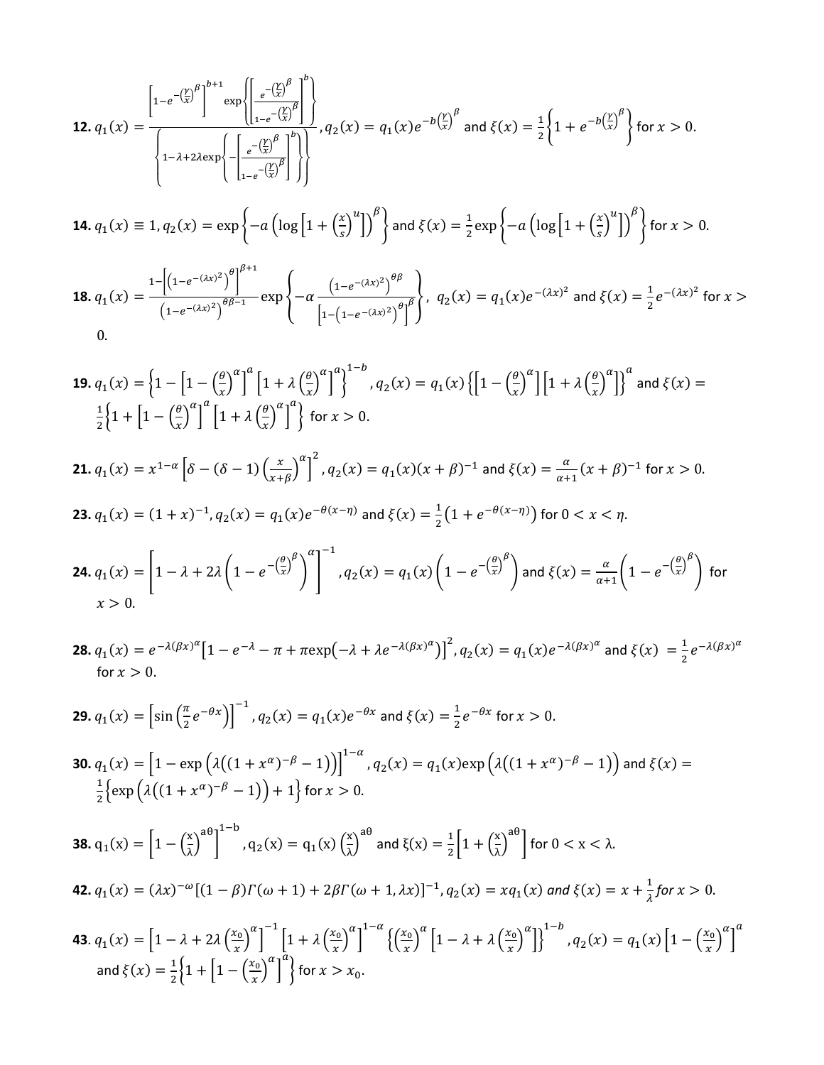**12.** $q_1(x) = \dfrac{\left[1-e^{-\left(\frac{\gamma}{x}\right)^{\beta}}\right]^{b+1} \exp\left\{\left[\dfrac{e^{-\left(\frac{\gamma}{x}\right)^{\beta}}}{1-e^{-\left(\frac{\gamma}{x}\right)^{\beta}}}\right]^{b}\right\}}{\left\{1-\lambda+2\lambda\exp\left\{-\left[\dfrac{e^{-\left(\frac{\gamma}{x}\right)^{\beta}}}{1-e^{-\left(\frac{\gamma}{x}\right)^{\beta}}}\right]^{b}\right\}\right\}}$, $q_2(x) = q_1(x)e^{-b\left(\frac{\gamma}{x}\right)^{\beta}}$ and $\xi(x) = \frac{1}{2}\left\{1+e^{-b\left(\frac{\gamma}{x}\right)^{\beta}}\right\}$ for $x > 0$.

**14.** $q_1(x) \equiv 1$, $q_2(x) = \exp\left\{-a\left(\log\left[1+\left(\frac{x}{s}\right)^{u}\right]\right)^{\beta}\right\}$ and $\xi(x) = \frac{1}{2}\exp\left\{-a\left(\log\left[1+\left(\frac{x}{s}\right)^{u}\right]\right)^{\beta}\right\}$ for $x > 0$.

**18.** $q_1(x) = \dfrac{1-\left[\left(1-e^{-(\lambda x)^2}\right)^{\theta}\right]^{\beta+1}}{\left(1-e^{-(\lambda x)^2}\right)^{\theta\beta-1}} \exp\left\{-\alpha\dfrac{\left(1-e^{-(\lambda x)^2}\right)^{\theta\beta}}{\left[1-\left(1-e^{-(\lambda x)^2}\right)^{\theta}\right]^{\beta}}\right\}$, $q_2(x) = q_1(x)e^{-(\lambda x)^2}$ and $\xi(x) = \frac{1}{2}e^{-(\lambda x)^2}$ for $x > 0$.

**19.** $q_1(x) = \left\{1-\left[1-\left(\frac{\theta}{x}\right)^{\alpha}\right]^{a}\left[1+\lambda\left(\frac{\theta}{x}\right)^{\alpha}\right]^{a}\right\}^{1-b}$, $q_2(x) = q_1(x)\left\{\left[1-\left(\frac{\theta}{x}\right)^{\alpha}\right]\left[1+\lambda\left(\frac{\theta}{x}\right)^{\alpha}\right]\right\}^{a}$ and $\xi(x) = \frac{1}{2}\left\{1+\left[1-\left(\frac{\theta}{x}\right)^{\alpha}\right]^{a}\left[1+\lambda\left(\frac{\theta}{x}\right)^{\alpha}\right]^{a}\right\}$ for $x > 0$.

**21.** $q_1(x) = x^{1-\alpha}\left[\delta-(\delta-1)\left(\frac{x}{x+\beta}\right)^{\alpha}\right]^{2}$, $q_2(x) = q_1(x)(x+\beta)^{-1}$ and $\xi(x) = \frac{\alpha}{\alpha+1}(x+\beta)^{-1}$ for $x > 0$.

**23.** $q_1(x) = (1+x)^{-1}$, $q_2(x) = q_1(x)e^{-\theta(x-\eta)}$ and $\xi(x) = \frac{1}{2}\left(1+e^{-\theta(x-\eta)}\right)$ for $0 < x < \eta$.

**24.** $q_1(x) = \left[1-\lambda+2\lambda\left(1-e^{-\left(\frac{\theta}{x}\right)^{\beta}}\right)^{\alpha}\right]^{-1}$, $q_2(x) = q_1(x)\left(1-e^{-\left(\frac{\theta}{x}\right)^{\beta}}\right)$ and $\xi(x) = \frac{\alpha}{\alpha+1}\left(1-e^{-\left(\frac{\theta}{x}\right)^{\beta}}\right)$ for $x > 0$.

**28.** $q_1(x) = e^{-\lambda(\beta x)^{\alpha}}\left[1-e^{-\lambda}-\pi+\pi\exp\left(-\lambda+\lambda e^{-\lambda(\beta x)^{\alpha}}\right)\right]^{2}$, $q_2(x) = q_1(x)e^{-\lambda(\beta x)^{\alpha}}$ and $\xi(x) = \frac{1}{2}e^{-\lambda(\beta x)^{\alpha}}$ for $x > 0$.

**29.** $q_1(x) = \left[\sin\left(\frac{\pi}{2}e^{-\theta x}\right)\right]^{-1}$, $q_2(x) = q_1(x)e^{-\theta x}$ and $\xi(x) = \frac{1}{2}e^{-\theta x}$ for $x > 0$.

**30.** $q_1(x) = \left[1-\exp\left(\lambda\left((1+x^{\alpha})^{-\beta}-1\right)\right)\right]^{1-\alpha}$, $q_2(x) = q_1(x)\exp\left(\lambda\left((1+x^{\alpha})^{-\beta}-1\right)\right)$ and $\xi(x) = \frac{1}{2}\left\{\exp\left(\lambda\left((1+x^{\alpha})^{-\beta}-1\right)\right)+1\right\}$ for $x > 0$.

**38.** $q_1(x) = \left[1-\left(\frac{x}{\lambda}\right)^{a\theta}\right]^{1-b}$, $q_2(x) = q_1(x)\left(\frac{x}{\lambda}\right)^{a\theta}$ and $\xi(x) = \frac{1}{2}\left[1+\left(\frac{x}{\lambda}\right)^{a\theta}\right]$ for $0 < x < \lambda$.

**42.** $q_1(x) = (\lambda x)^{-\omega}\left[(1-\beta)\Gamma(\omega+1)+2\beta\Gamma(\omega+1,\lambda x)\right]^{-1}$, $q_2(x) = xq_1(x)$ *and* $\xi(x) = x+\frac{1}{\lambda}$ *for* $x > 0$.

**43.** $q_1(x) = \left[1-\lambda+2\lambda\left(\frac{x_0}{x}\right)^{\alpha}\right]^{-1}\left[1+\lambda\left(\frac{x_0}{x}\right)^{\alpha}\right]^{1-\alpha}\left\{\left(\frac{x_0}{x}\right)^{\alpha}\left[1-\lambda+\lambda\left(\frac{x_0}{x}\right)^{\alpha}\right]\right\}^{1-b}$, $q_2(x) = q_1(x)\left[1-\left(\frac{x_0}{x}\right)^{\alpha}\right]^{a}$ and $\xi(x) = \frac{1}{2}\left\{1+\left[1-\left(\frac{x_0}{x}\right)^{\alpha}\right]^{a}\right\}$ for $x > x_0$.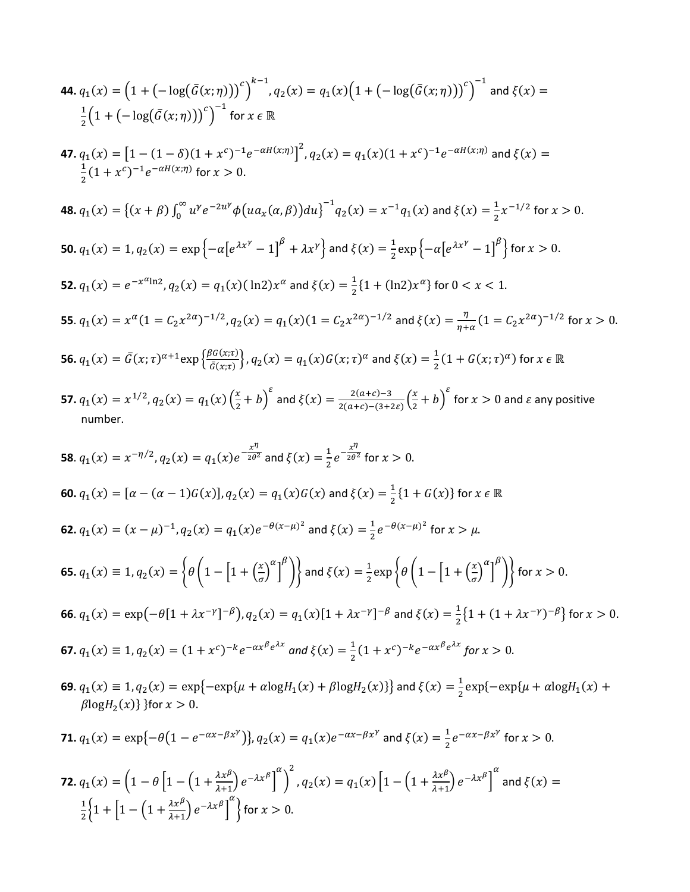**44.** $q_1(x) = \left(1 + \left(-\log\left(\bar{G}(x;\eta)\right)\right)^c\right)^{k-1}$, $q_2(x) = q_1(x)\left(1 + \left(-\log\left(\bar{G}(x;\eta)\right)\right)^c\right)^{-1}$ and $\xi(x) = \frac{1}{2}\left(1 + \left(-\log\left(\bar{G}(x;\eta)\right)\right)^c\right)^{-1}$ for $x \in \mathbb{R}$

**47.** $q_1(x) = \left[1 - (1-\delta)(1+x^c)^{-1}e^{-\alpha H(x;\eta)}\right]^2$, $q_2(x) = q_1(x)(1+x^c)^{-1}e^{-\alpha H(x;\eta)}$ and $\xi(x) = \frac{1}{2}(1+x^c)^{-1}e^{-\alpha H(x;\eta)}$ for $x > 0$.

**48.** $q_1(x) = \left\{(x+\beta)\int_0^\infty u^\gamma e^{-2u^\gamma}\phi\left(ua_x(\alpha,\beta)\right)du\right\}^{-1} q_2(x) = x^{-1}q_1(x)$ and $\xi(x) = \frac{1}{2}x^{-1/2}$ for $x > 0$.

**50.** $q_1(x) = 1$, $q_2(x) = \exp\left\{-\alpha\left[e^{\lambda x^\gamma} - 1\right]^\beta + \lambda x^\gamma\right\}$ and $\xi(x) = \frac{1}{2}\exp\left\{-\alpha\left[e^{\lambda x^\gamma} - 1\right]^\beta\right\}$ for $x > 0$.

**52.** $q_1(x) = e^{-x^\alpha \ln 2}$, $q_2(x) = q_1(x)(\ln 2)x^\alpha$ and $\xi(x) = \frac{1}{2}\{1 + (\ln 2)x^\alpha\}$ for $0 < x < 1$.

**55**. $q_1(x) = x^\alpha(1 = C_2x^{2\alpha})^{-1/2}$, $q_2(x) = q_1(x)(1 = C_2x^{2\alpha})^{-1/2}$ and $\xi(x) = \frac{\eta}{\eta+\alpha}(1 = C_2x^{2\alpha})^{-1/2}$ for $x > 0$.

**56.** $q_1(x) = \bar{G}(x;\tau)^{\alpha+1}\exp\left\{\frac{\beta G(x;\tau)}{\bar{G}(x;\tau)}\right\}$, $q_2(x) = q_1(x)G(x;\tau)^\alpha$ and $\xi(x) = \frac{1}{2}(1 + G(x;\tau)^\alpha)$ for $x \in \mathbb{R}$

**57.** $q_1(x) = x^{1/2}$, $q_2(x) = q_1(x)\left(\frac{x}{2} + b\right)^\varepsilon$ and $\xi(x) = \frac{2(a+c)-3}{2(a+c)-(3+2\varepsilon)}\left(\frac{x}{2} + b\right)^\varepsilon$ for $x > 0$ and $\varepsilon$ any positive number.

**58**. $q_1(x) = x^{-\eta/2}$, $q_2(x) = q_1(x)e^{-\frac{x^\eta}{2\theta^2}}$ and $\xi(x) = \frac{1}{2}e^{-\frac{x^\eta}{2\theta^2}}$ for $x > 0$.

**60.** $q_1(x) = [\alpha - (\alpha-1)G(x)]$, $q_2(x) = q_1(x)G(x)$ and $\xi(x) = \frac{1}{2}\{1 + G(x)\}$ for $x \in \mathbb{R}$

**62.** $q_1(x) = (x-\mu)^{-1}$, $q_2(x) = q_1(x)e^{-\theta(x-\mu)^2}$ and $\xi(x) = \frac{1}{2}e^{-\theta(x-\mu)^2}$ for $x > \mu$.

**65.** $q_1(x) \equiv 1$, $q_2(x) = \left\{\theta\left(1 - \left[1 + \left(\frac{x}{\sigma}\right)^\alpha\right]^\beta\right)\right\}$ and $\xi(x) = \frac{1}{2}\exp\left\{\theta\left(1 - \left[1 + \left(\frac{x}{\sigma}\right)^\alpha\right]^\beta\right)\right\}$ for $x > 0$.

**66**. $q_1(x) = \exp\left(-\theta[1 + \lambda x^{-\gamma}]^{-\beta}\right)$, $q_2(x) = q_1(x)[1 + \lambda x^{-\gamma}]^{-\beta}$ and $\xi(x) = \frac{1}{2}\{1 + (1 + \lambda x^{-\gamma})^{-\beta}\}$ for $x > 0$.

**67.** $q_1(x) \equiv 1$, $q_2(x) = (1+x^c)^{-k}e^{-\alpha x^\beta e^{\lambda x}}$ *and* $\xi(x) = \frac{1}{2}(1+x^c)^{-k}e^{-\alpha x^\beta e^{\lambda x}}$ *for* $x > 0$.

**69**. $q_1(x) \equiv 1$, $q_2(x) = \exp\{-\exp\{\mu + \alpha \log H_1(x) + \beta \log H_2(x)\}\}$ and $\xi(x) = \frac{1}{2}\exp\{-\exp\{\mu + \alpha \log H_1(x) + \beta \log H_2(x)\}\}$ for $x > 0$.

**71.** $q_1(x) = \exp\{-\theta(1 - e^{-\alpha x - \beta x^\gamma})\}$, $q_2(x) = q_1(x)e^{-\alpha x - \beta x^\gamma}$ and $\xi(x) = \frac{1}{2}e^{-\alpha x - \beta x^\gamma}$ for $x > 0$.

**72.** $q_1(x) = \left(1 - \theta\left[1 - \left(1 + \frac{\lambda x^\beta}{\lambda+1}\right)e^{-\lambda x^\beta}\right]^\alpha\right)^2$, $q_2(x) = q_1(x)\left[1 - \left(1 + \frac{\lambda x^\beta}{\lambda+1}\right)e^{-\lambda x^\beta}\right]^\alpha$ and $\xi(x) = \frac{1}{2}\left\{1 + \left[1 - \left(1 + \frac{\lambda x^\beta}{\lambda+1}\right)e^{-\lambda x^\beta}\right]^\alpha\right\}$ for $x > 0$.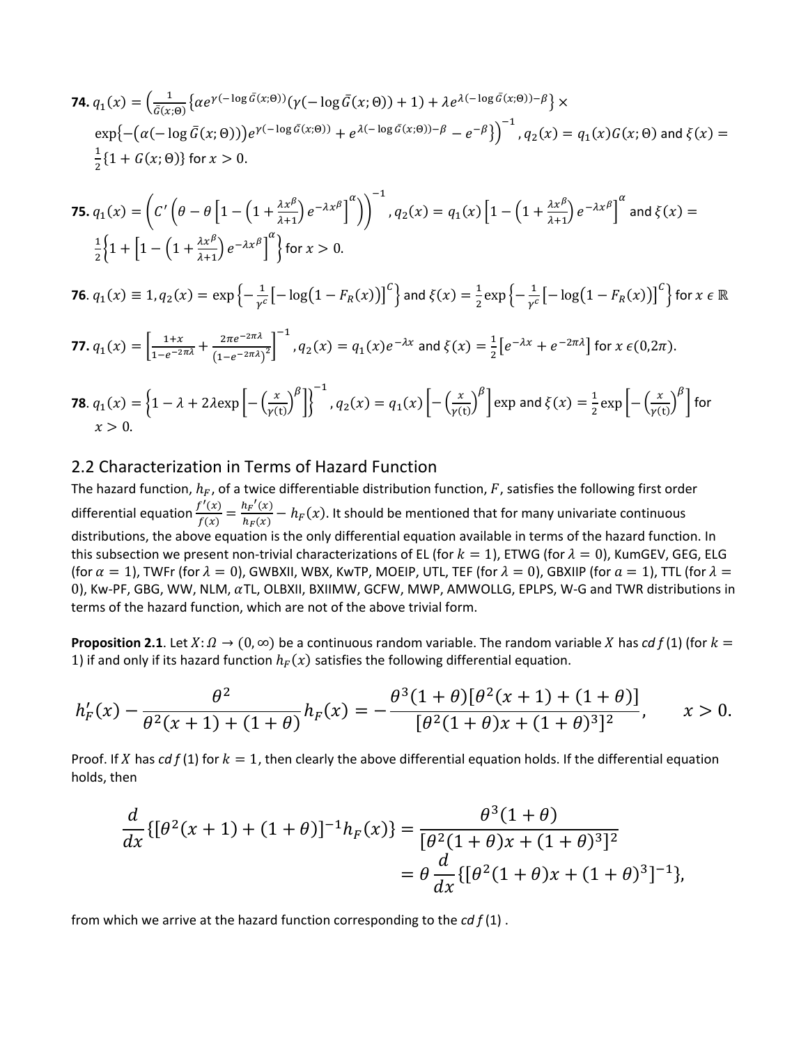**74.** $q_1(x) = \left(\frac{1}{\bar{G}(x;\Theta)}\left\{\alpha e^{\gamma(-\log \bar{G}(x;\Theta))}(\gamma(-\log \bar{G}(x;\Theta)) + 1) + \lambda e^{\lambda(-\log \bar{G}(x;\Theta))-\beta}\right\} \times \exp\left\{-\left(\alpha(-\log \bar{G}(x;\Theta))\right)e^{\gamma(-\log \bar{G}(x;\Theta))} + e^{\lambda(-\log \bar{G}(x;\Theta))-\beta} - e^{-\beta}\right\}\right)^{-1}$, $q_2(x) = q_1(x)G(x;\Theta)$ and $\xi(x) = \frac{1}{2}\{1 + G(x;\Theta)\}$ for $x > 0$.

**75.** $q_1(x) = \left(C'\left(\theta - \theta\left[1 - \left(1 + \frac{\lambda x^\beta}{\lambda+1}\right)e^{-\lambda x^\beta}\right]^\alpha\right)\right)^{-1}$, $q_2(x) = q_1(x)\left[1 - \left(1 + \frac{\lambda x^\beta}{\lambda+1}\right)e^{-\lambda x^\beta}\right]^\alpha$ and $\xi(x) = \frac{1}{2}\left\{1 + \left[1 - \left(1 + \frac{\lambda x^\beta}{\lambda+1}\right)e^{-\lambda x^\beta}\right]^\alpha\right\}$ for $x > 0$.

**76**. $q_1(x) \equiv 1, q_2(x) = \exp\left\{-\frac{1}{\gamma^c}\left[-\log\left(1 - F_R(x)\right)\right]^C\right\}$ and $\xi(x) = \frac{1}{2}\exp\left\{-\frac{1}{\gamma^c}\left[-\log\left(1 - F_R(x)\right)\right]^C\right\}$ for $x \in \mathbb{R}$

**77.** $q_1(x) = \left[\frac{1+x}{1-e^{-2\pi\lambda}} + \frac{2\pi e^{-2\pi\lambda}}{\left(1-e^{-2\pi\lambda}\right)^2}\right]^{-1}$, $q_2(x) = q_1(x)e^{-\lambda x}$ and $\xi(x) = \frac{1}{2}\left[e^{-\lambda x} + e^{-2\pi\lambda}\right]$ for $x \in (0,2\pi)$.

**78**. $q_1(x) = \left\{1 - \lambda + 2\lambda \exp\left[-\left(\frac{x}{\gamma(\mathrm{t})}\right)^\beta\right]\right\}^{-1}$, $q_2(x) = q_1(x)\left[-\left(\frac{x}{\gamma(\mathrm{t})}\right)^\beta\right]\exp$ and $\xi(x) = \frac{1}{2}\exp\left[-\left(\frac{x}{\gamma(\mathrm{t})}\right)^\beta\right]$ for $x > 0$.

## 2.2 Characterization in Terms of Hazard Function

The hazard function, $h_F$, of a twice differentiable distribution function, $F$, satisfies the following first order differential equation $\frac{f'(x)}{f(x)} = \frac{h_F'(x)}{h_F(x)} - h_F(x)$. It should be mentioned that for many univariate continuous distributions, the above equation is the only differential equation available in terms of the hazard function. In this subsection we present non-trivial characterizations of EL (for $k = 1$), ETWG (for $\lambda = 0$), KumGEV, GEG, ELG (for $\alpha = 1$), TWFr (for $\lambda = 0$), GWBXII, WBX, KwTP, MOEIP, UTL, TEF (for $\lambda = 0$), GBXIIP (for $a = 1$), TTL (for $\lambda = 0$), Kw-PF, GBG, WW, NLM, $\alpha$TL, OLBXII, BXIIMW, GCFW, MWP, AMWOLLG, EPLPS, W-G and TWR distributions in terms of the hazard function, which are not of the above trivial form.

**Proposition 2.1**. Let $X: \Omega \to (0, \infty)$ be a continuous random variable. The random variable $X$ has *cdf* (1) (for $k = 1$) if and only if its hazard function $h_F(x)$ satisfies the following differential equation.

$$h_F'(x) - \frac{\theta^2}{\theta^2(x+1) + (1+\theta)}h_F(x) = -\frac{\theta^3(1+\theta)[\theta^2(x+1) + (1+\theta)]}{[\theta^2(1+\theta)x + (1+\theta)^3]^2}, \qquad x > 0.$$

Proof. If $X$ has *cdf* (1) for $k = 1$, then clearly the above differential equation holds. If the differential equation holds, then

$$\frac{d}{dx}\{[\theta^2(x+1) + (1+\theta)]^{-1}h_F(x)\} = \frac{\theta^3(1+\theta)}{[\theta^2(1+\theta)x + (1+\theta)^3]^2}$$
$$= \theta\frac{d}{dx}\{[\theta^2(1+\theta)x + (1+\theta)^3]^{-1}\},$$

from which we arrive at the hazard function corresponding to the *cdf* (1) .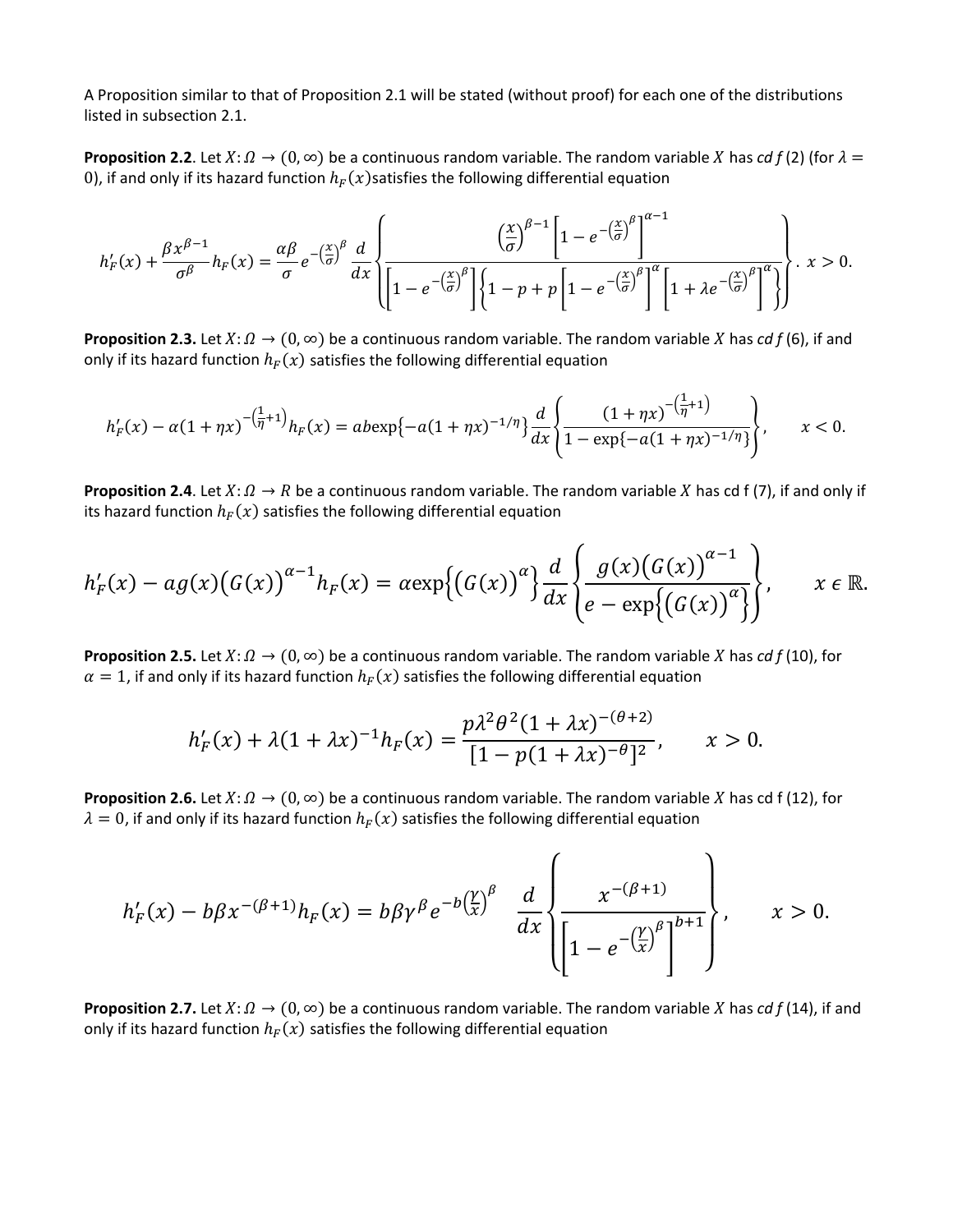A Proposition similar to that of Proposition 2.1 will be stated (without proof) for each one of the distributions listed in subsection 2.1.

**Proposition 2.2**. Let $X: \Omega \to (0, \infty)$ be a continuous random variable. The random variable $X$ has *cdf* (2) (for $\lambda = 0$), if and only if its hazard function $h_F(x)$satisfies the following differential equation

$$h_F'(x) + \frac{\beta x^{\beta-1}}{\sigma^\beta} h_F(x) = \frac{\alpha\beta}{\sigma} e^{-\left(\frac{x}{\sigma}\right)^\beta} \frac{d}{dx}\left\{ \frac{\left(\frac{x}{\sigma}\right)^{\beta-1}\left[1-e^{-\left(\frac{x}{\sigma}\right)^\beta}\right]^{\alpha-1}}{\left[1-e^{-\left(\frac{x}{\sigma}\right)^\beta}\right]\left\{1-p+p\left[1-e^{-\left(\frac{x}{\sigma}\right)^\beta}\right]^\alpha\left[1+\lambda e^{-\left(\frac{x}{\sigma}\right)^\beta}\right]^\alpha\right\}} \right\}. \; x > 0.$$

**Proposition 2.3.** Let $X: \Omega \to (0, \infty)$ be a continuous random variable. The random variable $X$ has *cdf* (6), if and only if its hazard function $h_F(x)$ satisfies the following differential equation

$$h_F'(x) - a(1+\eta x)^{-\left(\frac{1}{\eta}+1\right)} h_F(x) = ab\exp\{-a(1+\eta x)^{-1/\eta}\} \frac{d}{dx}\left\{ \frac{(1+\eta x)^{-\left(\frac{1}{\eta}+1\right)}}{1-\exp\{-a(1+\eta x)^{-1/\eta}\}} \right\}, \qquad x < 0.$$

**Proposition 2.4**. Let $X: \Omega \to R$ be a continuous random variable. The random variable $X$ has cd f (7), if and only if its hazard function $h_F(x)$ satisfies the following differential equation

$$h_F'(x) - ag(x)\left(G(x)\right)^{\alpha-1} h_F(x) = \alpha\exp\left\{\left(G(x)\right)^\alpha\right\} \frac{d}{dx}\left\{ \frac{g(x)\left(G(x)\right)^{\alpha-1}}{e-\exp\left\{\left(G(x)\right)^\alpha\right\}} \right\}, \qquad x \in \mathbb{R}.$$

**Proposition 2.5.** Let $X: \Omega \to (0, \infty)$ be a continuous random variable. The random variable $X$ has *cdf* (10), for $\alpha = 1$, if and only if its hazard function $h_F(x)$ satisfies the following differential equation

$$h_F'(x) + \lambda(1+\lambda x)^{-1} h_F(x) = \frac{p\lambda^2\theta^2(1+\lambda x)^{-(\theta+2)}}{[1-p(1+\lambda x)^{-\theta}]^2}, \qquad x > 0.$$

**Proposition 2.6.** Let $X: \Omega \to (0, \infty)$ be a continuous random variable. The random variable $X$ has cd f (12), for $\lambda = 0$, if and only if its hazard function $h_F(x)$ satisfies the following differential equation

$$h_F'(x) - b\beta x^{-(\beta+1)} h_F(x) = b\beta\gamma^\beta e^{-b\left(\frac{\gamma}{x}\right)^\beta} \; \frac{d}{dx}\left\{ \frac{x^{-(\beta+1)}}{\left[1-e^{-\left(\frac{\gamma}{x}\right)^\beta}\right]^{b+1}} \right\}, \qquad x > 0.$$

**Proposition 2.7.** Let $X: \Omega \to (0, \infty)$ be a continuous random variable. The random variable $X$ has *cdf* (14), if and only if its hazard function $h_F(x)$ satisfies the following differential equation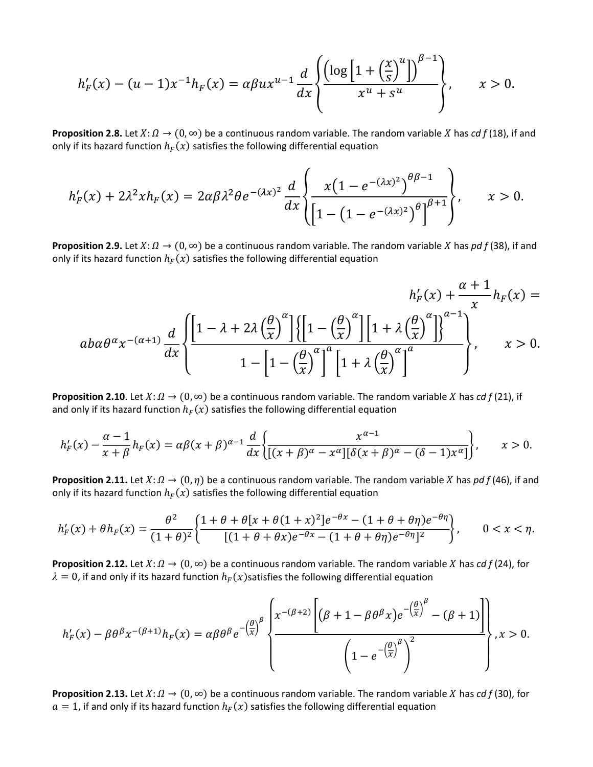$$h_F'(x) - (u-1)x^{-1}h_F(x) = \alpha\beta u x^{u-1}\frac{d}{dx}\left\{\frac{\left(\log\left[1+\left(\frac{x}{s}\right)^u\right]\right)^{\beta-1}}{x^u + s^u}\right\}, \qquad x > 0.$$

**Proposition 2.8.** Let $X: \Omega \to (0, \infty)$ be a continuous random variable. The random variable $X$ has $cdf$ (18), if and only if its hazard function $h_F(x)$ satisfies the following differential equation

$$h_F'(x) + 2\lambda^2 x h_F(x) = 2\alpha\beta\lambda^2\theta e^{-(\lambda x)^2}\frac{d}{dx}\left\{\frac{x\left(1-e^{-(\lambda x)^2}\right)^{\theta\beta-1}}{\left(\left[1-\left(1-e^{-(\lambda x)^2}\right)^{\theta}\right]^{\beta+1}\right)}\right\}, \qquad x > 0.$$

**Proposition 2.9.** Let $X: \Omega \to (0, \infty)$ be a continuous random variable. The random variable $X$ has $pdf$ (38), if and only if its hazard function $h_F(x)$ satisfies the following differential equation

$$h_F'(x) + \frac{\alpha+1}{x}h_F(x) = a b \alpha \theta^{\alpha} x^{-(\alpha+1)}\frac{d}{dx}\left\{\frac{\left[1-\lambda+2\lambda\left(\frac{\theta}{x}\right)^{\alpha}\right]\left\{\left[1-\left(\frac{\theta}{x}\right)^{\alpha}\right]\left[1+\lambda\left(\frac{\theta}{x}\right)^{\alpha}\right]\right\}^{a-1}}{1-\left[1-\left(\frac{\theta}{x}\right)^{\alpha}\right]^{a}\left[1+\lambda\left(\frac{\theta}{x}\right)^{\alpha}\right]^{a}}\right\}, \qquad x > 0.$$

**Proposition 2.10**. Let $X: \Omega \to (0, \infty)$ be a continuous random variable. The random variable $X$ has $cdf$ (21), if and only if its hazard function $h_F(x)$ satisfies the following differential equation

$$h_F'(x) - \frac{\alpha-1}{x+\beta}h_F(x) = \alpha\beta(x+\beta)^{\alpha-1}\frac{d}{dx}\left\{\frac{x^{\alpha-1}}{[(x+\beta)^{\alpha} - x^{\alpha}][\delta(x+\beta)^{\alpha} - (\delta-1)x^{\alpha}]}\right\}, \qquad x > 0.$$

**Proposition 2.11.** Let $X: \Omega \to (0, \eta)$ be a continuous random variable. The random variable $X$ has $pdf$ (46), if and only if its hazard function $h_F(x)$ satisfies the following differential equation

$$h_F'(x) + \theta h_F(x) = \frac{\theta^2}{(1+\theta)^2}\left\{\frac{1+\theta+\theta[x+\theta(1+x)^2]e^{-\theta x} - (1+\theta+\theta\eta)e^{-\theta\eta}}{[(1+\theta+\theta x)e^{-\theta x} - (1+\theta+\theta\eta)e^{-\theta\eta}]^2}\right\}, \qquad 0 < x < \eta.$$

**Proposition 2.12.** Let $X: \Omega \to (0, \infty)$ be a continuous random variable. The random variable $X$ has $cdf$ (24), for $\lambda = 0$, if and only if its hazard function $h_F(x)$satisfies the following differential equation

$$h_F'(x) - \beta\theta^{\beta}x^{-(\beta+1)}h_F(x) = \alpha\beta\theta^{\beta}e^{-\left(\frac{\theta}{x}\right)^{\beta}}\left\{\frac{x^{-(\beta+2)}\left[\left(\beta+1-\beta\theta^{\beta}x\right)e^{-\left(\frac{\theta}{x}\right)^{\beta}} - (\beta+1)\right]}{\left(1-e^{-\left(\frac{\theta}{x}\right)^{\beta}}\right)^2}\right\}, x > 0.$$

**Proposition 2.13.** Let $X: \Omega \to (0, \infty)$ be a continuous random variable. The random variable $X$ has $cdf$ (30), for $a = 1$, if and only if its hazard function $h_F(x)$ satisfies the following differential equation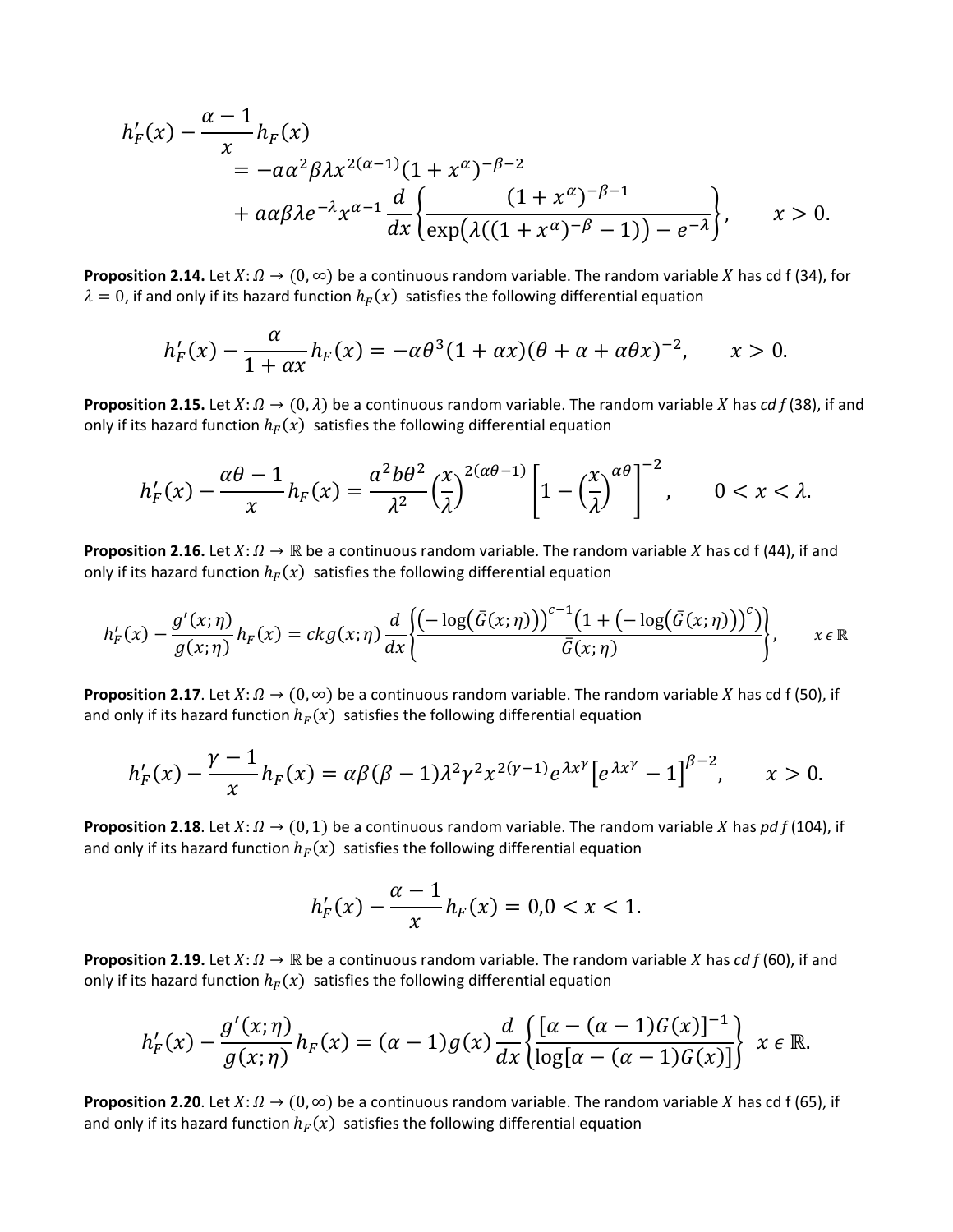$$
\begin{aligned}
h_F'(x) - \frac{\alpha-1}{x} h_F(x) \\
&= -a\alpha^2\beta\lambda x^{2(\alpha-1)}(1+x^\alpha)^{-\beta-2} \\
&+ a\alpha\beta\lambda e^{-\lambda} x^{\alpha-1} \frac{d}{dx}\left\{\frac{(1+x^\alpha)^{-\beta-1}}{\exp\left(\lambda((1+x^\alpha)^{-\beta}-1)\right)-e^{-\lambda}}\right\}, \qquad x>0.
\end{aligned}
$$

**Proposition 2.14.** Let $X: \Omega \to (0, \infty)$ be a continuous random variable. The random variable $X$ has cd f (34), for $\lambda = 0$, if and only if its hazard function $h_F(x)$ satisfies the following differential equation

$$
h_F'(x) - \frac{\alpha}{1+\alpha x} h_F(x) = -\alpha\theta^3(1+\alpha x)(\theta+\alpha+\alpha\theta x)^{-2}, \qquad x>0.
$$

**Proposition 2.15.** Let $X: \Omega \to (0, \lambda)$ be a continuous random variable. The random variable $X$ has *cd f* (38), if and only if its hazard function $h_F(x)$ satisfies the following differential equation

$$
h_F'(x) - \frac{\alpha\theta-1}{x} h_F(x) = \frac{a^2 b\theta^2}{\lambda^2}\left(\frac{x}{\lambda}\right)^{2(\alpha\theta-1)}\left[1-\left(\frac{x}{\lambda}\right)^{\alpha\theta}\right]^{-2}, \qquad 0<x<\lambda.
$$

**Proposition 2.16.** Let $X: \Omega \to \mathbb{R}$ be a continuous random variable. The random variable $X$ has cd f (44), if and only if its hazard function $h_F(x)$ satisfies the following differential equation

$$
h_F'(x) - \frac{g'(x;\eta)}{g(x;\eta)} h_F(x) = ckg(x;\eta)\frac{d}{dx}\left\{\frac{\left(-\log\left(\bar{G}(x;\eta)\right)\right)^{c-1}\left(1+\left(-\log\left(\bar{G}(x;\eta)\right)\right)^{c}\right)}{\bar{G}(x;\eta)}\right\}, \qquad x \in \mathbb{R}
$$

**Proposition 2.17**. Let $X: \Omega \to (0, \infty)$ be a continuous random variable. The random variable $X$ has cd f (50), if and only if its hazard function $h_F(x)$ satisfies the following differential equation

$$
h_F'(x) - \frac{\gamma-1}{x} h_F(x) = \alpha\beta(\beta-1)\lambda^2\gamma^2 x^{2(\gamma-1)} e^{\lambda x^\gamma}\left[e^{\lambda x^\gamma}-1\right]^{\beta-2}, \qquad x>0.
$$

**Proposition 2.18**. Let $X: \Omega \to (0,1)$ be a continuous random variable. The random variable $X$ has *pd f* (104), if and only if its hazard function $h_F(x)$ satisfies the following differential equation

$$
h_F'(x) - \frac{\alpha-1}{x} h_F(x) = 0, 0<x<1.
$$

**Proposition 2.19.** Let $X: \Omega \to \mathbb{R}$ be a continuous random variable. The random variable $X$ has *cd f* (60), if and only if its hazard function $h_F(x)$ satisfies the following differential equation

$$
h_F'(x) - \frac{g'(x;\eta)}{g(x;\eta)} h_F(x) = (\alpha-1)g(x)\frac{d}{dx}\left\{\frac{[\alpha-(\alpha-1)G(x)]^{-1}}{\log[\alpha-(\alpha-1)G(x)]}\right\} \; x \in \mathbb{R}.
$$

**Proposition 2.20**. Let $X: \Omega \to (0, \infty)$ be a continuous random variable. The random variable $X$ has cd f (65), if and only if its hazard function $h_F(x)$ satisfies the following differential equation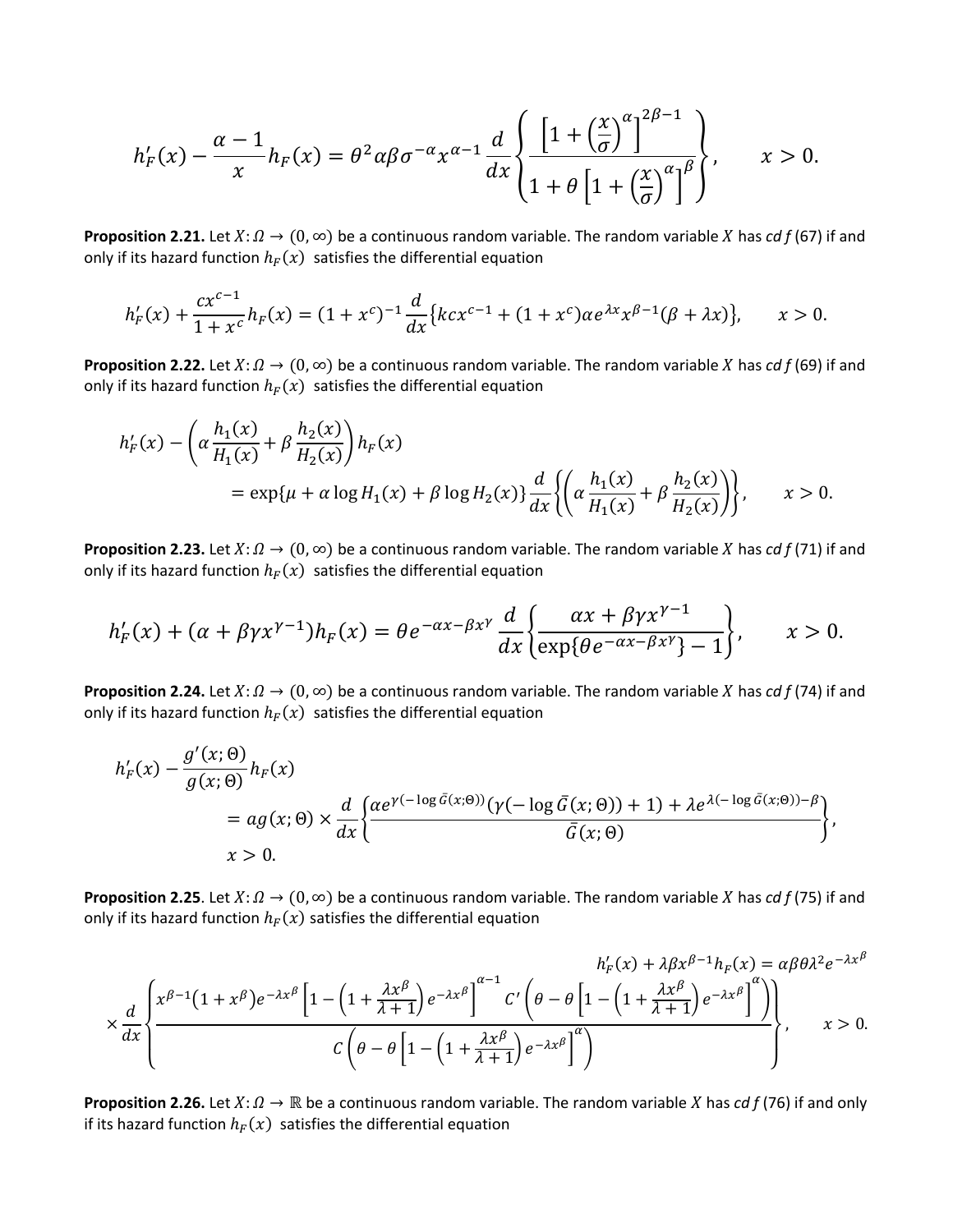$$h_F'(x) - \frac{\alpha - 1}{x} h_F(x) = \theta^2 \alpha\beta\sigma^{-\alpha} x^{\alpha-1} \frac{d}{dx}\left\{ \frac{\left[1 + \left(\frac{x}{\sigma}\right)^{\alpha}\right]^{2\beta-1}}{1 + \theta\left[1 + \left(\frac{x}{\sigma}\right)^{\alpha}\right]^{\beta}} \right\}, \qquad x > 0.$$

**Proposition 2.21.** Let $X: \Omega \to (0, \infty)$ be a continuous random variable. The random variable $X$ has *cd f* (67) if and only if its hazard function $h_F(x)$ satisfies the differential equation

$$h_F'(x) + \frac{cx^{c-1}}{1 + x^c} h_F(x) = (1 + x^c)^{-1} \frac{d}{dx}\left\{kcx^{c-1} + (1 + x^c)\alpha e^{\lambda x} x^{\beta-1}(\beta + \lambda x)\right\}, \qquad x > 0.$$

**Proposition 2.22.** Let $X: \Omega \to (0, \infty)$ be a continuous random variable. The random variable $X$ has *cd f* (69) if and only if its hazard function $h_F(x)$ satisfies the differential equation

$$\begin{aligned} h_F'(x) &- \left(\alpha \frac{h_1(x)}{H_1(x)} + \beta \frac{h_2(x)}{H_2(x)}\right) h_F(x) \\ &= \exp\{\mu + \alpha \log H_1(x) + \beta \log H_2(x)\} \frac{d}{dx}\left\{\left(\alpha \frac{h_1(x)}{H_1(x)} + \beta \frac{h_2(x)}{H_2(x)}\right)\right\}, \qquad x > 0. \end{aligned}$$

**Proposition 2.23.** Let $X: \Omega \to (0, \infty)$ be a continuous random variable. The random variable $X$ has *cd f* (71) if and only if its hazard function $h_F(x)$ satisfies the differential equation

$$h_F'(x) + (\alpha + \beta\gamma x^{\gamma-1}) h_F(x) = \theta e^{-\alpha x - \beta x^{\gamma}} \frac{d}{dx}\left\{\frac{\alpha x + \beta\gamma x^{\gamma-1}}{\exp\{\theta e^{-\alpha x - \beta x^{\gamma}}\} - 1}\right\}, \qquad x > 0.$$

**Proposition 2.24.** Let $X: \Omega \to (0, \infty)$ be a continuous random variable. The random variable $X$ has *cd f* (74) if and only if its hazard function $h_F(x)$ satisfies the differential equation

$$\begin{aligned} h_F'(x) &- \frac{g'(x;\Theta)}{g(x;\Theta)} h_F(x) \\ &= ag(x;\Theta) \times \frac{d}{dx}\left\{\frac{\alpha e^{\gamma(-\log \bar{G}(x;\Theta))}(\gamma(-\log \bar{G}(x;\Theta)) + 1) + \lambda e^{\lambda(-\log \bar{G}(x;\Theta)) - \beta}}{\bar{G}(x;\Theta)}\right\}, \\ &x > 0. \end{aligned}$$

**Proposition 2.25**. Let $X: \Omega \to (0, \infty)$ be a continuous random variable. The random variable $X$ has *cd f* (75) if and only if its hazard function $h_F(x)$ satisfies the differential equation

$$\begin{aligned} h_F'(x) + \lambda\beta x^{\beta-1} h_F(x) &= \alpha\beta\theta\lambda^2 e^{-\lambda x^{\beta}} \\ \times \frac{d}{dx}&\left\{\frac{x^{\beta-1}(1 + x^{\beta}) e^{-\lambda x^{\beta}}\left[1 - \left(1 + \frac{\lambda x^{\beta}}{\lambda + 1}\right)e^{-\lambda x^{\beta}}\right]^{\alpha-1} C'\left(\theta - \theta\left[1 - \left(1 + \frac{\lambda x^{\beta}}{\lambda + 1}\right)e^{-\lambda x^{\beta}}\right]^{\alpha}\right)}{C\left(\theta - \theta\left[1 - \left(1 + \frac{\lambda x^{\beta}}{\lambda + 1}\right)e^{-\lambda x^{\beta}}\right]^{\alpha}\right)}\right\}, \qquad x > 0. \end{aligned}$$

**Proposition 2.26.** Let $X: \Omega \to \mathbb{R}$ be a continuous random variable. The random variable $X$ has *cd f* (76) if and only if its hazard function $h_F(x)$ satisfies the differential equation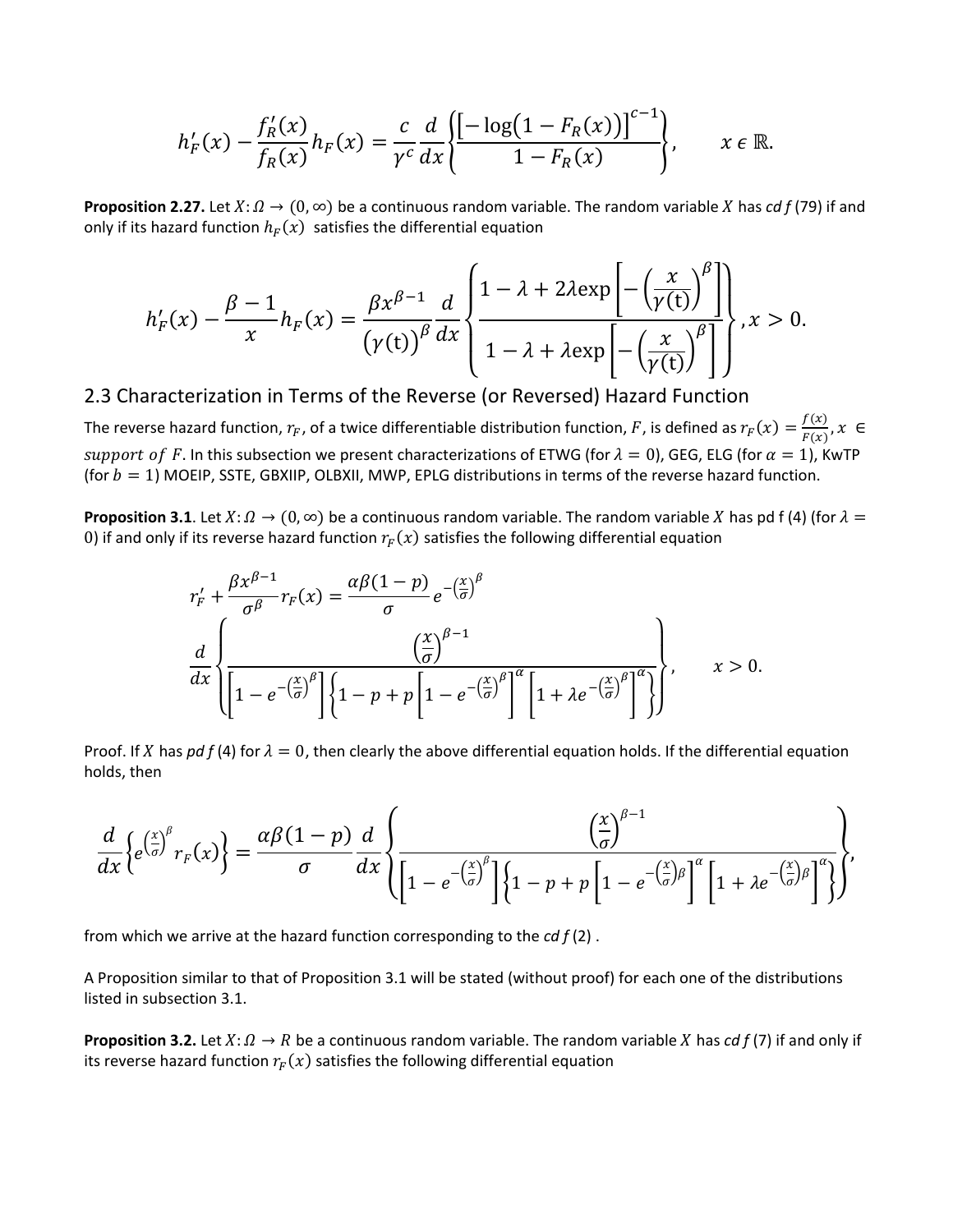$$h_F'(x) - \frac{f_R'(x)}{f_R(x)} h_F(x) = \frac{c}{\gamma^c} \frac{d}{dx} \left\{ \frac{\left[-\log\left(1 - F_R(x)\right)\right]^{c-1}}{1 - F_R(x)} \right\}, \qquad x \in \mathbb{R}.$$

**Proposition 2.27.** Let $X: \Omega \to (0, \infty)$ be a continuous random variable. The random variable $X$ has *cdf* (79) if and only if its hazard function $h_F(x)$ satisfies the differential equation

$$h_F'(x) - \frac{\beta - 1}{x} h_F(x) = \frac{\beta x^{\beta-1}}{\left(\gamma(\mathrm{t})\right)^{\beta}} \frac{d}{dx} \left\{ \frac{1 - \lambda + 2\lambda \exp\left[-\left(\frac{x}{\gamma(\mathrm{t})}\right)^{\beta}\right]}{1 - \lambda + \lambda \exp\left[-\left(\frac{x}{\gamma(\mathrm{t})}\right)^{\beta}\right]} \right\}, x > 0.$$

## 2.3 Characterization in Terms of the Reverse (or Reversed) Hazard Function

The reverse hazard function, $r_F$, of a twice differentiable distribution function, $F$, is defined as $r_F(x) = \frac{f(x)}{F(x)}, x \in$ *support of F*. In this subsection we present characterizations of ETWG (for $\lambda = 0$), GEG, ELG (for $\alpha = 1$), KwTP (for $b = 1$) MOEIP, SSTE, GBXIIP, OLBXII, MWP, EPLG distributions in terms of the reverse hazard function.

**Proposition 3.1**. Let $X: \Omega \to (0, \infty)$ be a continuous random variable. The random variable $X$ has pd f (4) (for $\lambda = 0$) if and only if its reverse hazard function $r_F(x)$ satisfies the following differential equation

$$r_F' + \frac{\beta x^{\beta-1}}{\sigma^{\beta}} r_F(x) = \frac{\alpha\beta(1-p)}{\sigma} e^{-\left(\frac{x}{\sigma}\right)^{\beta}}$$
$$\frac{d}{dx} \left\{ \frac{\left(\frac{x}{\sigma}\right)^{\beta-1}}{\left[1 - e^{-\left(\frac{x}{\sigma}\right)^{\beta}}\right] \left\{1 - p + p\left[1 - e^{-\left(\frac{x}{\sigma}\right)^{\beta}}\right]^{\alpha} \left[1 + \lambda e^{-\left(\frac{x}{\sigma}\right)^{\beta}}\right]^{\alpha}\right\}} \right\}, \qquad x > 0.$$

Proof. If $X$ has *pdf* (4) for $\lambda = 0$, then clearly the above differential equation holds. If the differential equation holds, then

$$\frac{d}{dx}\left\{ e^{\left(\frac{x}{\sigma}\right)^{\beta}} r_F(x) \right\} = \frac{\alpha\beta(1-p)}{\sigma} \frac{d}{dx} \left\{ \frac{\left(\frac{x}{\sigma}\right)^{\beta-1}}{\left[1 - e^{-\left(\frac{x}{\sigma}\right)^{\beta}}\right] \left\{1 - p + p\left[1 - e^{-\left(\frac{x}{\sigma}\right)\beta}\right]^{\alpha} \left[1 + \lambda e^{-\left(\frac{x}{\sigma}\right)\beta}\right]^{\alpha}\right\}} \right\},$$

from which we arrive at the hazard function corresponding to the *cdf* (2) .

A Proposition similar to that of Proposition 3.1 will be stated (without proof) for each one of the distributions listed in subsection 3.1.

**Proposition 3.2.** Let $X: \Omega \to R$ be a continuous random variable. The random variable $X$ has *cdf* (7) if and only if its reverse hazard function $r_F(x)$ satisfies the following differential equation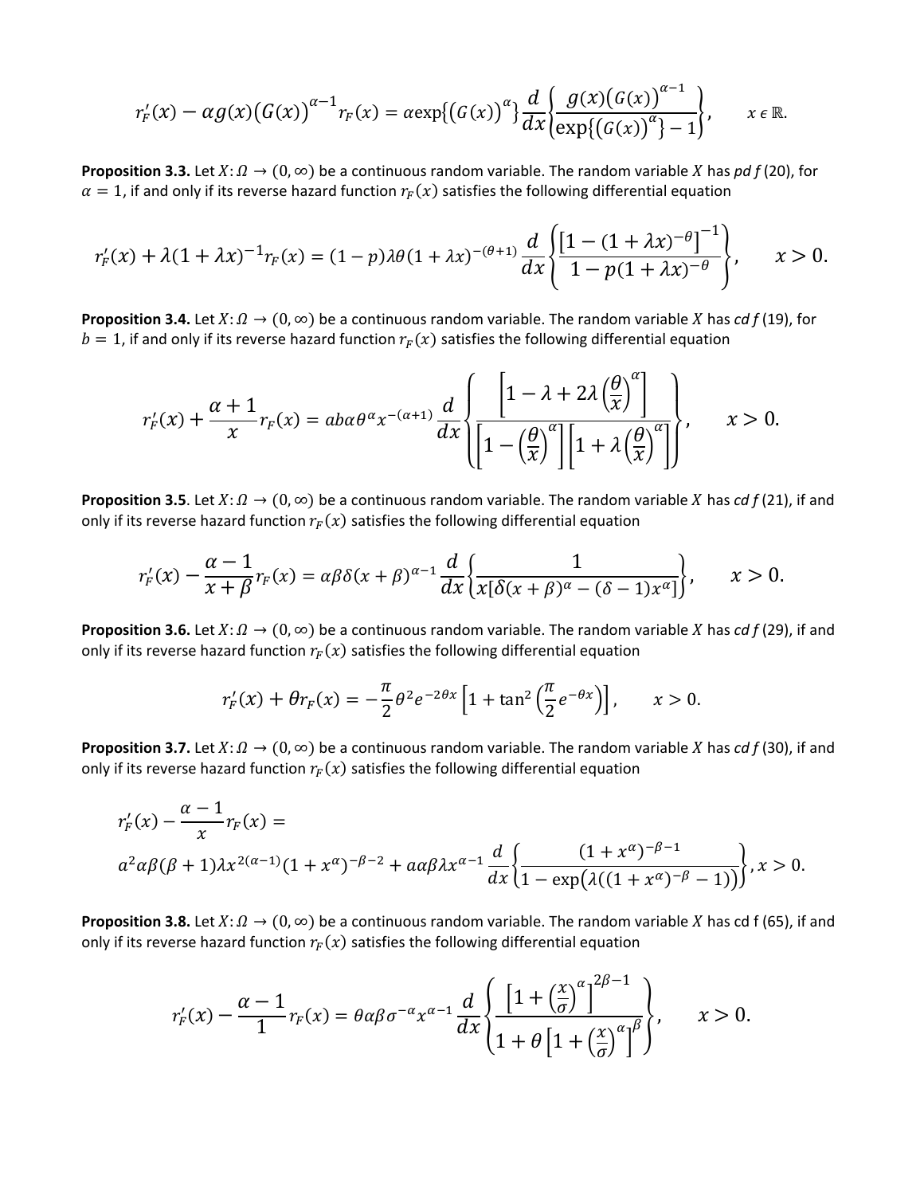$$r_F'(x) - \alpha g(x)\left(G(x)\right)^{\alpha-1} r_F(x) = \alpha \exp\{(G(x))^{\alpha}\} \frac{d}{dx}\left\{\frac{g(x)\left(G(x)\right)^{\alpha-1}}{\exp\{(G(x))^{\alpha}\}-1}\right\}, \qquad x \in \mathbb{R}.$$

**Proposition 3.3.** Let $X: \Omega \rightarrow (0, \infty)$ be a continuous random variable. The random variable $X$ has $pdf$ (20), for $\alpha = 1$, if and only if its reverse hazard function $r_F(x)$ satisfies the following differential equation

$$r_F'(x) + \lambda(1+\lambda x)^{-1} r_F(x) = (1-p)\lambda\theta(1+\lambda x)^{-(\theta+1)} \frac{d}{dx}\left\{\frac{\left[1-(1+\lambda x)^{-\theta}\right]^{-1}}{1-p(1+\lambda x)^{-\theta}}\right\}, \qquad x > 0.$$

**Proposition 3.4.** Let $X: \Omega \rightarrow (0, \infty)$ be a continuous random variable. The random variable $X$ has $cdf$ (19), for $b = 1$, if and only if its reverse hazard function $r_F(x)$ satisfies the following differential equation

$$r_F'(x) + \frac{\alpha+1}{x} r_F(x) = ab\alpha\theta^{\alpha} x^{-(\alpha+1)} \frac{d}{dx}\left\{\frac{\left[1-\lambda+2\lambda\left(\frac{\theta}{x}\right)^{\alpha}\right]}{\left[1-\left(\frac{\theta}{x}\right)^{\alpha}\right]\left[1+\lambda\left(\frac{\theta}{x}\right)^{\alpha}\right]}\right\}, \qquad x > 0.$$

**Proposition 3.5**. Let $X: \Omega \rightarrow (0, \infty)$ be a continuous random variable. The random variable $X$ has $cdf$ (21), if and only if its reverse hazard function $r_F(x)$ satisfies the following differential equation

$$r_F'(x) - \frac{\alpha-1}{x+\beta} r_F(x) = \alpha\beta\delta(x+\beta)^{\alpha-1} \frac{d}{dx}\left\{\frac{1}{x\left[\delta(x+\beta)^{\alpha}-(\delta-1)x^{\alpha}\right]}\right\}, \qquad x > 0.$$

**Proposition 3.6.** Let $X: \Omega \rightarrow (0, \infty)$ be a continuous random variable. The random variable $X$ has $cdf$ (29), if and only if its reverse hazard function $r_F(x)$ satisfies the following differential equation

$$r_F'(x) + \theta r_F(x) = -\frac{\pi}{2}\theta^2 e^{-2\theta x}\left[1+\tan^2\left(\frac{\pi}{2}e^{-\theta x}\right)\right], \qquad x > 0.$$

**Proposition 3.7.** Let $X: \Omega \rightarrow (0, \infty)$ be a continuous random variable. The random variable $X$ has $cdf$ (30), if and only if its reverse hazard function $r_F(x)$ satisfies the following differential equation

$$r_F'(x) - \frac{\alpha-1}{x} r_F(x) =$$
$$a^2\alpha\beta(\beta+1)\lambda x^{2(\alpha-1)}(1+x^{\alpha})^{-\beta-2} + a\alpha\beta\lambda x^{\alpha-1} \frac{d}{dx}\left\{\frac{(1+x^{\alpha})^{-\beta-1}}{1-\exp\left(\lambda\left((1+x^{\alpha})^{-\beta}-1\right)\right)}\right\}, x > 0.$$

**Proposition 3.8.** Let $X: \Omega \rightarrow (0, \infty)$ be a continuous random variable. The random variable $X$ has cd f (65), if and only if its reverse hazard function $r_F(x)$ satisfies the following differential equation

$$r_F'(x) - \frac{\alpha-1}{1} r_F(x) = \theta\alpha\beta\sigma^{-\alpha} x^{\alpha-1} \frac{d}{dx}\left\{\frac{\left[1+\left(\frac{x}{\sigma}\right)^{\alpha}\right]^{2\beta-1}}{1+\theta\left[1+\left(\frac{x}{\sigma}\right)^{\alpha}\right]^{\beta}}\right\}, \qquad x > 0.$$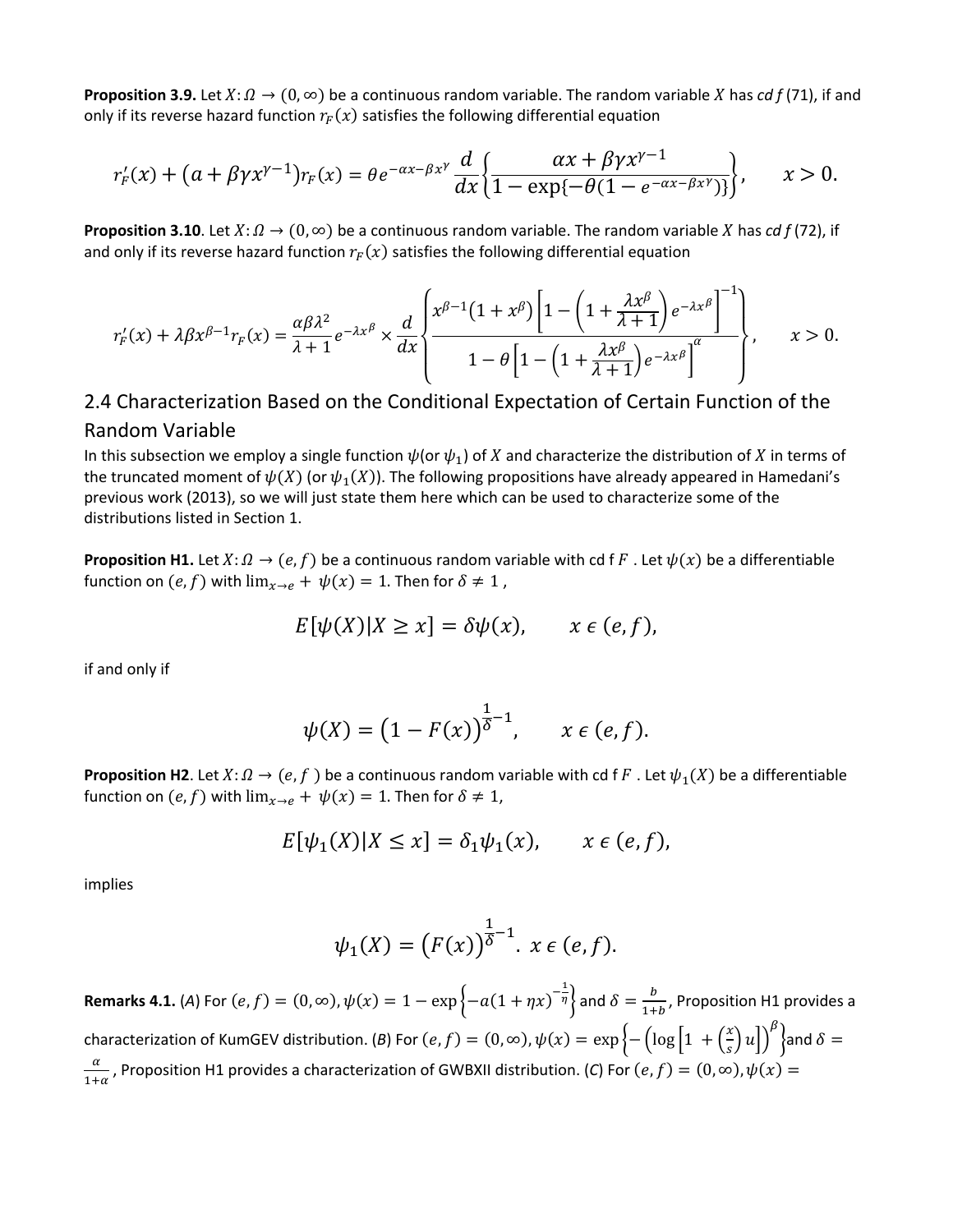**Proposition 3.9.** Let $X: \Omega \to (0, \infty)$ be a continuous random variable. The random variable $X$ has $cdf$ (71), if and only if its reverse hazard function $r_F(x)$ satisfies the following differential equation

$$r_F'(x) + (a + \beta\gamma x^{\gamma-1}) r_F(x) = \theta e^{-\alpha x - \beta x^\gamma} \frac{d}{dx} \left\{ \frac{\alpha x + \beta\gamma x^{\gamma-1}}{1 - \exp\{-\theta(1 - e^{-\alpha x - \beta x^\gamma})\}} \right\}, \qquad x > 0.$$

**Proposition 3.10**. Let $X: \Omega \to (0, \infty)$ be a continuous random variable. The random variable $X$ has $cdf$ (72), if and only if its reverse hazard function $r_F(x)$ satisfies the following differential equation

$$r_F'(x) + \lambda\beta x^{\beta-1} r_F(x) = \frac{\alpha\beta\lambda^2}{\lambda+1} e^{-\lambda x^\beta} \times \frac{d}{dx} \left\{ \frac{x^{\beta-1}(1 + x^\beta) \left[ 1 - \left(1 + \frac{\lambda x^\beta}{\lambda+1}\right) e^{-\lambda x^\beta} \right]^{-1}}{1 - \theta \left[ 1 - \left(1 + \frac{\lambda x^\beta}{\lambda+1}\right) e^{-\lambda x^\beta} \right]^\alpha} \right\}, \qquad x > 0.$$

## 2.4 Characterization Based on the Conditional Expectation of Certain Function of the Random Variable

In this subsection we employ a single function $\psi$(or $\psi_1$) of $X$ and characterize the distribution of $X$ in terms of the truncated moment of $\psi(X)$ (or $\psi_1(X)$). The following propositions have already appeared in Hamedani's previous work (2013), so we will just state them here which can be used to characterize some of the distributions listed in Section 1.

**Proposition H1.** Let $X: \Omega \to (e, f)$ be a continuous random variable with cd f $F$ . Let $\psi(x)$ be a differentiable function on $(e, f)$ with $\lim_{x \to e} + \psi(x) = 1$. Then for $\delta \neq 1$ ,

$$E[\psi(X) | X \geq x] = \delta\psi(x), \qquad x \in (e, f),$$

if and only if

$$\psi(X) = \left(1 - F(x)\right)^{\frac{1}{\delta} - 1}, \qquad x \in (e, f).$$

**Proposition H2**. Let $X: \Omega \to (e, f\ )$ be a continuous random variable with cd f $F$ . Let $\psi_1(X)$ be a differentiable function on $(e, f)$ with $\lim_{x \to e} + \psi(x) = 1$. Then for $\delta \neq 1$,

$$E[\psi_1(X) | X \leq x] = \delta_1\psi_1(x), \qquad x \in (e, f),$$

implies

$$\psi_1(X) = \left(F(x)\right)^{\frac{1}{\delta} - 1}. \ x \in (e, f).$$

**Remarks 4.1.** (*A*) For $(e, f) = (0, \infty), \psi(x) = 1 - \exp\left\{-a(1 + \eta x)^{-\frac{1}{\eta}}\right\}$ and $\delta = \frac{b}{1+b}$, Proposition H1 provides a characterization of KumGEV distribution. (*B*) For $(e, f) = (0, \infty), \psi(x) = \exp\left\{-\left(\log\left[1 + \left(\frac{x}{s}\right)u\right]\right)^\beta\right\}$and $\delta = \frac{\alpha}{1+\alpha}$, Proposition H1 provides a characterization of GWBXII distribution. (*C*) For $(e, f) = (0, \infty), \psi(x) =$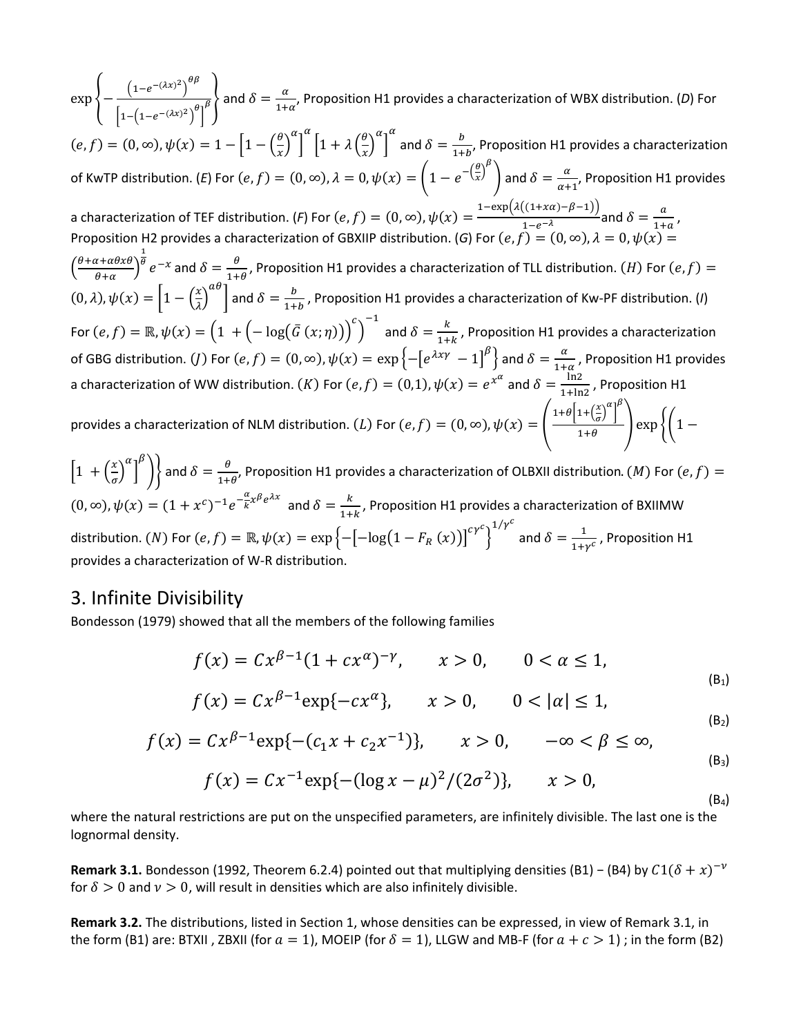$\exp\left\{-\frac{\left(1-e^{-(\lambda x)^2}\right)^{\theta\beta}}{\left[1-\left(1-e^{-(\lambda x)^2}\right)^{\theta}\right]^{\beta}}\right\}$ and $\delta=\frac{\alpha}{1+\alpha}$, Proposition H1 provides a characterization of WBX distribution. (*D*) For $(e,f)=(0,\infty), \psi(x)=1-\left[1-\left(\frac{\theta}{x}\right)^{\alpha}\right]^{\alpha}\left[1+\lambda\left(\frac{\theta}{x}\right)^{\alpha}\right]^{\alpha}$ and $\delta=\frac{b}{1+b}$, Proposition H1 provides a characterization of KwTP distribution. (*E*) For $(e,f)=(0,\infty), \lambda=0, \psi(x)=\left(1-e^{-\left(\frac{\theta}{x}\right)^{\beta}}\right)$ and $\delta=\frac{\alpha}{\alpha+1}$, Proposition H1 provides a characterization of TEF distribution. (*F*) For $(e,f)=(0,\infty), \psi(x)=\frac{1-\exp\left(\lambda\left((1+x\alpha)-\beta-1\right)\right)}{1-e^{-\lambda}}$ and $\delta=\frac{a}{1+a}$, Proposition H2 provides a characterization of GBXIIP distribution. (*G*) For $(e,f)=(0,\infty), \lambda=0, \psi(x)=\left(\frac{\theta+\alpha+\alpha\theta x\theta}{\theta+\alpha}\right)^{\frac{1}{\theta}}e^{-x}$ and $\delta=\frac{\theta}{1+\theta}$, Proposition H1 provides a characterization of TLL distribution. $(H)$ For $(e,f)=(0,\lambda), \psi(x)=\left[1-\left(\frac{x}{\lambda}\right)^{a\theta}\right]$ and $\delta=\frac{b}{1+b}$, Proposition H1 provides a characterization of Kw-PF distribution. (*I*) For $(e,f)=\mathbb{R}, \psi(x)=\left(1+\left(-\log\left(\bar{G}\left(x;\eta\right)\right)\right)^{c}\right)^{-1}$ and $\delta=\frac{k}{1+k}$, Proposition H1 provides a characterization of GBG distribution. $(J)$ For $(e,f)=(0,\infty), \psi(x)=\exp\left\{-\left[e^{\lambda x\gamma}-1\right]^{\beta}\right\}$ and $\delta=\frac{\alpha}{1+\alpha}$, Proposition H1 provides a characterization of WW distribution. $(K)$ For $(e,f)=(0,1), \psi(x)=e^{x^{\alpha}}$ and $\delta=\frac{\ln 2}{1+\ln 2}$, Proposition H1 provides a characterization of NLM distribution. $(L)$ For $(e,f)=(0,\infty), \psi(x)=\left(\frac{1+\theta\left[1+\left(\frac{x}{\sigma}\right)^{\alpha}\right]^{\beta}}{1+\theta}\right)\exp\left\{\left(1-\left[1+\left(\frac{x}{\sigma}\right)^{\alpha}\right]^{\beta}\right)\right\}$ and $\delta=\frac{\theta}{1+\theta}$, Proposition H1 provides a characterization of OLBXII distribution. $(M)$ For $(e,f)=(0,\infty), \psi(x)=(1+x^{c})^{-1}e^{-\frac{\alpha}{k}x^{\beta}e^{\lambda x}}$ and $\delta=\frac{k}{1+k}$, Proposition H1 provides a characterization of BXIIMW distribution. $(N)$ For $(e,f)=\mathbb{R}, \psi(x)=\exp\left\{-\left[-\log\left(1-F_{R}\left(x\right)\right)\right]^{c\gamma^{c}}\right\}^{1/\gamma^{c}}$ and $\delta=\frac{1}{1+\gamma^{c}}$, Proposition H1 provides a characterization of W-R distribution.

# 3. Infinite Divisibility

Bondesson (1979) showed that all the members of the following families

$$f(x)=Cx^{\beta-1}(1+cx^{\alpha})^{-\gamma}, \qquad x>0, \qquad 0<\alpha\leq 1, \tag{B$_1$}$$

$$f(x)=Cx^{\beta-1}\exp\{-cx^{\alpha}\}, \qquad x>0, \qquad 0<|\alpha|\leq 1, \tag{B$_2$}$$

$$f(x)=Cx^{\beta-1}\exp\{-(c_1x+c_2x^{-1})\}, \qquad x>0, \qquad -\infty<\beta\leq\infty, \tag{B$_3$}$$

$$f(x)=Cx^{-1}\exp\{-(\log x-\mu)^2/(2\sigma^2)\}, \qquad x>0, \tag{B$_4$}$$

where the natural restrictions are put on the unspecified parameters, are infinitely divisible. The last one is the lognormal density.

**Remark 3.1.** Bondesson (1992, Theorem 6.2.4) pointed out that multiplying densities (B1) − (B4) by $C1(\delta+x)^{-\nu}$ for $\delta>0$ and $\nu>0$, will result in densities which are also infinitely divisible.

**Remark 3.2.** The distributions, listed in Section 1, whose densities can be expressed, in view of Remark 3.1, in the form (B1) are: BTXII , ZBXII (for $a=1$), MOEIP (for $\delta=1$), LLGW and MB-F (for $a+c>1$) ; in the form (B2)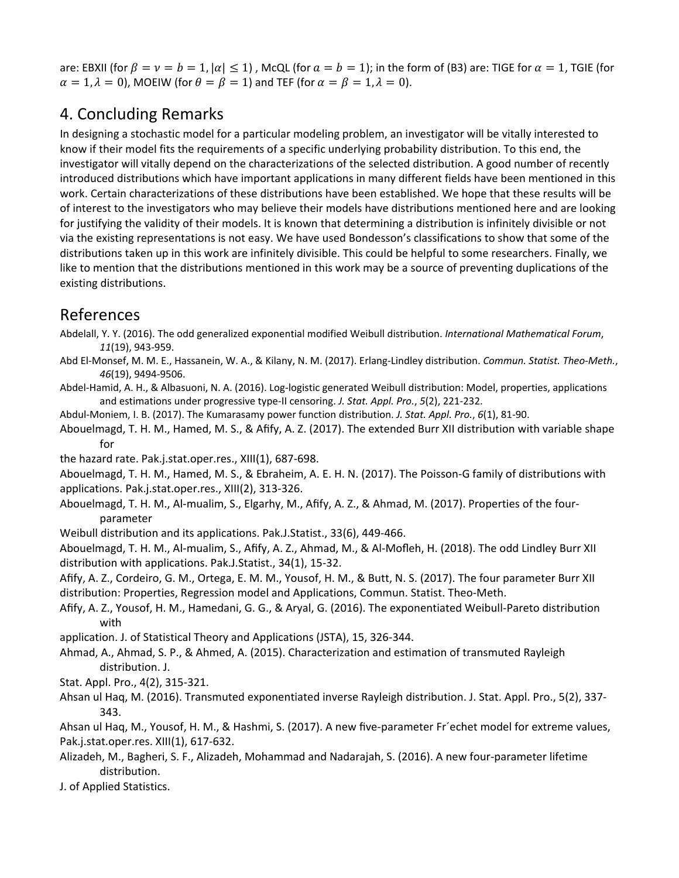are: EBXII (for $\beta = \nu = b = 1, |\alpha| \leq 1$) , McQL (for $a = b = 1$); in the form of (B3) are: TIGE for $\alpha = 1$, TGIE (for $\alpha = 1, \lambda = 0$), MOEIW (for $\theta = \beta = 1$) and TEF (for $\alpha = \beta = 1, \lambda = 0$).

## 4. Concluding Remarks

In designing a stochastic model for a particular modeling problem, an investigator will be vitally interested to know if their model fits the requirements of a specific underlying probability distribution. To this end, the investigator will vitally depend on the characterizations of the selected distribution. A good number of recently introduced distributions which have important applications in many different fields have been mentioned in this work. Certain characterizations of these distributions have been established. We hope that these results will be of interest to the investigators who may believe their models have distributions mentioned here and are looking for justifying the validity of their models. It is known that determining a distribution is infinitely divisible or not via the existing representations is not easy. We have used Bondesson's classifications to show that some of the distributions taken up in this work are infinitely divisible. This could be helpful to some researchers. Finally, we like to mention that the distributions mentioned in this work may be a source of preventing duplications of the existing distributions.

## References

Abdelall, Y. Y. (2016). The odd generalized exponential modified Weibull distribution. *International Mathematical Forum*, *11*(19), 943-959.

Abd El-Monsef, M. M. E., Hassanein, W. A., & Kilany, N. M. (2017). Erlang-Lindley distribution. *Commun. Statist. Theo-Meth.*, *46*(19), 9494-9506.

Abdel-Hamid, A. H., & Albasuoni, N. A. (2016). Log-logistic generated Weibull distribution: Model, properties, applications and estimations under progressive type-II censoring. *J. Stat. Appl. Pro.*, *5*(2), 221-232.

Abdul-Moniem, I. B. (2017). The Kumarasamy power function distribution. *J. Stat. Appl. Pro.*, *6*(1), 81-90.

Abouelmagd, T. H. M., Hamed, M. S., & Afify, A. Z. (2017). The extended Burr XII distribution with variable shape for the hazard rate. Pak.j.stat.oper.res., XIII(1), 687-698.

Abouelmagd, T. H. M., Hamed, M. S., & Ebraheim, A. E. H. N. (2017). The Poisson-G family of distributions with applications. Pak.j.stat.oper.res., XIII(2), 313-326.

Abouelmagd, T. H. M., Al-mualim, S., Elgarhy, M., Afify, A. Z., & Ahmad, M. (2017). Properties of the four-parameter Weibull distribution and its applications. Pak.J.Statist., 33(6), 449-466.

Abouelmagd, T. H. M., Al-mualim, S., Afify, A. Z., Ahmad, M., & Al-Mofleh, H. (2018). The odd Lindley Burr XII distribution with applications. Pak.J.Statist., 34(1), 15-32.

Afify, A. Z., Cordeiro, G. M., Ortega, E. M. M., Yousof, H. M., & Butt, N. S. (2017). The four parameter Burr XII distribution: Properties, Regression model and Applications, Commun. Statist. Theo-Meth.

Afify, A. Z., Yousof, H. M., Hamedani, G. G., & Aryal, G. (2016). The exponentiated Weibull-Pareto distribution with application. J. of Statistical Theory and Applications (JSTA), 15, 326-344.

Ahmad, A., Ahmad, S. P., & Ahmed, A. (2015). Characterization and estimation of transmuted Rayleigh distribution. J. Stat. Appl. Pro., 4(2), 315-321.

Ahsan ul Haq, M. (2016). Transmuted exponentiated inverse Rayleigh distribution. J. Stat. Appl. Pro., 5(2), 337-343.

Ahsan ul Haq, M., Yousof, H. M., & Hashmi, S. (2017). A new five-parameter Fr´echet model for extreme values, Pak.j.stat.oper.res. XIII(1), 617-632.

Alizadeh, M., Bagheri, S. F., Alizadeh, Mohammad and Nadarajah, S. (2016). A new four-parameter lifetime distribution. J. of Applied Statistics.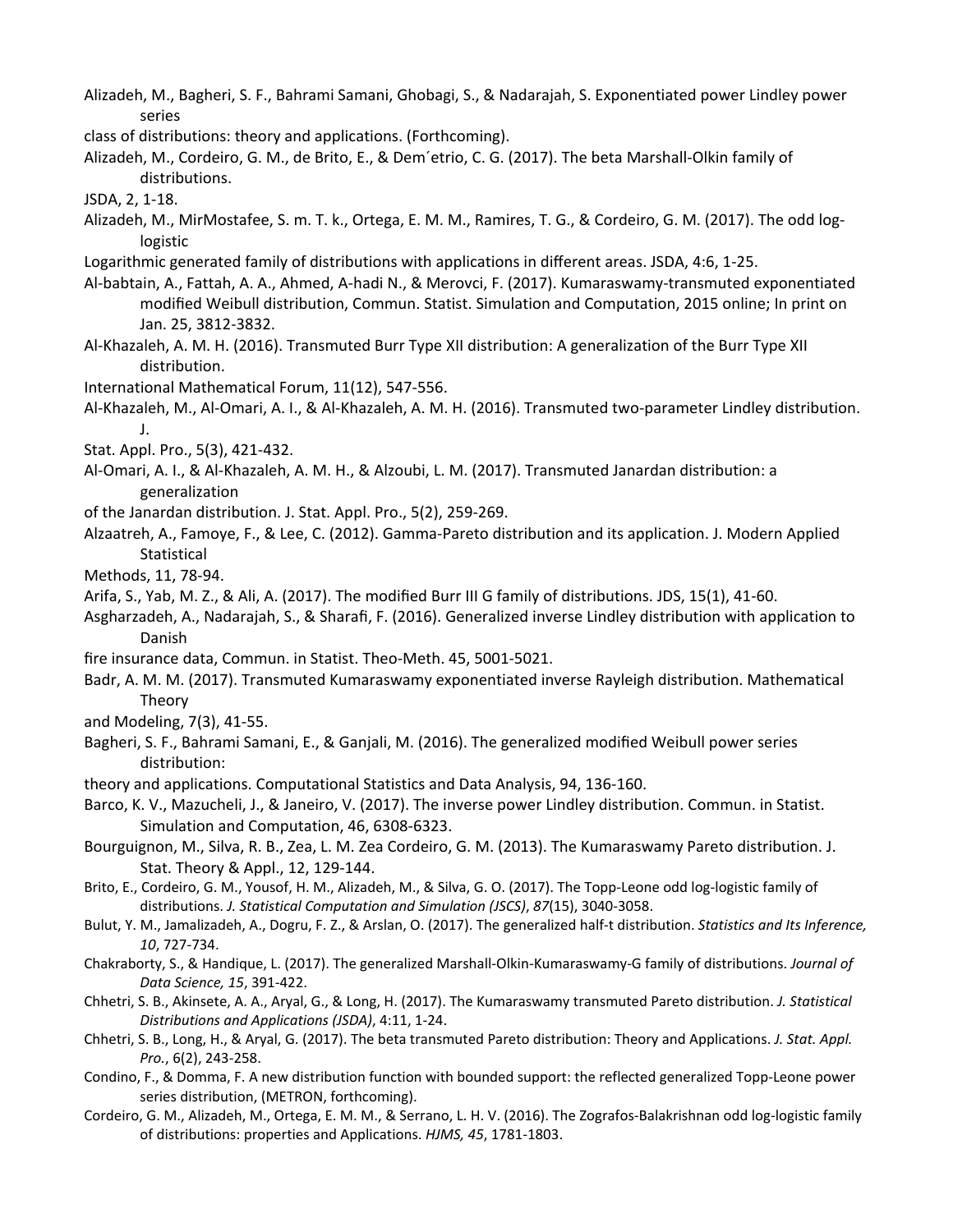Alizadeh, M., Bagheri, S. F., Bahrami Samani, Ghobagi, S., & Nadarajah, S. Exponentiated power Lindley power series class of distributions: theory and applications. (Forthcoming).

Alizadeh, M., Cordeiro, G. M., de Brito, E., & Dem´etrio, C. G. (2017). The beta Marshall-Olkin family of distributions. JSDA, 2, 1-18.

Alizadeh, M., MirMostafee, S. m. T. k., Ortega, E. M. M., Ramires, T. G., & Cordeiro, G. M. (2017). The odd log-logistic Logarithmic generated family of distributions with applications in different areas. JSDA, 4:6, 1-25.

Al-babtain, A., Fattah, A. A., Ahmed, A-hadi N., & Merovci, F. (2017). Kumaraswamy-transmuted exponentiated modified Weibull distribution, Commun. Statist. Simulation and Computation, 2015 online; In print on Jan. 25, 3812-3832.

Al-Khazaleh, A. M. H. (2016). Transmuted Burr Type XII distribution: A generalization of the Burr Type XII distribution. International Mathematical Forum, 11(12), 547-556.

Al-Khazaleh, M., Al-Omari, A. I., & Al-Khazaleh, A. M. H. (2016). Transmuted two-parameter Lindley distribution. J. Stat. Appl. Pro., 5(3), 421-432.

Al-Omari, A. I., & Al-Khazaleh, A. M. H., & Alzoubi, L. M. (2017). Transmuted Janardan distribution: a generalization of the Janardan distribution. J. Stat. Appl. Pro., 5(2), 259-269.

Alzaatreh, A., Famoye, F., & Lee, C. (2012). Gamma-Pareto distribution and its application. J. Modern Applied Statistical Methods, 11, 78-94.

Arifa, S., Yab, M. Z., & Ali, A. (2017). The modified Burr III G family of distributions. JDS, 15(1), 41-60.

Asgharzadeh, A., Nadarajah, S., & Sharafi, F. (2016). Generalized inverse Lindley distribution with application to Danish fire insurance data, Commun. in Statist. Theo-Meth. 45, 5001-5021.

Badr, A. M. M. (2017). Transmuted Kumaraswamy exponentiated inverse Rayleigh distribution. Mathematical Theory and Modeling, 7(3), 41-55.

Bagheri, S. F., Bahrami Samani, E., & Ganjali, M. (2016). The generalized modified Weibull power series distribution: theory and applications. Computational Statistics and Data Analysis, 94, 136-160.

Barco, K. V., Mazucheli, J., & Janeiro, V. (2017). The inverse power Lindley distribution. Commun. in Statist. Simulation and Computation, 46, 6308-6323.

Bourguignon, M., Silva, R. B., Zea, L. M. Zea Cordeiro, G. M. (2013). The Kumaraswamy Pareto distribution. J. Stat. Theory & Appl., 12, 129-144.

Brito, E., Cordeiro, G. M., Yousof, H. M., Alizadeh, M., & Silva, G. O. (2017). The Topp-Leone odd log-logistic family of distributions. *J. Statistical Computation and Simulation (JSCS)*, *87*(15), 3040-3058.

Bulut, Y. M., Jamalizadeh, A., Dogru, F. Z., & Arslan, O. (2017). The generalized half-t distribution. *Statistics and Its Inference, 10*, 727-734.

Chakraborty, S., & Handique, L. (2017). The generalized Marshall-Olkin-Kumaraswamy-G family of distributions. *Journal of Data Science, 15*, 391-422.

Chhetri, S. B., Akinsete, A. A., Aryal, G., & Long, H. (2017). The Kumaraswamy transmuted Pareto distribution. *J. Statistical Distributions and Applications (JSDA)*, 4:11, 1-24.

Chhetri, S. B., Long, H., & Aryal, G. (2017). The beta transmuted Pareto distribution: Theory and Applications. *J. Stat. Appl. Pro.*, 6(2), 243-258.

Condino, F., & Domma, F. A new distribution function with bounded support: the reflected generalized Topp-Leone power series distribution, (METRON, forthcoming).

Cordeiro, G. M., Alizadeh, M., Ortega, E. M. M., & Serrano, L. H. V. (2016). The Zografos-Balakrishnan odd log-logistic family of distributions: properties and Applications. *HJMS, 45*, 1781-1803.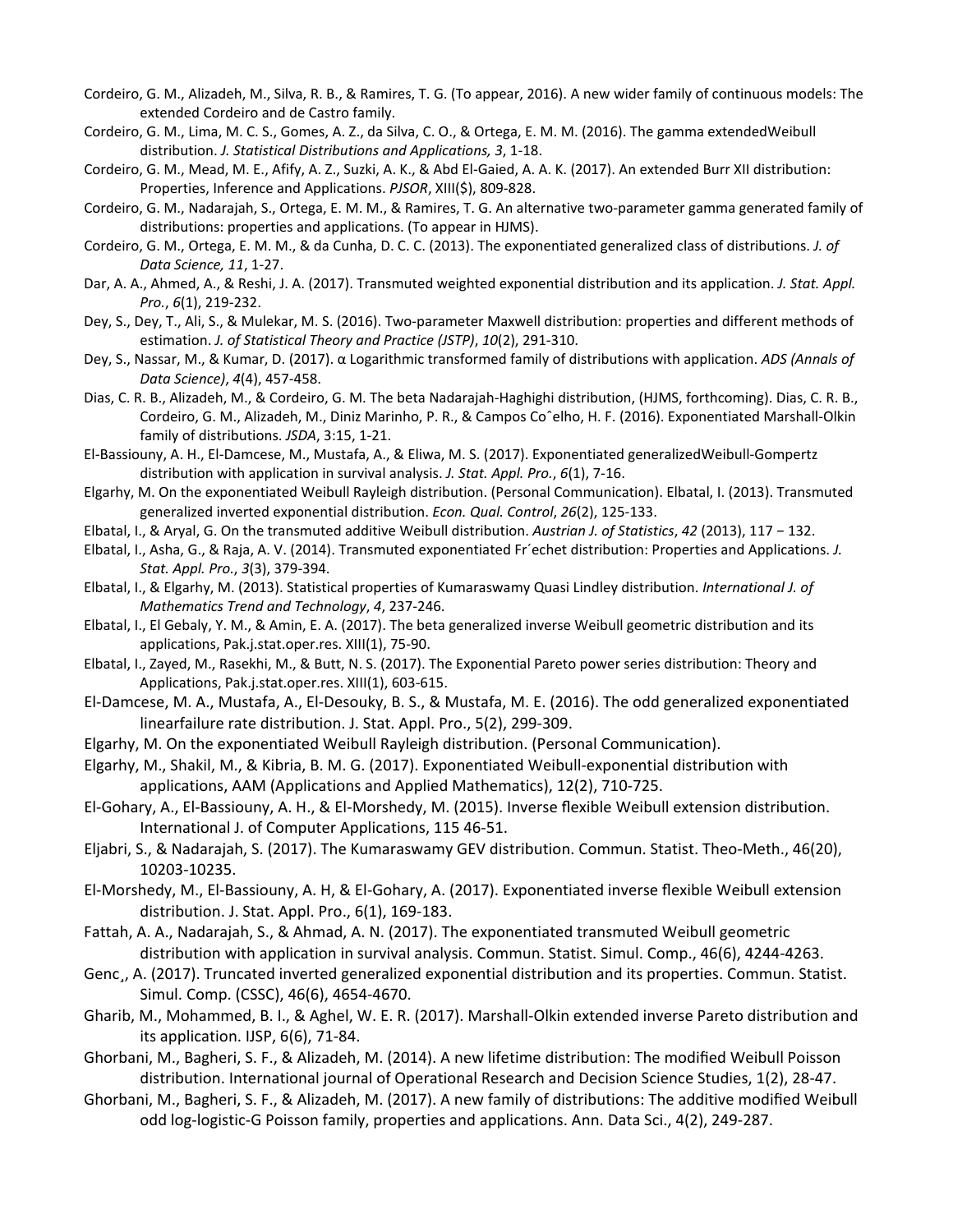Cordeiro, G. M., Alizadeh, M., Silva, R. B., & Ramires, T. G. (To appear, 2016). A new wider family of continuous models: The extended Cordeiro and de Castro family.

Cordeiro, G. M., Lima, M. C. S., Gomes, A. Z., da Silva, C. O., & Ortega, E. M. M. (2016). The gamma extendedWeibull distribution. *J. Statistical Distributions and Applications, 3*, 1-18.

Cordeiro, G. M., Mead, M. E., Afify, A. Z., Suzki, A. K., & Abd El-Gaied, A. A. K. (2017). An extended Burr XII distribution: Properties, Inference and Applications. *PJSOR*, XIII($), 809-828.

Cordeiro, G. M., Nadarajah, S., Ortega, E. M. M., & Ramires, T. G. An alternative two-parameter gamma generated family of distributions: properties and applications. (To appear in HJMS).

Cordeiro, G. M., Ortega, E. M. M., & da Cunha, D. C. C. (2013). The exponentiated generalized class of distributions. *J. of Data Science, 11*, 1-27.

Dar, A. A., Ahmed, A., & Reshi, J. A. (2017). Transmuted weighted exponential distribution and its application. *J. Stat. Appl. Pro.*, *6*(1), 219-232.

Dey, S., Dey, T., Ali, S., & Mulekar, M. S. (2016). Two-parameter Maxwell distribution: properties and different methods of estimation. *J. of Statistical Theory and Practice (JSTP)*, *10*(2), 291-310.

Dey, S., Nassar, M., & Kumar, D. (2017). α Logarithmic transformed family of distributions with application. *ADS (Annals of Data Science)*, *4*(4), 457-458.

Dias, C. R. B., Alizadeh, M., & Cordeiro, G. M. The beta Nadarajah-Haghighi distribution, (HJMS, forthcoming). Dias, C. R. B., Cordeiro, G. M., Alizadeh, M., Diniz Marinho, P. R., & Campos Coˆelho, H. F. (2016). Exponentiated Marshall-Olkin family of distributions. *JSDA*, 3:15, 1-21.

El-Bassiouny, A. H., El-Damcese, M., Mustafa, A., & Eliwa, M. S. (2017). Exponentiated generalizedWeibull-Gompertz distribution with application in survival analysis. *J. Stat. Appl. Pro.*, *6*(1), 7-16.

Elgarhy, M. On the exponentiated Weibull Rayleigh distribution. (Personal Communication). Elbatal, I. (2013). Transmuted generalized inverted exponential distribution. *Econ. Qual. Control*, *26*(2), 125-133.

Elbatal, I., & Aryal, G. On the transmuted additive Weibull distribution. *Austrian J. of Statistics*, *42* (2013), 117 − 132.

Elbatal, I., Asha, G., & Raja, A. V. (2014). Transmuted exponentiated Fr´echet distribution: Properties and Applications. *J. Stat. Appl. Pro.*, *3*(3), 379-394.

Elbatal, I., & Elgarhy, M. (2013). Statistical properties of Kumaraswamy Quasi Lindley distribution. *International J. of Mathematics Trend and Technology*, *4*, 237-246.

Elbatal, I., El Gebaly, Y. M., & Amin, E. A. (2017). The beta generalized inverse Weibull geometric distribution and its applications, Pak.j.stat.oper.res. XIII(1), 75-90.

Elbatal, I., Zayed, M., Rasekhi, M., & Butt, N. S. (2017). The Exponential Pareto power series distribution: Theory and Applications, Pak.j.stat.oper.res. XIII(1), 603-615.

El-Damcese, M. A., Mustafa, A., El-Desouky, B. S., & Mustafa, M. E. (2016). The odd generalized exponentiated linearfailure rate distribution. J. Stat. Appl. Pro., 5(2), 299-309.

Elgarhy, M. On the exponentiated Weibull Rayleigh distribution. (Personal Communication).

Elgarhy, M., Shakil, M., & Kibria, B. M. G. (2017). Exponentiated Weibull-exponential distribution with applications, AAM (Applications and Applied Mathematics), 12(2), 710-725.

El-Gohary, A., El-Bassiouny, A. H., & El-Morshedy, M. (2015). Inverse flexible Weibull extension distribution. International J. of Computer Applications, 115 46-51.

Eljabri, S., & Nadarajah, S. (2017). The Kumaraswamy GEV distribution. Commun. Statist. Theo-Meth., 46(20), 10203-10235.

El-Morshedy, M., El-Bassiouny, A. H, & El-Gohary, A. (2017). Exponentiated inverse flexible Weibull extension distribution. J. Stat. Appl. Pro., 6(1), 169-183.

Fattah, A. A., Nadarajah, S., & Ahmad, A. N. (2017). The exponentiated transmuted Weibull geometric distribution with application in survival analysis. Commun. Statist. Simul. Comp., 46(6), 4244-4263.

Genc¸, A. (2017). Truncated inverted generalized exponential distribution and its properties. Commun. Statist. Simul. Comp. (CSSC), 46(6), 4654-4670.

Gharib, M., Mohammed, B. I., & Aghel, W. E. R. (2017). Marshall-Olkin extended inverse Pareto distribution and its application. IJSP, 6(6), 71-84.

Ghorbani, M., Bagheri, S. F., & Alizadeh, M. (2014). A new lifetime distribution: The modified Weibull Poisson distribution. International journal of Operational Research and Decision Science Studies, 1(2), 28-47.

Ghorbani, M., Bagheri, S. F., & Alizadeh, M. (2017). A new family of distributions: The additive modified Weibull odd log-logistic-G Poisson family, properties and applications. Ann. Data Sci., 4(2), 249-287.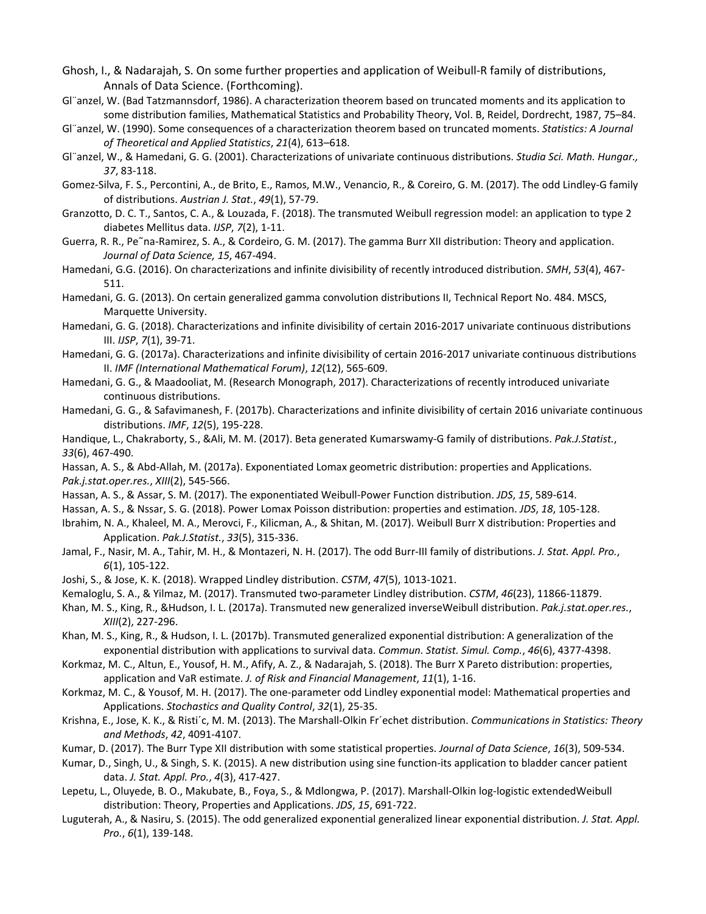Ghosh, I., & Nadarajah, S. On some further properties and application of Weibull-R family of distributions, Annals of Data Science. (Forthcoming).

Gl¨anzel, W. (Bad Tatzmannsdorf, 1986). A characterization theorem based on truncated moments and its application to some distribution families, Mathematical Statistics and Probability Theory, Vol. B, Reidel, Dordrecht, 1987, 75–84.

Gl¨anzel, W. (1990). Some consequences of a characterization theorem based on truncated moments. *Statistics: A Journal of Theoretical and Applied Statistics*, *21*(4), 613–618.

Gl¨anzel, W., & Hamedani, G. G. (2001). Characterizations of univariate continuous distributions. *Studia Sci. Math. Hungar., 37*, 83-118.

Gomez-Silva, F. S., Percontini, A., de Brito, E., Ramos, M.W., Venancio, R., & Coreiro, G. M. (2017). The odd Lindley-G family of distributions. *Austrian J. Stat.*, *49*(1), 57-79.

Granzotto, D. C. T., Santos, C. A., & Louzada, F. (2018). The transmuted Weibull regression model: an application to type 2 diabetes Mellitus data. *IJSP*, *7*(2), 1-11.

Guerra, R. R., Pe˜na-Ramirez, S. A., & Cordeiro, G. M. (2017). The gamma Burr XII distribution: Theory and application. *Journal of Data Science, 15*, 467-494.

Hamedani, G.G. (2016). On characterizations and infinite divisibility of recently introduced distribution. *SMH*, *53*(4), 467-511.

Hamedani, G. G. (2013). On certain generalized gamma convolution distributions II, Technical Report No. 484. MSCS, Marquette University.

Hamedani, G. G. (2018). Characterizations and infinite divisibility of certain 2016-2017 univariate continuous distributions III. *IJSP*, *7*(1), 39-71.

Hamedani, G. G. (2017a). Characterizations and infinite divisibility of certain 2016-2017 univariate continuous distributions II. *IMF (International Mathematical Forum)*, *12*(12), 565-609.

Hamedani, G. G., & Maadooliat, M. (Research Monograph, 2017). Characterizations of recently introduced univariate continuous distributions.

Hamedani, G. G., & Safavimanesh, F. (2017b). Characterizations and infinite divisibility of certain 2016 univariate continuous distributions. *IMF*, *12*(5), 195-228.

Handique, L., Chakraborty, S., &Ali, M. M. (2017). Beta generated Kumarswamy-G family of distributions. *Pak.J.Statist.*, *33*(6), 467-490.

Hassan, A. S., & Abd-Allah, M. (2017a). Exponentiated Lomax geometric distribution: properties and Applications. *Pak.j.stat.oper.res.*, *XIII*(2), 545-566.

Hassan, A. S., & Assar, S. M. (2017). The exponentiated Weibull-Power Function distribution. *JDS*, *15*, 589-614.

Hassan, A. S., & Nssar, S. G. (2018). Power Lomax Poisson distribution: properties and estimation. *JDS*, *18*, 105-128.

Ibrahim, N. A., Khaleel, M. A., Merovci, F., Kilicman, A., & Shitan, M. (2017). Weibull Burr X distribution: Properties and Application. *Pak.J.Statist.*, *33*(5), 315-336.

Jamal, F., Nasir, M. A., Tahir, M. H., & Montazeri, N. H. (2017). The odd Burr-III family of distributions. *J. Stat. Appl. Pro.*, *6*(1), 105-122.

Joshi, S., & Jose, K. K. (2018). Wrapped Lindley distribution. *CSTM*, *47*(5), 1013-1021.

Kemaloglu, S. A., & Yilmaz, M. (2017). Transmuted two-parameter Lindley distribution. *CSTM*, *46*(23), 11866-11879.

Khan, M. S., King, R., &Hudson, I. L. (2017a). Transmuted new generalized inverseWeibull distribution. *Pak.j.stat.oper.res.*, *XIII*(2), 227-296.

Khan, M. S., King, R., & Hudson, I. L. (2017b). Transmuted generalized exponential distribution: A generalization of the exponential distribution with applications to survival data. *Commun. Statist. Simul. Comp.*, *46*(6), 4377-4398.

Korkmaz, M. C., Altun, E., Yousof, H. M., Afify, A. Z., & Nadarajah, S. (2018). The Burr X Pareto distribution: properties, application and VaR estimate. *J. of Risk and Financial Management*, *11*(1), 1-16.

Korkmaz, M. C., & Yousof, M. H. (2017). The one-parameter odd Lindley exponential model: Mathematical properties and Applications. *Stochastics and Quality Control*, *32*(1), 25-35.

Krishna, E., Jose, K. K., & Risti´c, M. M. (2013). The Marshall-Olkin Fr´echet distribution. *Communications in Statistics: Theory and Methods*, *42*, 4091-4107.

Kumar, D. (2017). The Burr Type XII distribution with some statistical properties. *Journal of Data Science*, *16*(3), 509-534.

Kumar, D., Singh, U., & Singh, S. K. (2015). A new distribution using sine function-its application to bladder cancer patient data. *J. Stat. Appl. Pro.*, *4*(3), 417-427.

Lepetu, L., Oluyede, B. O., Makubate, B., Foya, S., & Mdlongwa, P. (2017). Marshall-Olkin log-logistic extendedWeibull distribution: Theory, Properties and Applications. *JDS*, *15*, 691-722.

Luguterah, A., & Nasiru, S. (2015). The odd generalized exponential generalized linear exponential distribution. *J. Stat. Appl. Pro.*, *6*(1), 139-148.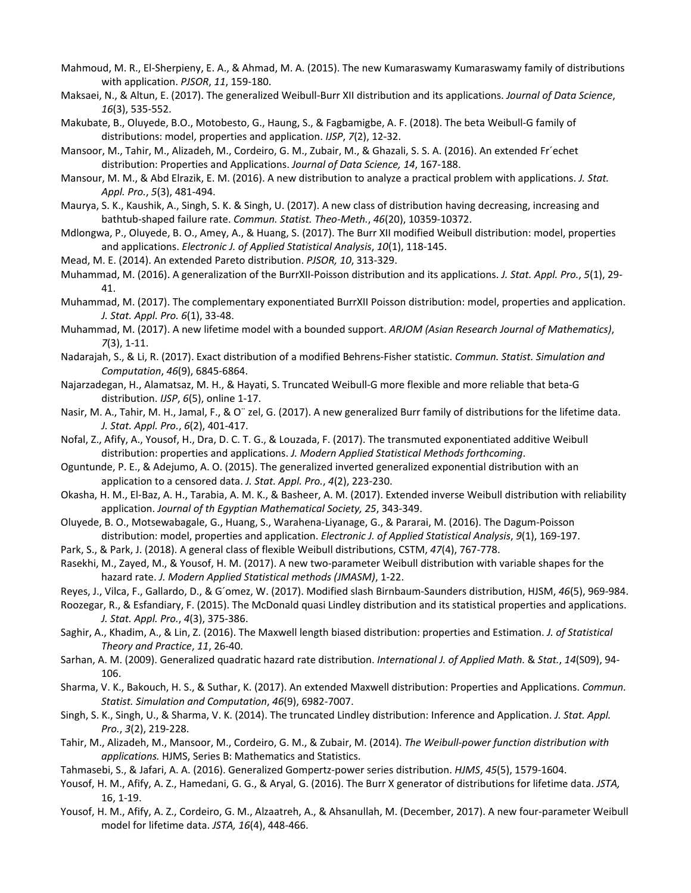Mahmoud, M. R., El-Sherpieny, E. A., & Ahmad, M. A. (2015). The new Kumaraswamy Kumaraswamy family of distributions with application. *PJSOR*, *11*, 159-180.

Maksaei, N., & Altun, E. (2017). The generalized Weibull-Burr XII distribution and its applications. *Journal of Data Science*, *16*(3), 535-552.

Makubate, B., Oluyede, B.O., Motobesto, G., Haung, S., & Fagbamigbe, A. F. (2018). The beta Weibull-G family of distributions: model, properties and application. *IJSP*, *7*(2), 12-32.

Mansoor, M., Tahir, M., Alizadeh, M., Cordeiro, G. M., Zubair, M., & Ghazali, S. S. A. (2016). An extended Fr´echet distribution: Properties and Applications. *Journal of Data Science, 14*, 167-188.

Mansour, M. M., & Abd Elrazik, E. M. (2016). A new distribution to analyze a practical problem with applications. *J. Stat. Appl. Pro.*, *5*(3), 481-494.

Maurya, S. K., Kaushik, A., Singh, S. K. & Singh, U. (2017). A new class of distribution having decreasing, increasing and bathtub-shaped failure rate. *Commun. Statist. Theo-Meth.*, *46*(20), 10359-10372.

Mdlongwa, P., Oluyede, B. O., Amey, A., & Huang, S. (2017). The Burr XII modified Weibull distribution: model, properties and applications. *Electronic J. of Applied Statistical Analysis*, *10*(1), 118-145.

Mead, M. E. (2014). An extended Pareto distribution. *PJSOR, 10*, 313-329.

Muhammad, M. (2016). A generalization of the BurrXII-Poisson distribution and its applications. *J. Stat. Appl. Pro.*, *5*(1), 29-41.

Muhammad, M. (2017). The complementary exponentiated BurrXII Poisson distribution: model, properties and application. *J. Stat. Appl. Pro. 6*(1), 33-48.

Muhammad, M. (2017). A new lifetime model with a bounded support. *ARJOM (Asian Research Journal of Mathematics)*, *7*(3), 1-11.

Nadarajah, S., & Li, R. (2017). Exact distribution of a modified Behrens-Fisher statistic. *Commun. Statist. Simulation and Computation*, *46*(9), 6845-6864.

Najarzadegan, H., Alamatsaz, M. H., & Hayati, S. Truncated Weibull-G more flexible and more reliable that beta-G distribution. *IJSP*, *6*(5), online 1-17.

Nasir, M. A., Tahir, M. H., Jamal, F., & O¨ zel, G. (2017). A new generalized Burr family of distributions for the lifetime data. *J. Stat. Appl. Pro.*, *6*(2), 401-417.

Nofal, Z., Afify, A., Yousof, H., Dra, D. C. T. G., & Louzada, F. (2017). The transmuted exponentiated additive Weibull distribution: properties and applications. *J. Modern Applied Statistical Methods forthcoming*.

Oguntunde, P. E., & Adejumo, A. O. (2015). The generalized inverted generalized exponential distribution with an application to a censored data. *J. Stat. Appl. Pro.*, *4*(2), 223-230.

Okasha, H. M., El-Baz, A. H., Tarabia, A. M. K., & Basheer, A. M. (2017). Extended inverse Weibull distribution with reliability application. *Journal of th Egyptian Mathematical Society, 25*, 343-349.

Oluyede, B. O., Motsewabagale, G., Huang, S., Warahena-Liyanage, G., & Pararai, M. (2016). The Dagum-Poisson distribution: model, properties and application. *Electronic J. of Applied Statistical Analysis*, *9*(1), 169-197.

Park, S., & Park, J. (2018). A general class of flexible Weibull distributions, CSTM, *47*(4), 767-778.

Rasekhi, M., Zayed, M., & Yousof, H. M. (2017). A new two-parameter Weibull distribution with variable shapes for the hazard rate. *J. Modern Applied Statistical methods (JMASM)*, 1-22.

Reyes, J., Vilca, F., Gallardo, D., & G´omez, W. (2017). Modified slash Birnbaum-Saunders distribution, HJSM, *46*(5), 969-984.

Roozegar, R., & Esfandiary, F. (2015). The McDonald quasi Lindley distribution and its statistical properties and applications. *J. Stat. Appl. Pro.*, *4*(3), 375-386.

Saghir, A., Khadim, A., & Lin, Z. (2016). The Maxwell length biased distribution: properties and Estimation. *J. of Statistical Theory and Practice*, *11*, 26-40.

Sarhan, A. M. (2009). Generalized quadratic hazard rate distribution. *International J. of Applied Math.* & *Stat.*, *14*(S09), 94-106.

Sharma, V. K., Bakouch, H. S., & Suthar, K. (2017). An extended Maxwell distribution: Properties and Applications. *Commun. Statist. Simulation and Computation*, *46*(9), 6982-7007.

Singh, S. K., Singh, U., & Sharma, V. K. (2014). The truncated Lindley distribution: Inference and Application. *J. Stat. Appl. Pro.*, *3*(2), 219-228.

Tahir, M., Alizadeh, M., Mansoor, M., Cordeiro, G. M., & Zubair, M. (2014). *The Weibull-power function distribution with applications.* HJMS, Series B: Mathematics and Statistics.

Tahmasebi, S., & Jafari, A. A. (2016). Generalized Gompertz-power series distribution. *HJMS*, *45*(5), 1579-1604.

Yousof, H. M., Afify, A. Z., Hamedani, G. G., & Aryal, G. (2016). The Burr X generator of distributions for lifetime data. *JSTA,* 16, 1-19.

Yousof, H. M., Afify, A. Z., Cordeiro, G. M., Alzaatreh, A., & Ahsanullah, M. (December, 2017). A new four-parameter Weibull model for lifetime data. *JSTA, 16*(4), 448-466.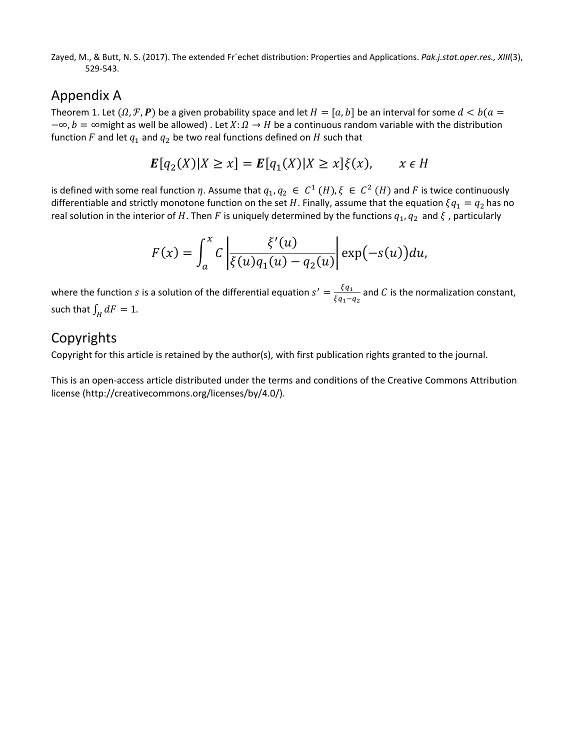Zayed, M., & Butt, N. S. (2017). The extended Fr´echet distribution: Properties and Applications. *Pak.j.stat.oper.res., XIII*(3), 529-543.

## Appendix A

Theorem 1. Let $(\Omega, \mathcal{F}, \boldsymbol{P})$ be a given probability space and let $H = [a, b]$ be an interval for some $d < b(a = -\infty, b = \infty$might as well be allowed) . Let $X: \Omega \to H$ be a continuous random variable with the distribution function $F$ and let $q_1$ and $q_2$ be two real functions defined on $H$ such that

$$\boldsymbol{E}[q_2(X)|X \geq x] = \boldsymbol{E}[q_1(X)|X \geq x]\xi(x), \qquad x \in H$$

is defined with some real function $\eta$. Assume that $q_1, q_2 \in C^1(H), \xi \in C^2(H)$ and $F$ is twice continuously differentiable and strictly monotone function on the set $H$. Finally, assume that the equation $\xi q_1 = q_2$ has no real solution in the interior of $H$. Then $F$ is uniquely determined by the functions $q_1, q_2$ and $\xi$ , particularly

$$F(x) = \int_a^x C \left| \frac{\xi'(u)}{\xi(u)q_1(u) - q_2(u)} \right| \exp\bigl(-s(u)\bigr) du,$$

where the function $s$ is a solution of the differential equation $s' = \frac{\xi q_1}{\xi q_1 - q_2}$ and $C$ is the normalization constant, such that $\int_H dF = 1$.

## Copyrights

Copyright for this article is retained by the author(s), with first publication rights granted to the journal.

This is an open-access article distributed under the terms and conditions of the Creative Commons Attribution license (http://creativecommons.org/licenses/by/4.0/).